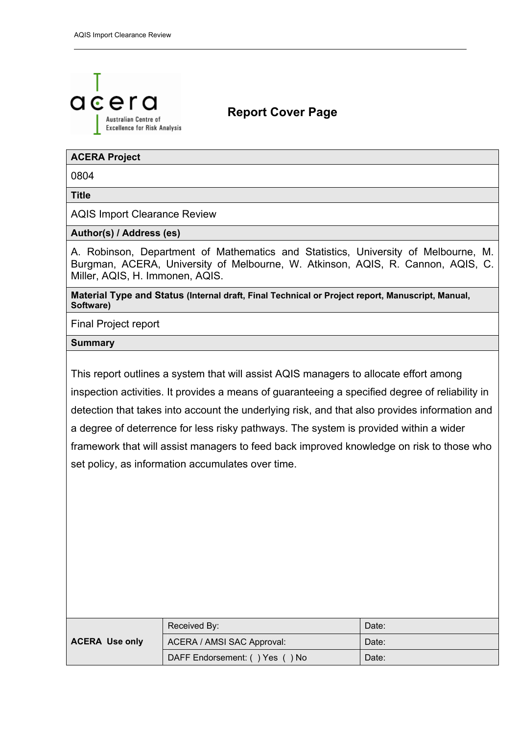acera

Australian Centre of Excellence for Risk Analysis

## Report Cover Page

| **ACERA Project** |
|---|
| 0804 |
| **Title** |
| AQIS Import Clearance Review |
| **Author(s) / Address (es)** |
| A. Robinson, Department of Mathematics and Statistics, University of Melbourne, M. Burgman, ACERA, University of Melbourne, W. Atkinson, AQIS, R. Cannon, AQIS, C. Miller, AQIS, H. Immonen, AQIS. |
| **Material Type and Status (Internal draft, Final Technical or Project report, Manuscript, Manual, Software)** |
| Final Project report |
| **Summary** |
| This report outlines a system that will assist AQIS managers to allocate effort among inspection activities. It provides a means of guaranteeing a specified degree of reliability in detection that takes into account the underlying risk, and that also provides information and a degree of deterrence for less risky pathways. The system is provided within a wider framework that will assist managers to feed back improved knowledge on risk to those who set policy, as information accumulates over time. |

| **ACERA Use only** | Received By: | Date: |
|---|---|---|
| | ACERA / AMSI SAC Approval: | Date: |
| | DAFF Endorsement: ( ) Yes ( ) No | Date: |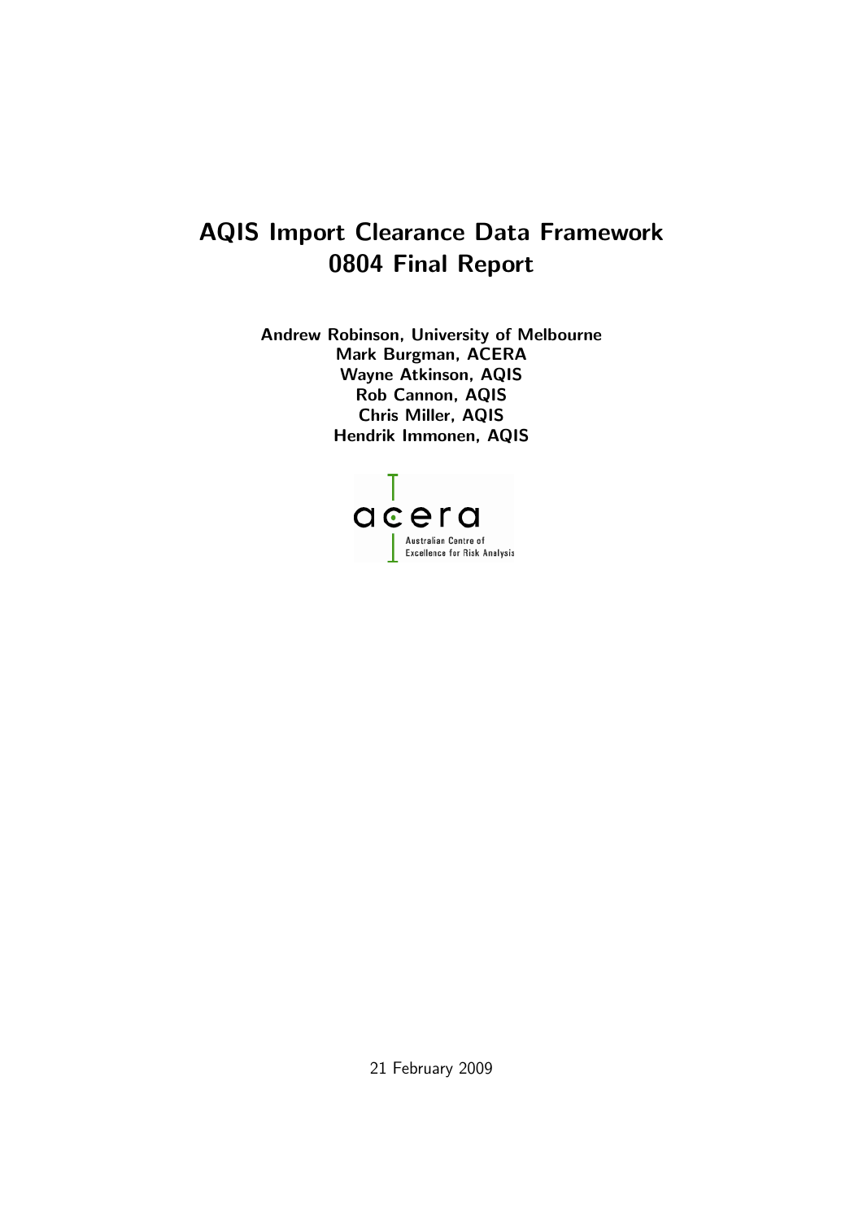# AQIS Import Clearance Data Framework
# 0804 Final Report

**Andrew Robinson, University of Melbourne**
**Mark Burgman, ACERA**
**Wayne Atkinson, AQIS**
**Rob Cannon, AQIS**
**Chris Miller, AQIS**
**Hendrik Immonen, AQIS**

acera
Australian Centre of Excellence for Risk Analysis

21 February 2009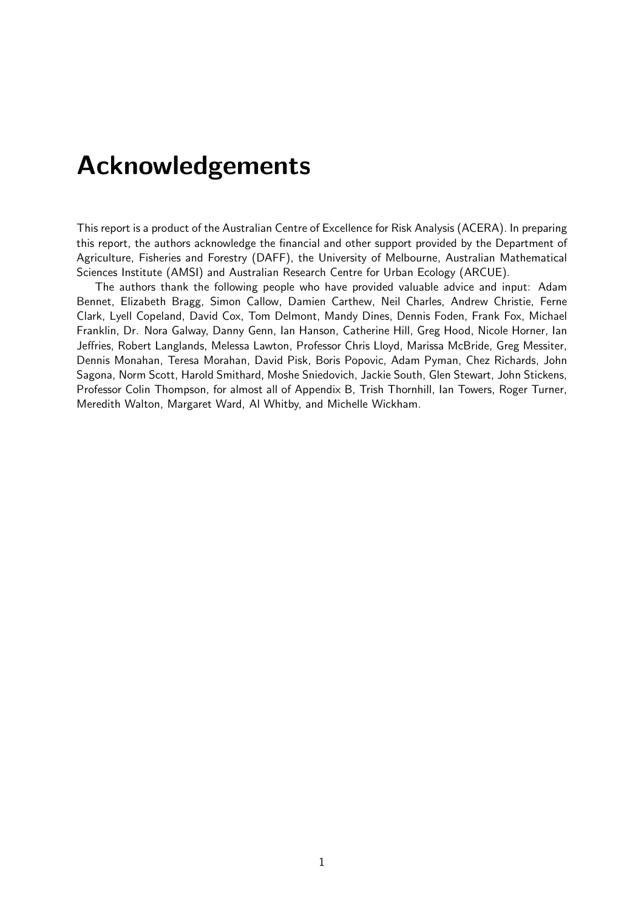# Acknowledgements

This report is a product of the Australian Centre of Excellence for Risk Analysis (ACERA). In preparing this report, the authors acknowledge the financial and other support provided by the Department of Agriculture, Fisheries and Forestry (DAFF), the University of Melbourne, Australian Mathematical Sciences Institute (AMSI) and Australian Research Centre for Urban Ecology (ARCUE).

The authors thank the following people who have provided valuable advice and input: Adam Bennet, Elizabeth Bragg, Simon Callow, Damien Carthew, Neil Charles, Andrew Christie, Ferne Clark, Lyell Copeland, David Cox, Tom Delmont, Mandy Dines, Dennis Foden, Frank Fox, Michael Franklin, Dr. Nora Galway, Danny Genn, Ian Hanson, Catherine Hill, Greg Hood, Nicole Horner, Ian Jeffries, Robert Langlands, Melessa Lawton, Professor Chris Lloyd, Marissa McBride, Greg Messiter, Dennis Monahan, Teresa Morahan, David Pisk, Boris Popovic, Adam Pyman, Chez Richards, John Sagona, Norm Scott, Harold Smithard, Moshe Sniedovich, Jackie South, Glen Stewart, John Stickens, Professor Colin Thompson, for almost all of Appendix B, Trish Thornhill, Ian Towers, Roger Turner, Meredith Walton, Margaret Ward, Al Whitby, and Michelle Wickham.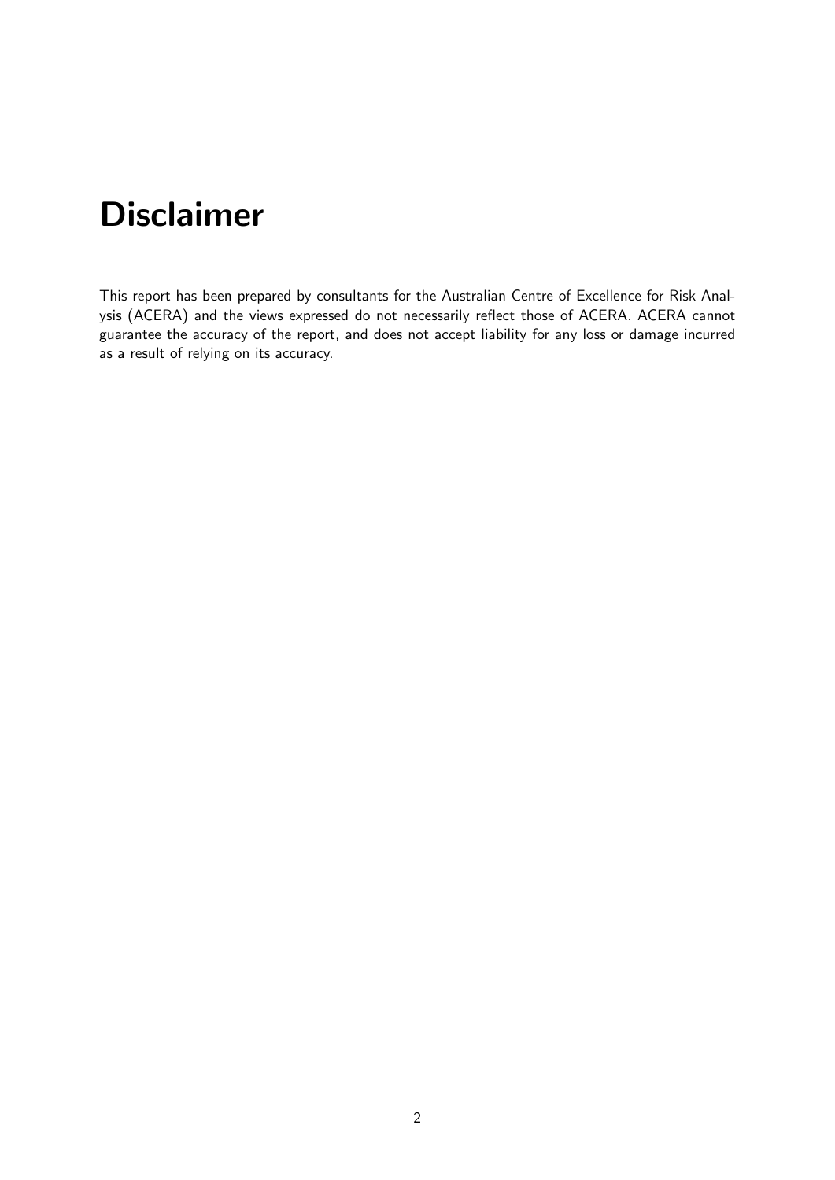# Disclaimer

This report has been prepared by consultants for the Australian Centre of Excellence for Risk Analysis (ACERA) and the views expressed do not necessarily reflect those of ACERA. ACERA cannot guarantee the accuracy of the report, and does not accept liability for any loss or damage incurred as a result of relying on its accuracy.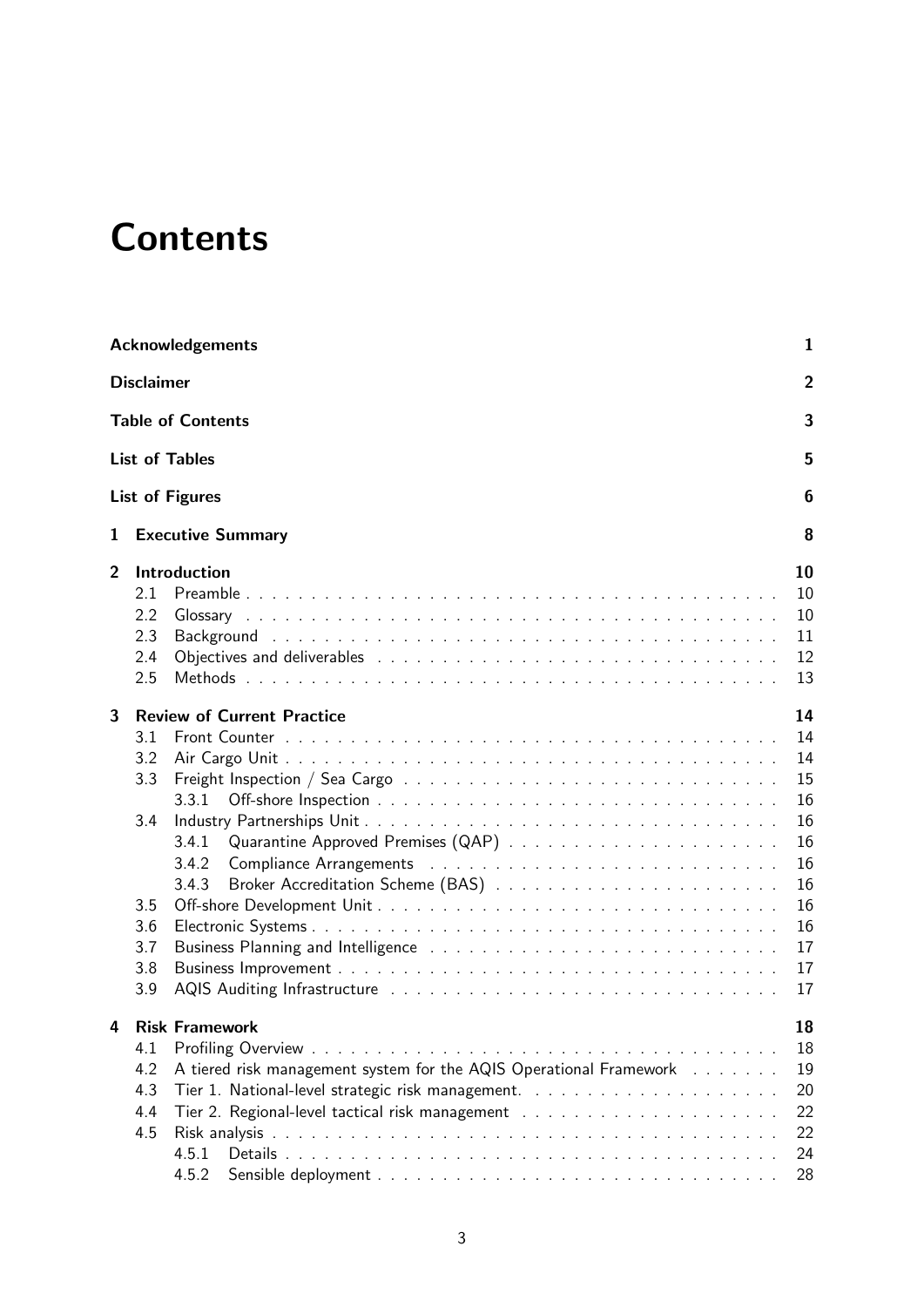# Contents

**Acknowledgements** 1

**Disclaimer** 2

**Table of Contents** 3

**List of Tables** 5

**List of Figures** 6

**1 Executive Summary** 8

**2 Introduction** 10

- 2.1 Preamble 10
- 2.2 Glossary 10
- 2.3 Background 11
- 2.4 Objectives and deliverables 12
- 2.5 Methods 13

**3 Review of Current Practice** 14

- 3.1 Front Counter 14
- 3.2 Air Cargo Unit 14
- 3.3 Freight Inspection / Sea Cargo 15
  - 3.3.1 Off-shore Inspection 16
- 3.4 Industry Partnerships Unit 16
  - 3.4.1 Quarantine Approved Premises (QAP) 16
  - 3.4.2 Compliance Arrangements 16
  - 3.4.3 Broker Accreditation Scheme (BAS) 16
- 3.5 Off-shore Development Unit 16
- 3.6 Electronic Systems 16
- 3.7 Business Planning and Intelligence 17
- 3.8 Business Improvement 17
- 3.9 AQIS Auditing Infrastructure 17

**4 Risk Framework** 18

- 4.1 Profiling Overview 18
- 4.2 A tiered risk management system for the AQIS Operational Framework 19
- 4.3 Tier 1. National-level strategic risk management. 20
- 4.4 Tier 2. Regional-level tactical risk management 22
- 4.5 Risk analysis 22
  - 4.5.1 Details 24
  - 4.5.2 Sensible deployment 28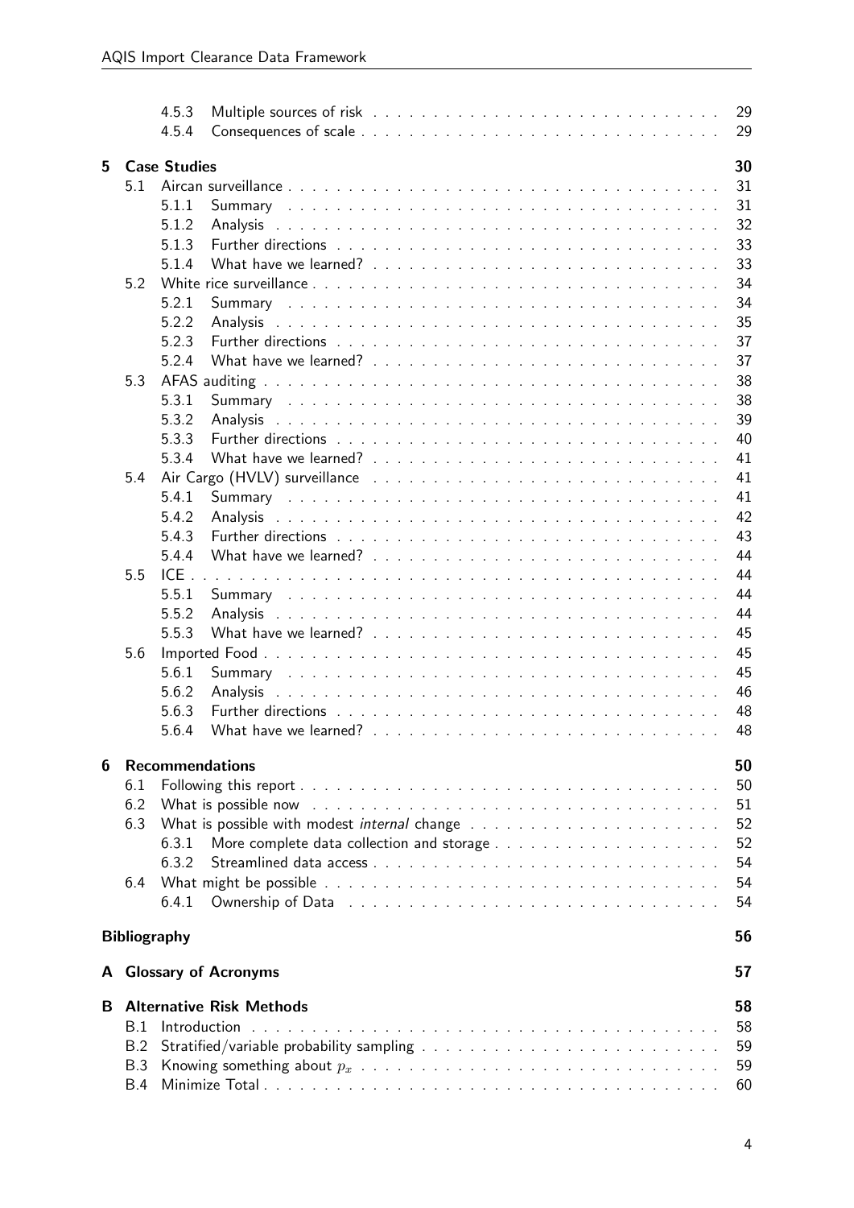- 4.5.3 Multiple sources of risk . . . . . 29
- 4.5.4 Consequences of scale . . . . . 29

**5 Case Studies** **30**

- 5.1 Aircan surveillance . . . . . 31
  - 5.1.1 Summary . . . . . 31
  - 5.1.2 Analysis . . . . . 32
  - 5.1.3 Further directions . . . . . 33
  - 5.1.4 What have we learned? . . . . . 33
- 5.2 White rice surveillance . . . . . 34
  - 5.2.1 Summary . . . . . 34
  - 5.2.2 Analysis . . . . . 35
  - 5.2.3 Further directions . . . . . 37
  - 5.2.4 What have we learned? . . . . . 37
- 5.3 AFAS auditing . . . . . 38
  - 5.3.1 Summary . . . . . 38
  - 5.3.2 Analysis . . . . . 39
  - 5.3.3 Further directions . . . . . 40
  - 5.3.4 What have we learned? . . . . . 41
- 5.4 Air Cargo (HVLV) surveillance . . . . . 41
  - 5.4.1 Summary . . . . . 41
  - 5.4.2 Analysis . . . . . 42
  - 5.4.3 Further directions . . . . . 43
  - 5.4.4 What have we learned? . . . . . 44
- 5.5 ICE . . . . . 44
  - 5.5.1 Summary . . . . . 44
  - 5.5.2 Analysis . . . . . 44
  - 5.5.3 What have we learned? . . . . . 45
- 5.6 Imported Food . . . . . 45
  - 5.6.1 Summary . . . . . 45
  - 5.6.2 Analysis . . . . . 46
  - 5.6.3 Further directions . . . . . 48
  - 5.6.4 What have we learned? . . . . . 48

**6 Recommendations** **50**

- 6.1 Following this report . . . . . 50
- 6.2 What is possible now . . . . . 51
- 6.3 What is possible with modest *internal* change . . . . . 52
  - 6.3.1 More complete data collection and storage . . . . . 52
  - 6.3.2 Streamlined data access . . . . . 54
- 6.4 What might be possible . . . . . 54
  - 6.4.1 Ownership of Data . . . . . 54

**Bibliography** **56**

**A Glossary of Acronyms** **57**

**B Alternative Risk Methods** **58**

- B.1 Introduction . . . . . 58
- B.2 Stratified/variable probability sampling . . . . . 59
- B.3 Knowing something about $p_x$ . . . . . 59
- B.4 Minimize Total . . . . . 60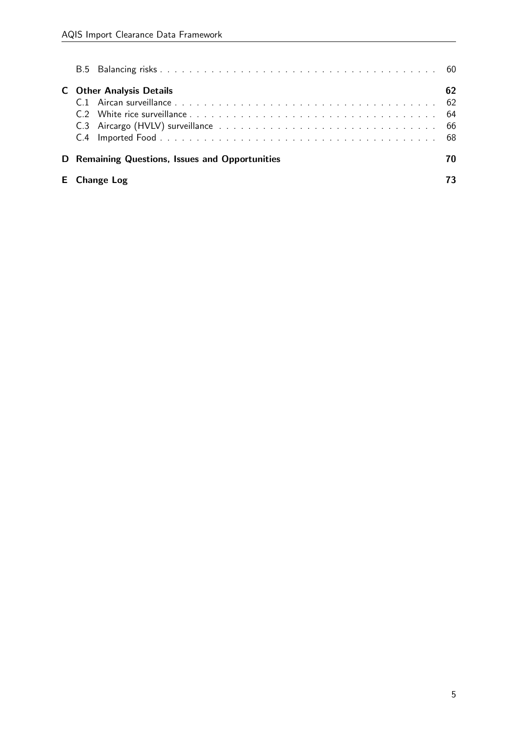B.5 Balancing risks . . . . . . . . . . . . . . . . . . . . . . . . . . . . . . . . . . . . 60

**C Other Analysis Details** **62**

C.1 Aircan surveillance . . . . . . . . . . . . . . . . . . . . . . . . . . . . . . . . . . . 62

C.2 White rice surveillance . . . . . . . . . . . . . . . . . . . . . . . . . . . . . . . . . 64

C.3 Aircargo (HVLV) surveillance . . . . . . . . . . . . . . . . . . . . . . . . . . . . . . 66

C.4 Imported Food . . . . . . . . . . . . . . . . . . . . . . . . . . . . . . . . . . . . . 68

**D Remaining Questions, Issues and Opportunities** **70**

**E Change Log** **73**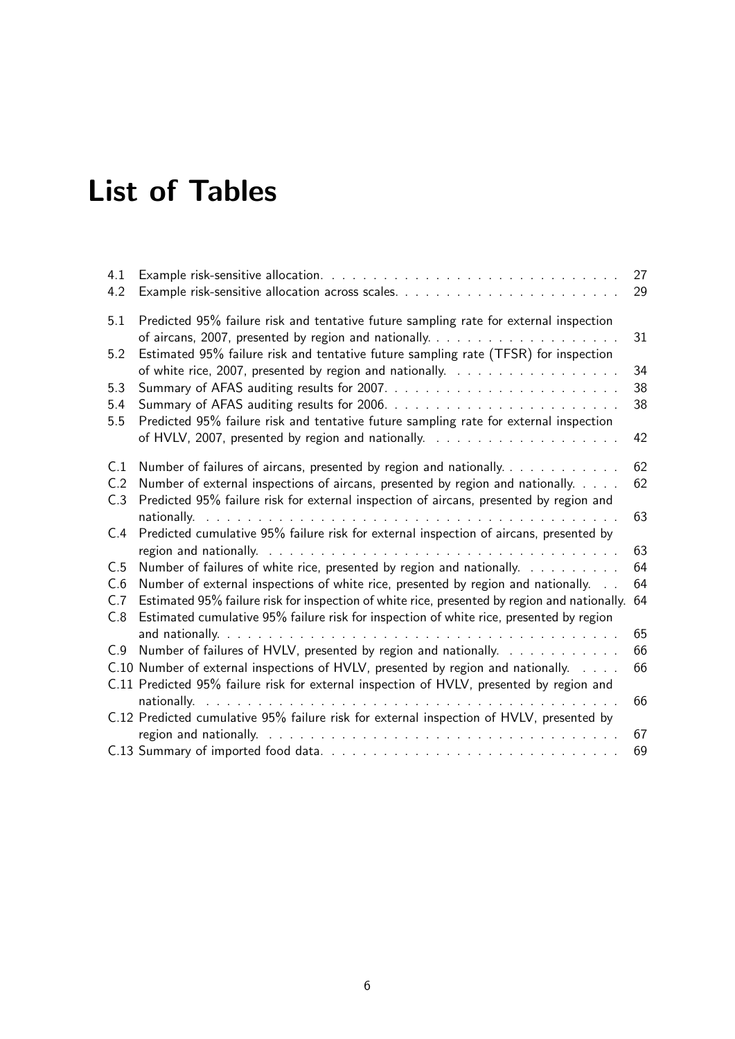# List of Tables

| | | |
|---|---|---|
| 4.1 | Example risk-sensitive allocation. | 27 |
| 4.2 | Example risk-sensitive allocation across scales. | 29 |
| 5.1 | Predicted 95% failure risk and tentative future sampling rate for external inspection of aircans, 2007, presented by region and nationally. | 31 |
| 5.2 | Estimated 95% failure risk and tentative future sampling rate (TFSR) for inspection of white rice, 2007, presented by region and nationally. | 34 |
| 5.3 | Summary of AFAS auditing results for 2007. | 38 |
| 5.4 | Summary of AFAS auditing results for 2006. | 38 |
| 5.5 | Predicted 95% failure risk and tentative future sampling rate for external inspection of HVLV, 2007, presented by region and nationally. | 42 |
| C.1 | Number of failures of aircans, presented by region and nationally. | 62 |
| C.2 | Number of external inspections of aircans, presented by region and nationally. | 62 |
| C.3 | Predicted 95% failure risk for external inspection of aircans, presented by region and nationally. | 63 |
| C.4 | Predicted cumulative 95% failure risk for external inspection of aircans, presented by region and nationally. | 63 |
| C.5 | Number of failures of white rice, presented by region and nationally. | 64 |
| C.6 | Number of external inspections of white rice, presented by region and nationally. | 64 |
| C.7 | Estimated 95% failure risk for inspection of white rice, presented by region and nationally. | 64 |
| C.8 | Estimated cumulative 95% failure risk for inspection of white rice, presented by region and nationally. | 65 |
| C.9 | Number of failures of HVLV, presented by region and nationally. | 66 |
| C.10 | Number of external inspections of HVLV, presented by region and nationally. | 66 |
| C.11 | Predicted 95% failure risk for external inspection of HVLV, presented by region and nationally. | 66 |
| C.12 | Predicted cumulative 95% failure risk for external inspection of HVLV, presented by region and nationally. | 67 |
| C.13 | Summary of imported food data. | 69 |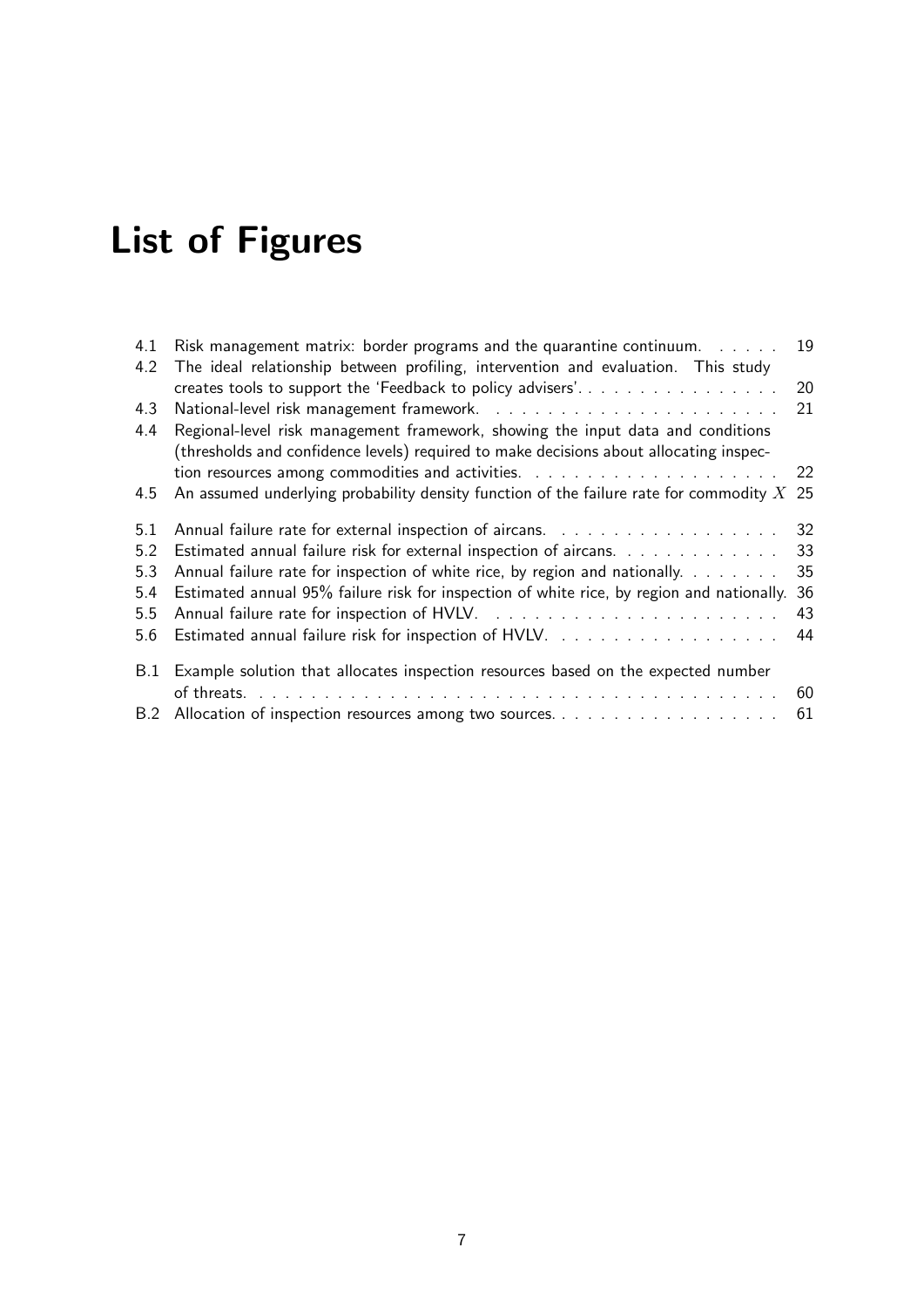# List of Figures

4.1 Risk management matrix: border programs and the quarantine continuum. . . . . . 19
4.2 The ideal relationship between profiling, intervention and evaluation. This study creates tools to support the 'Feedback to policy advisers'. . . . . . . . . . . . . . . . 20
4.3 National-level risk management framework. . . . . . . . . . . . . . . . . . . . . . 21
4.4 Regional-level risk management framework, showing the input data and conditions (thresholds and confidence levels) required to make decisions about allocating inspection resources among commodities and activities. . . . . . . . . . . . . . . . . . . . 22
4.5 An assumed underlying probability density function of the failure rate for commodity $X$ 25

5.1 Annual failure rate for external inspection of aircans. . . . . . . . . . . . . . . . . 32
5.2 Estimated annual failure risk for external inspection of aircans. . . . . . . . . . . . 33
5.3 Annual failure rate for inspection of white rice, by region and nationally. . . . . . . 35
5.4 Estimated annual 95% failure risk for inspection of white rice, by region and nationally. 36
5.5 Annual failure rate for inspection of HVLV. . . . . . . . . . . . . . . . . . . . . . 43
5.6 Estimated annual failure risk for inspection of HVLV. . . . . . . . . . . . . . . . . 44

B.1 Example solution that allocates inspection resources based on the expected number of threats. . . . . . . . . . . . . . . . . . . . . . . . . . . . . . . . . . . . . . . . 60
B.2 Allocation of inspection resources among two sources. . . . . . . . . . . . . . . . . 61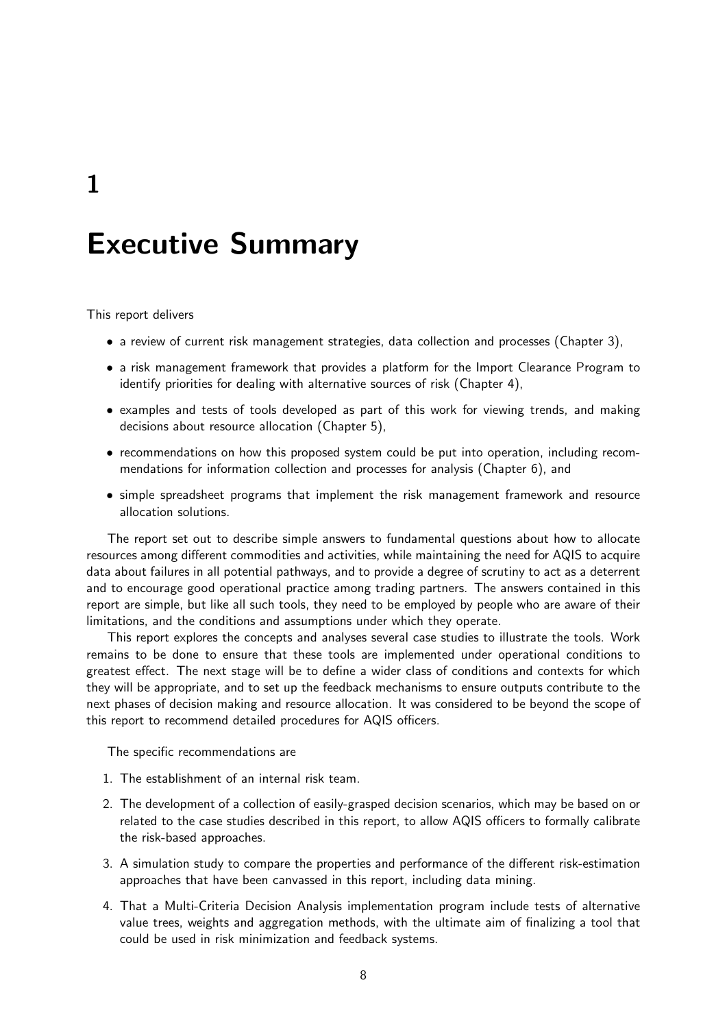# 1 Executive Summary

This report delivers

- a review of current risk management strategies, data collection and processes (Chapter 3),
- a risk management framework that provides a platform for the Import Clearance Program to identify priorities for dealing with alternative sources of risk (Chapter 4),
- examples and tests of tools developed as part of this work for viewing trends, and making decisions about resource allocation (Chapter 5),
- recommendations on how this proposed system could be put into operation, including recommendations for information collection and processes for analysis (Chapter 6), and
- simple spreadsheet programs that implement the risk management framework and resource allocation solutions.

The report set out to describe simple answers to fundamental questions about how to allocate resources among different commodities and activities, while maintaining the need for AQIS to acquire data about failures in all potential pathways, and to provide a degree of scrutiny to act as a deterrent and to encourage good operational practice among trading partners. The answers contained in this report are simple, but like all such tools, they need to be employed by people who are aware of their limitations, and the conditions and assumptions under which they operate.

This report explores the concepts and analyses several case studies to illustrate the tools. Work remains to be done to ensure that these tools are implemented under operational conditions to greatest effect. The next stage will be to define a wider class of conditions and contexts for which they will be appropriate, and to set up the feedback mechanisms to ensure outputs contribute to the next phases of decision making and resource allocation. It was considered to be beyond the scope of this report to recommend detailed procedures for AQIS officers.

The specific recommendations are

1. The establishment of an internal risk team.
2. The development of a collection of easily-grasped decision scenarios, which may be based on or related to the case studies described in this report, to allow AQIS officers to formally calibrate the risk-based approaches.
3. A simulation study to compare the properties and performance of the different risk-estimation approaches that have been canvassed in this report, including data mining.
4. That a Multi-Criteria Decision Analysis implementation program include tests of alternative value trees, weights and aggregation methods, with the ultimate aim of finalizing a tool that could be used in risk minimization and feedback systems.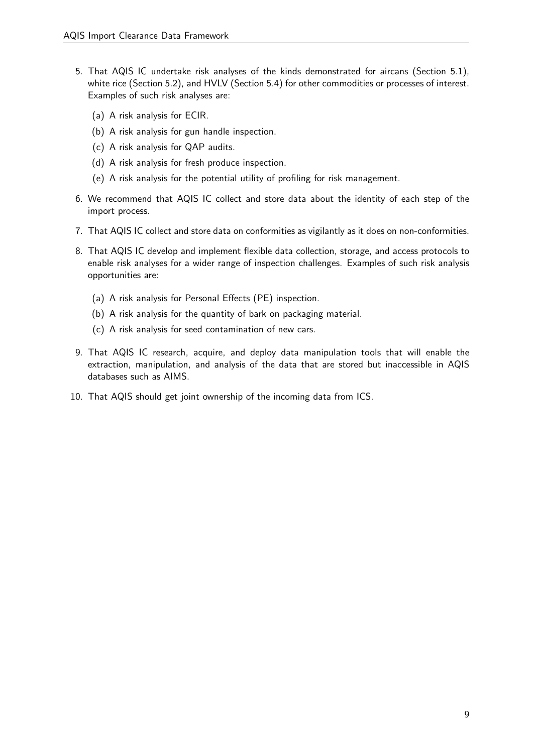5. That AQIS IC undertake risk analyses of the kinds demonstrated for aircans (Section 5.1), white rice (Section 5.2), and HVLV (Section 5.4) for other commodities or processes of interest. Examples of such risk analyses are:

    (a) A risk analysis for ECIR.

    (b) A risk analysis for gun handle inspection.

    (c) A risk analysis for QAP audits.

    (d) A risk analysis for fresh produce inspection.

    (e) A risk analysis for the potential utility of profiling for risk management.

6. We recommend that AQIS IC collect and store data about the identity of each step of the import process.

7. That AQIS IC collect and store data on conformities as vigilantly as it does on non-conformities.

8. That AQIS IC develop and implement flexible data collection, storage, and access protocols to enable risk analyses for a wider range of inspection challenges. Examples of such risk analysis opportunities are:

    (a) A risk analysis for Personal Effects (PE) inspection.

    (b) A risk analysis for the quantity of bark on packaging material.

    (c) A risk analysis for seed contamination of new cars.

9. That AQIS IC research, acquire, and deploy data manipulation tools that will enable the extraction, manipulation, and analysis of the data that are stored but inaccessible in AQIS databases such as AIMS.

10. That AQIS should get joint ownership of the incoming data from ICS.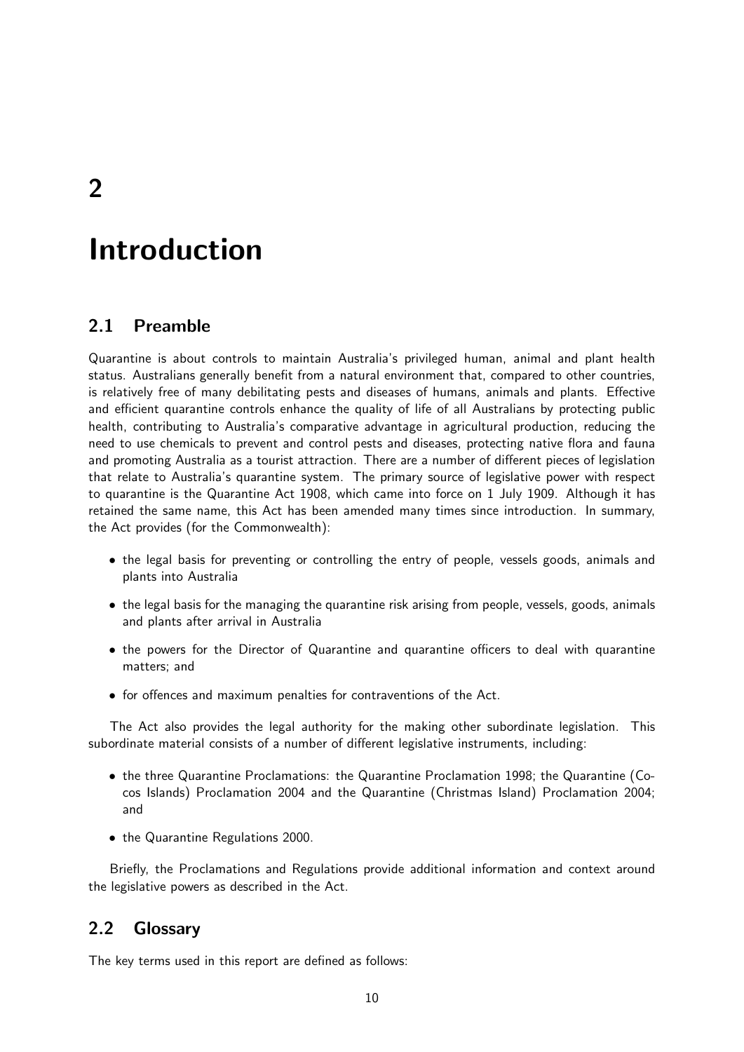# 2

# Introduction

## 2.1 Preamble

Quarantine is about controls to maintain Australia's privileged human, animal and plant health status. Australians generally benefit from a natural environment that, compared to other countries, is relatively free of many debilitating pests and diseases of humans, animals and plants. Effective and efficient quarantine controls enhance the quality of life of all Australians by protecting public health, contributing to Australia's comparative advantage in agricultural production, reducing the need to use chemicals to prevent and control pests and diseases, protecting native flora and fauna and promoting Australia as a tourist attraction. There are a number of different pieces of legislation that relate to Australia's quarantine system. The primary source of legislative power with respect to quarantine is the Quarantine Act 1908, which came into force on 1 July 1909. Although it has retained the same name, this Act has been amended many times since introduction. In summary, the Act provides (for the Commonwealth):

- the legal basis for preventing or controlling the entry of people, vessels goods, animals and plants into Australia
- the legal basis for the managing the quarantine risk arising from people, vessels, goods, animals and plants after arrival in Australia
- the powers for the Director of Quarantine and quarantine officers to deal with quarantine matters; and
- for offences and maximum penalties for contraventions of the Act.

The Act also provides the legal authority for the making other subordinate legislation. This subordinate material consists of a number of different legislative instruments, including:

- the three Quarantine Proclamations: the Quarantine Proclamation 1998; the Quarantine (Cocos Islands) Proclamation 2004 and the Quarantine (Christmas Island) Proclamation 2004; and
- the Quarantine Regulations 2000.

Briefly, the Proclamations and Regulations provide additional information and context around the legislative powers as described in the Act.

## 2.2 Glossary

The key terms used in this report are defined as follows: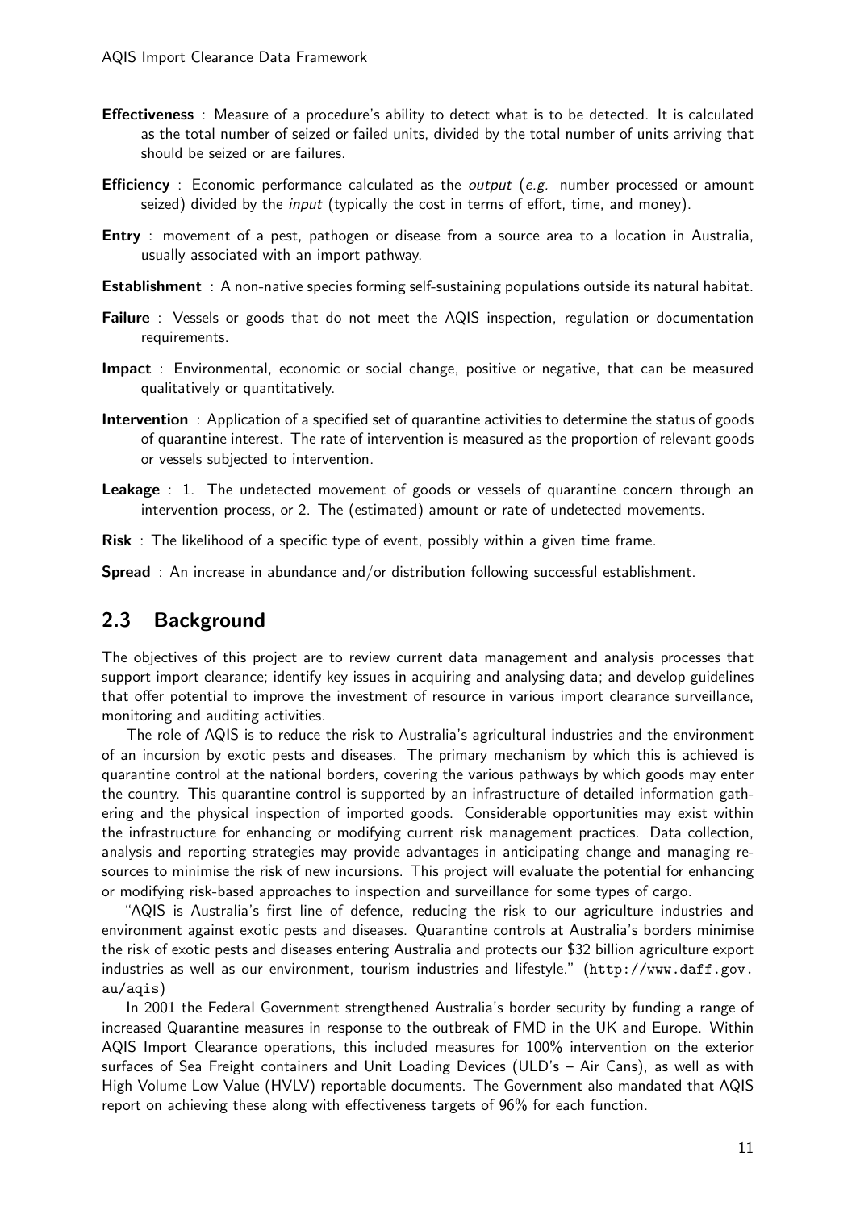**Effectiveness** : Measure of a procedure's ability to detect what is to be detected. It is calculated as the total number of seized or failed units, divided by the total number of units arriving that should be seized or are failures.

**Efficiency** : Economic performance calculated as the *output* (*e.g.* number processed or amount seized) divided by the *input* (typically the cost in terms of effort, time, and money).

**Entry** : movement of a pest, pathogen or disease from a source area to a location in Australia, usually associated with an import pathway.

**Establishment** : A non-native species forming self-sustaining populations outside its natural habitat.

**Failure** : Vessels or goods that do not meet the AQIS inspection, regulation or documentation requirements.

**Impact** : Environmental, economic or social change, positive or negative, that can be measured qualitatively or quantitatively.

**Intervention** : Application of a specified set of quarantine activities to determine the status of goods of quarantine interest. The rate of intervention is measured as the proportion of relevant goods or vessels subjected to intervention.

**Leakage** : 1. The undetected movement of goods or vessels of quarantine concern through an intervention process, or 2. The (estimated) amount or rate of undetected movements.

**Risk** : The likelihood of a specific type of event, possibly within a given time frame.

**Spread** : An increase in abundance and/or distribution following successful establishment.

## 2.3 Background

The objectives of this project are to review current data management and analysis processes that support import clearance; identify key issues in acquiring and analysing data; and develop guidelines that offer potential to improve the investment of resource in various import clearance surveillance, monitoring and auditing activities.

The role of AQIS is to reduce the risk to Australia's agricultural industries and the environment of an incursion by exotic pests and diseases. The primary mechanism by which this is achieved is quarantine control at the national borders, covering the various pathways by which goods may enter the country. This quarantine control is supported by an infrastructure of detailed information gathering and the physical inspection of imported goods. Considerable opportunities may exist within the infrastructure for enhancing or modifying current risk management practices. Data collection, analysis and reporting strategies may provide advantages in anticipating change and managing resources to minimise the risk of new incursions. This project will evaluate the potential for enhancing or modifying risk-based approaches to inspection and surveillance for some types of cargo.

"AQIS is Australia's first line of defence, reducing the risk to our agriculture industries and environment against exotic pests and diseases. Quarantine controls at Australia's borders minimise the risk of exotic pests and diseases entering Australia and protects our $32 billion agriculture export industries as well as our environment, tourism industries and lifestyle." (http://www.daff.gov.au/aqis)

In 2001 the Federal Government strengthened Australia's border security by funding a range of increased Quarantine measures in response to the outbreak of FMD in the UK and Europe. Within AQIS Import Clearance operations, this included measures for 100% intervention on the exterior surfaces of Sea Freight containers and Unit Loading Devices (ULD's – Air Cans), as well as with High Volume Low Value (HVLV) reportable documents. The Government also mandated that AQIS report on achieving these along with effectiveness targets of 96% for each function.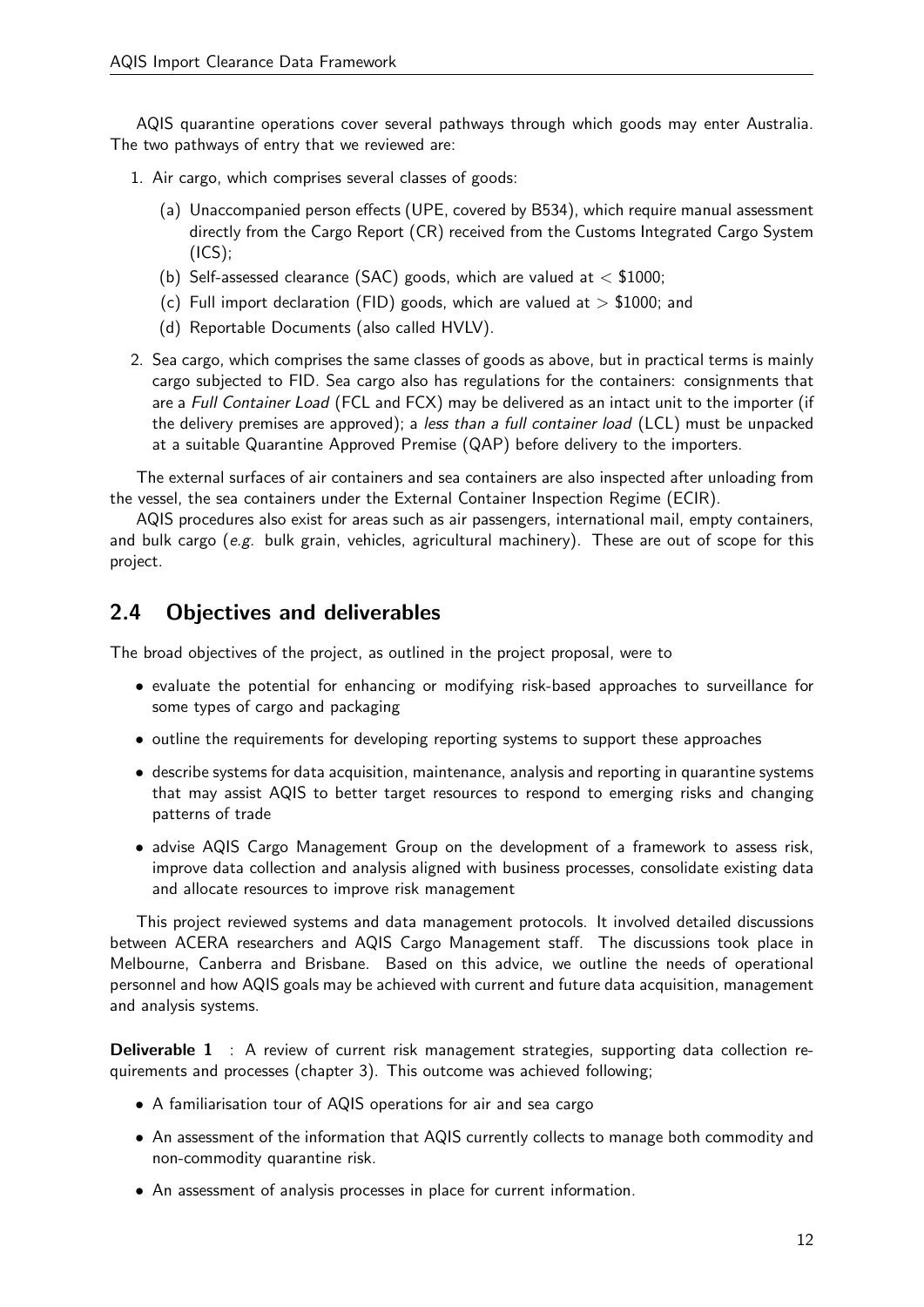AQIS quarantine operations cover several pathways through which goods may enter Australia. The two pathways of entry that we reviewed are:

1. Air cargo, which comprises several classes of goods:
   (a) Unaccompanied person effects (UPE, covered by B534), which require manual assessment directly from the Cargo Report (CR) received from the Customs Integrated Cargo System (ICS);
   (b) Self-assessed clearance (SAC) goods, which are valued at $<$ \$1000;
   (c) Full import declaration (FID) goods, which are valued at $>$ \$1000; and
   (d) Reportable Documents (also called HVLV).
2. Sea cargo, which comprises the same classes of goods as above, but in practical terms is mainly cargo subjected to FID. Sea cargo also has regulations for the containers: consignments that are a *Full Container Load* (FCL and FCX) may be delivered as an intact unit to the importer (if the delivery premises are approved); a *less than a full container load* (LCL) must be unpacked at a suitable Quarantine Approved Premise (QAP) before delivery to the importers.

The external surfaces of air containers and sea containers are also inspected after unloading from the vessel, the sea containers under the External Container Inspection Regime (ECIR).

AQIS procedures also exist for areas such as air passengers, international mail, empty containers, and bulk cargo (*e.g.* bulk grain, vehicles, agricultural machinery). These are out of scope for this project.

## 2.4 Objectives and deliverables

The broad objectives of the project, as outlined in the project proposal, were to

- evaluate the potential for enhancing or modifying risk-based approaches to surveillance for some types of cargo and packaging
- outline the requirements for developing reporting systems to support these approaches
- describe systems for data acquisition, maintenance, analysis and reporting in quarantine systems that may assist AQIS to better target resources to respond to emerging risks and changing patterns of trade
- advise AQIS Cargo Management Group on the development of a framework to assess risk, improve data collection and analysis aligned with business processes, consolidate existing data and allocate resources to improve risk management

This project reviewed systems and data management protocols. It involved detailed discussions between ACERA researchers and AQIS Cargo Management staff. The discussions took place in Melbourne, Canberra and Brisbane. Based on this advice, we outline the needs of operational personnel and how AQIS goals may be achieved with current and future data acquisition, management and analysis systems.

**Deliverable 1** : A review of current risk management strategies, supporting data collection requirements and processes (chapter 3). This outcome was achieved following;

- A familiarisation tour of AQIS operations for air and sea cargo
- An assessment of the information that AQIS currently collects to manage both commodity and non-commodity quarantine risk.
- An assessment of analysis processes in place for current information.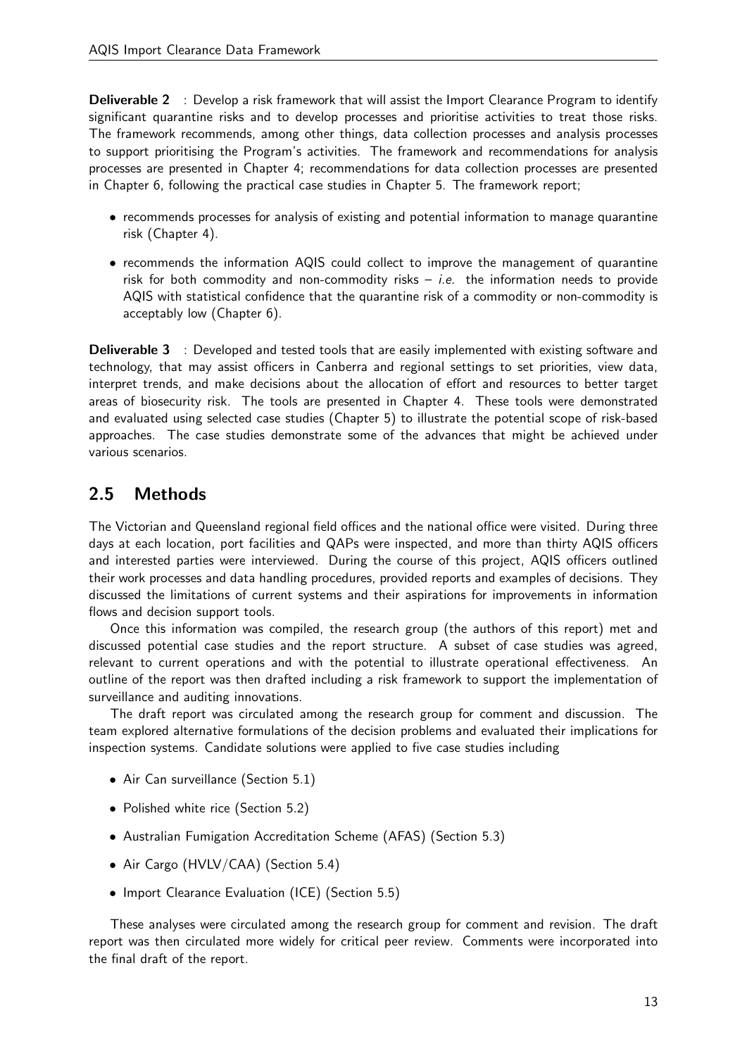**Deliverable 2** : Develop a risk framework that will assist the Import Clearance Program to identify significant quarantine risks and to develop processes and prioritise activities to treat those risks. The framework recommends, among other things, data collection processes and analysis processes to support prioritising the Program's activities. The framework and recommendations for analysis processes are presented in Chapter 4; recommendations for data collection processes are presented in Chapter 6, following the practical case studies in Chapter 5. The framework report;

- recommends processes for analysis of existing and potential information to manage quarantine risk (Chapter 4).
- recommends the information AQIS could collect to improve the management of quarantine risk for both commodity and non-commodity risks – *i.e.* the information needs to provide AQIS with statistical confidence that the quarantine risk of a commodity or non-commodity is acceptably low (Chapter 6).

**Deliverable 3** : Developed and tested tools that are easily implemented with existing software and technology, that may assist officers in Canberra and regional settings to set priorities, view data, interpret trends, and make decisions about the allocation of effort and resources to better target areas of biosecurity risk. The tools are presented in Chapter 4. These tools were demonstrated and evaluated using selected case studies (Chapter 5) to illustrate the potential scope of risk-based approaches. The case studies demonstrate some of the advances that might be achieved under various scenarios.

## 2.5 Methods

The Victorian and Queensland regional field offices and the national office were visited. During three days at each location, port facilities and QAPs were inspected, and more than thirty AQIS officers and interested parties were interviewed. During the course of this project, AQIS officers outlined their work processes and data handling procedures, provided reports and examples of decisions. They discussed the limitations of current systems and their aspirations for improvements in information flows and decision support tools.

Once this information was compiled, the research group (the authors of this report) met and discussed potential case studies and the report structure. A subset of case studies was agreed, relevant to current operations and with the potential to illustrate operational effectiveness. An outline of the report was then drafted including a risk framework to support the implementation of surveillance and auditing innovations.

The draft report was circulated among the research group for comment and discussion. The team explored alternative formulations of the decision problems and evaluated their implications for inspection systems. Candidate solutions were applied to five case studies including

- Air Can surveillance (Section 5.1)
- Polished white rice (Section 5.2)
- Australian Fumigation Accreditation Scheme (AFAS) (Section 5.3)
- Air Cargo (HVLV/CAA) (Section 5.4)
- Import Clearance Evaluation (ICE) (Section 5.5)

These analyses were circulated among the research group for comment and revision. The draft report was then circulated more widely for critical peer review. Comments were incorporated into the final draft of the report.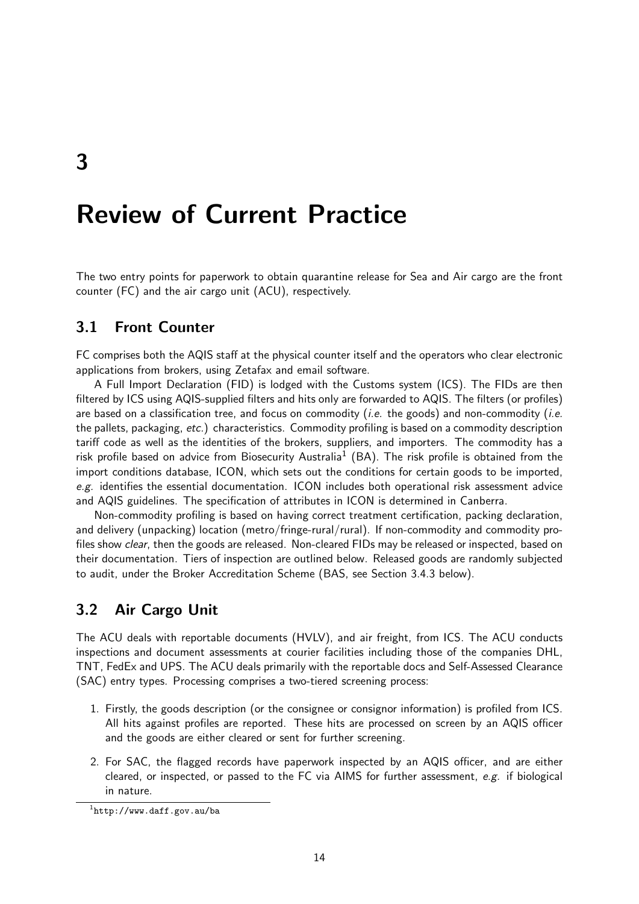# 3

# Review of Current Practice

The two entry points for paperwork to obtain quarantine release for Sea and Air cargo are the front counter (FC) and the air cargo unit (ACU), respectively.

## 3.1 Front Counter

FC comprises both the AQIS staff at the physical counter itself and the operators who clear electronic applications from brokers, using Zetafax and email software.

A Full Import Declaration (FID) is lodged with the Customs system (ICS). The FIDs are then filtered by ICS using AQIS-supplied filters and hits only are forwarded to AQIS. The filters (or profiles) are based on a classification tree, and focus on commodity (*i.e.* the goods) and non-commodity (*i.e.* the pallets, packaging, *etc.*) characteristics. Commodity profiling is based on a commodity description tariff code as well as the identities of the brokers, suppliers, and importers. The commodity has a risk profile based on advice from Biosecurity Australia[1] (BA). The risk profile is obtained from the import conditions database, ICON, which sets out the conditions for certain goods to be imported, *e.g.* identifies the essential documentation. ICON includes both operational risk assessment advice and AQIS guidelines. The specification of attributes in ICON is determined in Canberra.

Non-commodity profiling is based on having correct treatment certification, packing declaration, and delivery (unpacking) location (metro/fringe-rural/rural). If non-commodity and commodity profiles show *clear*, then the goods are released. Non-cleared FIDs may be released or inspected, based on their documentation. Tiers of inspection are outlined below. Released goods are randomly subjected to audit, under the Broker Accreditation Scheme (BAS, see Section 3.4.3 below).

## 3.2 Air Cargo Unit

The ACU deals with reportable documents (HVLV), and air freight, from ICS. The ACU conducts inspections and document assessments at courier facilities including those of the companies DHL, TNT, FedEx and UPS. The ACU deals primarily with the reportable docs and Self-Assessed Clearance (SAC) entry types. Processing comprises a two-tiered screening process:

1. Firstly, the goods description (or the consignee or consignor information) is profiled from ICS. All hits against profiles are reported. These hits are processed on screen by an AQIS officer and the goods are either cleared or sent for further screening.
2. For SAC, the flagged records have paperwork inspected by an AQIS officer, and are either cleared, or inspected, or passed to the FC via AIMS for further assessment, *e.g.* if biological in nature.

[1] http://www.daff.gov.au/ba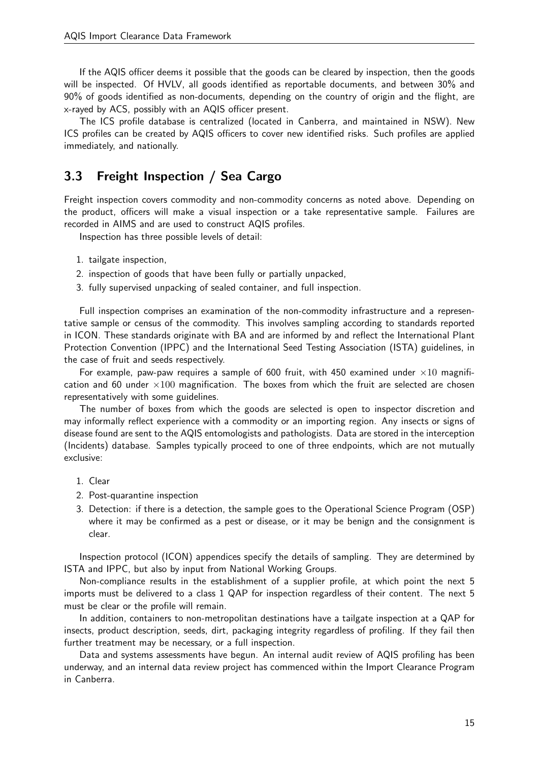If the AQIS officer deems it possible that the goods can be cleared by inspection, then the goods will be inspected. Of HVLV, all goods identified as reportable documents, and between 30% and 90% of goods identified as non-documents, depending on the country of origin and the flight, are x-rayed by ACS, possibly with an AQIS officer present.

The ICS profile database is centralized (located in Canberra, and maintained in NSW). New ICS profiles can be created by AQIS officers to cover new identified risks. Such profiles are applied immediately, and nationally.

## 3.3 Freight Inspection / Sea Cargo

Freight inspection covers commodity and non-commodity concerns as noted above. Depending on the product, officers will make a visual inspection or a take representative sample. Failures are recorded in AIMS and are used to construct AQIS profiles.

Inspection has three possible levels of detail:

1. tailgate inspection,
2. inspection of goods that have been fully or partially unpacked,
3. fully supervised unpacking of sealed container, and full inspection.

Full inspection comprises an examination of the non-commodity infrastructure and a representative sample or census of the commodity. This involves sampling according to standards reported in ICON. These standards originate with BA and are informed by and reflect the International Plant Protection Convention (IPPC) and the International Seed Testing Association (ISTA) guidelines, in the case of fruit and seeds respectively.

For example, paw-paw requires a sample of 600 fruit, with 450 examined under $\times 10$ magnification and 60 under $\times 100$ magnification. The boxes from which the fruit are selected are chosen representatively with some guidelines.

The number of boxes from which the goods are selected is open to inspector discretion and may informally reflect experience with a commodity or an importing region. Any insects or signs of disease found are sent to the AQIS entomologists and pathologists. Data are stored in the interception (Incidents) database. Samples typically proceed to one of three endpoints, which are not mutually exclusive:

1. Clear
2. Post-quarantine inspection
3. Detection: if there is a detection, the sample goes to the Operational Science Program (OSP) where it may be confirmed as a pest or disease, or it may be benign and the consignment is clear.

Inspection protocol (ICON) appendices specify the details of sampling. They are determined by ISTA and IPPC, but also by input from National Working Groups.

Non-compliance results in the establishment of a supplier profile, at which point the next 5 imports must be delivered to a class 1 QAP for inspection regardless of their content. The next 5 must be clear or the profile will remain.

In addition, containers to non-metropolitan destinations have a tailgate inspection at a QAP for insects, product description, seeds, dirt, packaging integrity regardless of profiling. If they fail then further treatment may be necessary, or a full inspection.

Data and systems assessments have begun. An internal audit review of AQIS profiling has been underway, and an internal data review project has commenced within the Import Clearance Program in Canberra.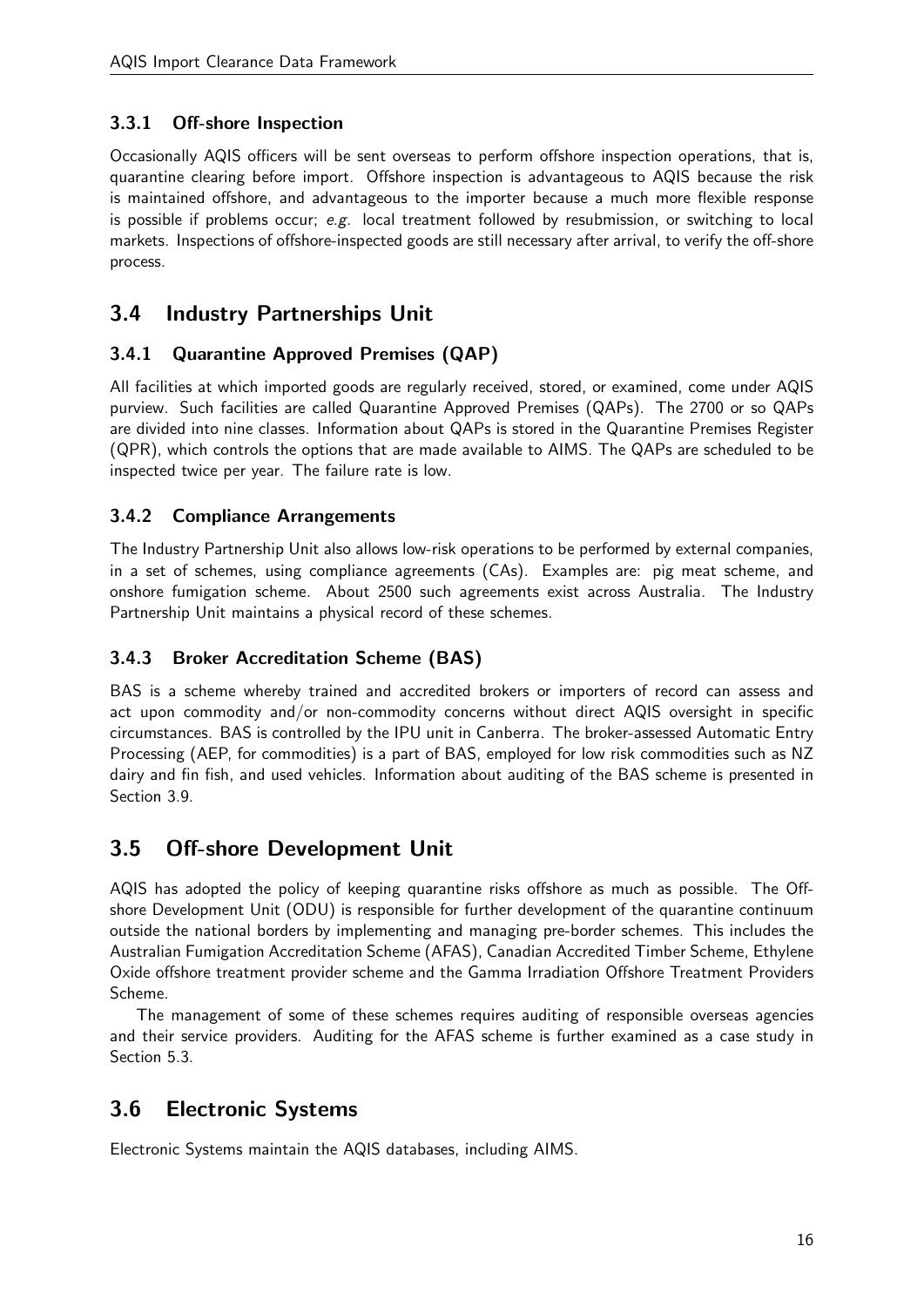### 3.3.1 Off-shore Inspection

Occasionally AQIS officers will be sent overseas to perform offshore inspection operations, that is, quarantine clearing before import. Offshore inspection is advantageous to AQIS because the risk is maintained offshore, and advantageous to the importer because a much more flexible response is possible if problems occur; *e.g.* local treatment followed by resubmission, or switching to local markets. Inspections of offshore-inspected goods are still necessary after arrival, to verify the off-shore process.

## 3.4 Industry Partnerships Unit

### 3.4.1 Quarantine Approved Premises (QAP)

All facilities at which imported goods are regularly received, stored, or examined, come under AQIS purview. Such facilities are called Quarantine Approved Premises (QAPs). The 2700 or so QAPs are divided into nine classes. Information about QAPs is stored in the Quarantine Premises Register (QPR), which controls the options that are made available to AIMS. The QAPs are scheduled to be inspected twice per year. The failure rate is low.

### 3.4.2 Compliance Arrangements

The Industry Partnership Unit also allows low-risk operations to be performed by external companies, in a set of schemes, using compliance agreements (CAs). Examples are: pig meat scheme, and onshore fumigation scheme. About 2500 such agreements exist across Australia. The Industry Partnership Unit maintains a physical record of these schemes.

### 3.4.3 Broker Accreditation Scheme (BAS)

BAS is a scheme whereby trained and accredited brokers or importers of record can assess and act upon commodity and/or non-commodity concerns without direct AQIS oversight in specific circumstances. BAS is controlled by the IPU unit in Canberra. The broker-assessed Automatic Entry Processing (AEP, for commodities) is a part of BAS, employed for low risk commodities such as NZ dairy and fin fish, and used vehicles. Information about auditing of the BAS scheme is presented in Section 3.9.

## 3.5 Off-shore Development Unit

AQIS has adopted the policy of keeping quarantine risks offshore as much as possible. The Off-shore Development Unit (ODU) is responsible for further development of the quarantine continuum outside the national borders by implementing and managing pre-border schemes. This includes the Australian Fumigation Accreditation Scheme (AFAS), Canadian Accredited Timber Scheme, Ethylene Oxide offshore treatment provider scheme and the Gamma Irradiation Offshore Treatment Providers Scheme.

The management of some of these schemes requires auditing of responsible overseas agencies and their service providers. Auditing for the AFAS scheme is further examined as a case study in Section 5.3.

## 3.6 Electronic Systems

Electronic Systems maintain the AQIS databases, including AIMS.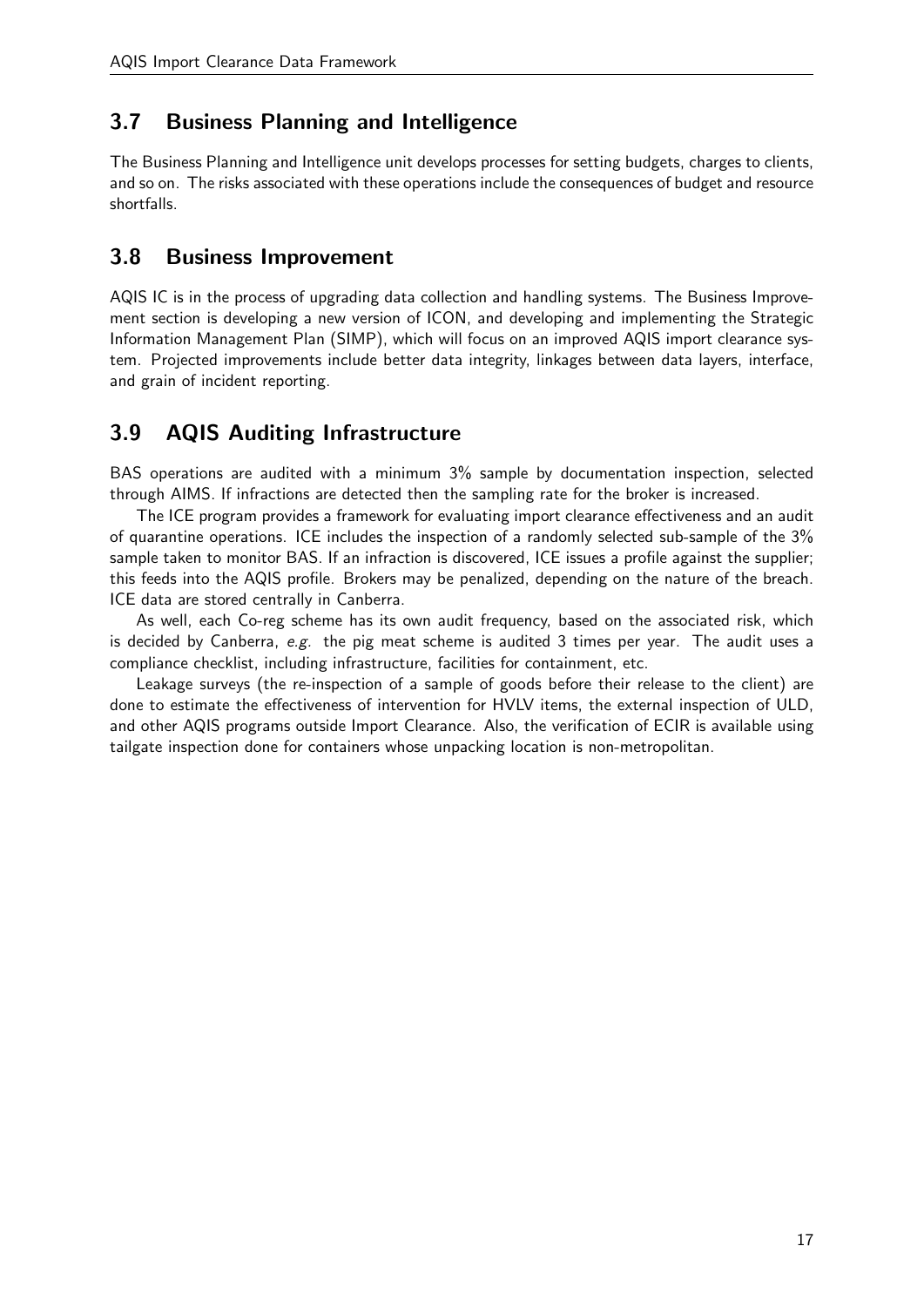## 3.7 Business Planning and Intelligence

The Business Planning and Intelligence unit develops processes for setting budgets, charges to clients, and so on. The risks associated with these operations include the consequences of budget and resource shortfalls.

## 3.8 Business Improvement

AQIS IC is in the process of upgrading data collection and handling systems. The Business Improvement section is developing a new version of ICON, and developing and implementing the Strategic Information Management Plan (SIMP), which will focus on an improved AQIS import clearance system. Projected improvements include better data integrity, linkages between data layers, interface, and grain of incident reporting.

## 3.9 AQIS Auditing Infrastructure

BAS operations are audited with a minimum 3% sample by documentation inspection, selected through AIMS. If infractions are detected then the sampling rate for the broker is increased.

The ICE program provides a framework for evaluating import clearance effectiveness and an audit of quarantine operations. ICE includes the inspection of a randomly selected sub-sample of the 3% sample taken to monitor BAS. If an infraction is discovered, ICE issues a profile against the supplier; this feeds into the AQIS profile. Brokers may be penalized, depending on the nature of the breach. ICE data are stored centrally in Canberra.

As well, each Co-reg scheme has its own audit frequency, based on the associated risk, which is decided by Canberra, *e.g.* the pig meat scheme is audited 3 times per year. The audit uses a compliance checklist, including infrastructure, facilities for containment, etc.

Leakage surveys (the re-inspection of a sample of goods before their release to the client) are done to estimate the effectiveness of intervention for HVLV items, the external inspection of ULD, and other AQIS programs outside Import Clearance. Also, the verification of ECIR is available using tailgate inspection done for containers whose unpacking location is non-metropolitan.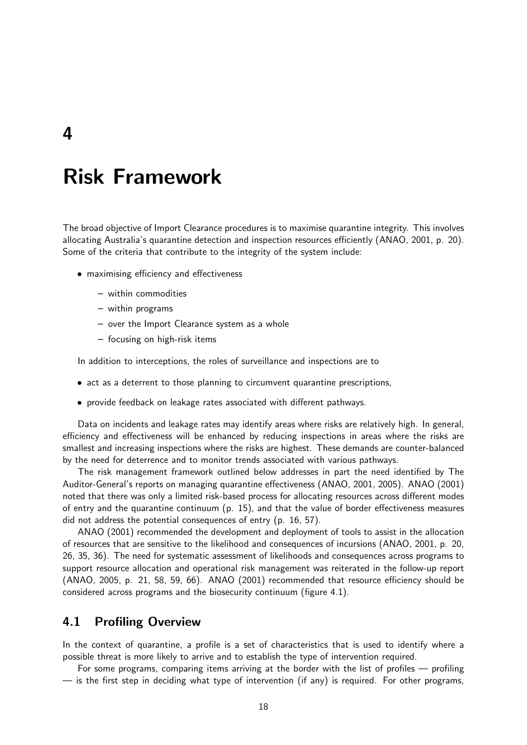# 4

# Risk Framework

The broad objective of Import Clearance procedures is to maximise quarantine integrity. This involves allocating Australia's quarantine detection and inspection resources efficiently (ANAO, 2001, p. 20). Some of the criteria that contribute to the integrity of the system include:

- maximising efficiency and effectiveness
  - within commodities
  - within programs
  - over the Import Clearance system as a whole
  - focusing on high-risk items

In addition to interceptions, the roles of surveillance and inspections are to

- act as a deterrent to those planning to circumvent quarantine prescriptions,
- provide feedback on leakage rates associated with different pathways.

Data on incidents and leakage rates may identify areas where risks are relatively high. In general, efficiency and effectiveness will be enhanced by reducing inspections in areas where the risks are smallest and increasing inspections where the risks are highest. These demands are counter-balanced by the need for deterrence and to monitor trends associated with various pathways.

The risk management framework outlined below addresses in part the need identified by The Auditor-General's reports on managing quarantine effectiveness (ANAO, 2001, 2005). ANAO (2001) noted that there was only a limited risk-based process for allocating resources across different modes of entry and the quarantine continuum (p. 15), and that the value of border effectiveness measures did not address the potential consequences of entry (p. 16, 57).

ANAO (2001) recommended the development and deployment of tools to assist in the allocation of resources that are sensitive to the likelihood and consequences of incursions (ANAO, 2001, p. 20, 26, 35, 36). The need for systematic assessment of likelihoods and consequences across programs to support resource allocation and operational risk management was reiterated in the follow-up report (ANAO, 2005, p. 21, 58, 59, 66). ANAO (2001) recommended that resource efficiency should be considered across programs and the biosecurity continuum (figure 4.1).

## 4.1 Profiling Overview

In the context of quarantine, a profile is a set of characteristics that is used to identify where a possible threat is more likely to arrive and to establish the type of intervention required.

For some programs, comparing items arriving at the border with the list of profiles — profiling — is the first step in deciding what type of intervention (if any) is required. For other programs,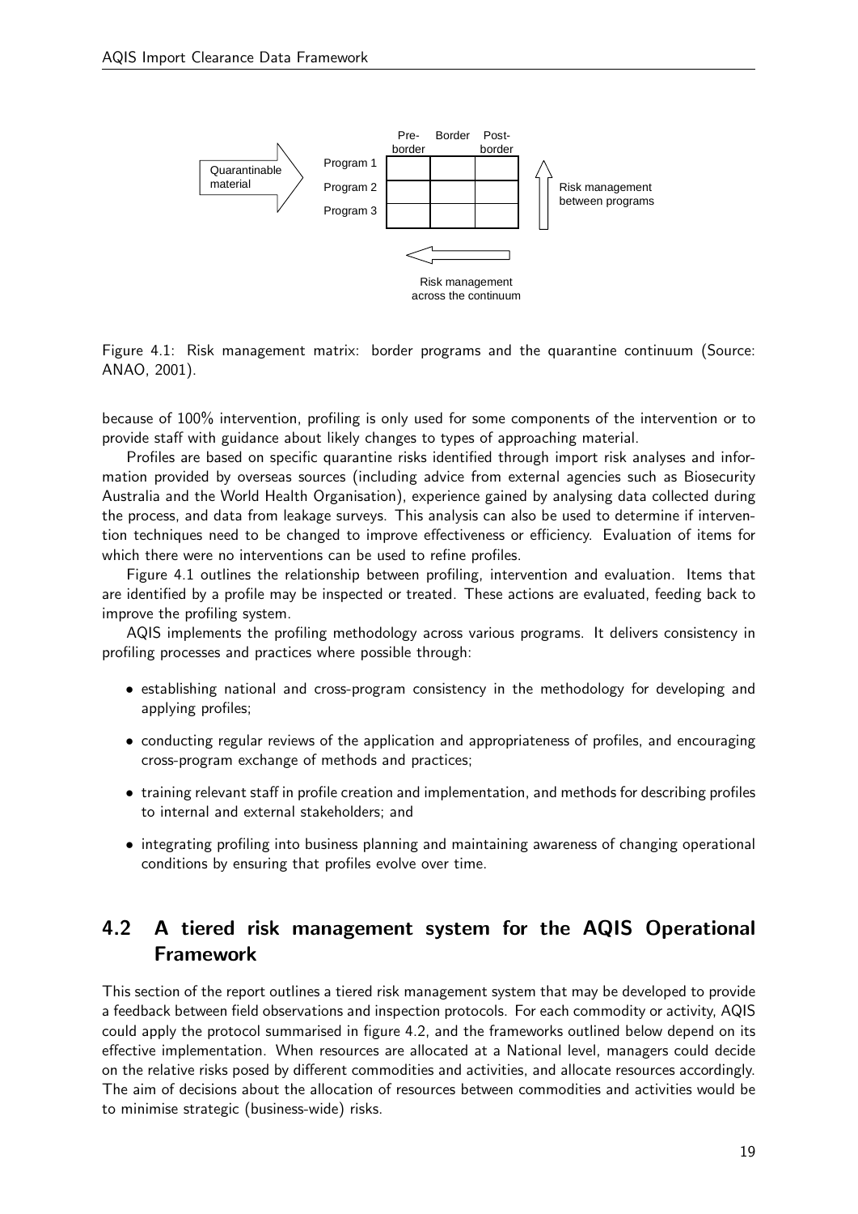Figure 4.1: Risk management matrix: border programs and the quarantine continuum (Source: ANAO, 2001).

because of 100% intervention, profiling is only used for some components of the intervention or to provide staff with guidance about likely changes to types of approaching material.

Profiles are based on specific quarantine risks identified through import risk analyses and information provided by overseas sources (including advice from external agencies such as Biosecurity Australia and the World Health Organisation), experience gained by analysing data collected during the process, and data from leakage surveys. This analysis can also be used to determine if intervention techniques need to be changed to improve effectiveness or efficiency. Evaluation of items for which there were no interventions can be used to refine profiles.

Figure 4.1 outlines the relationship between profiling, intervention and evaluation. Items that are identified by a profile may be inspected or treated. These actions are evaluated, feeding back to improve the profiling system.

AQIS implements the profiling methodology across various programs. It delivers consistency in profiling processes and practices where possible through:

- establishing national and cross-program consistency in the methodology for developing and applying profiles;
- conducting regular reviews of the application and appropriateness of profiles, and encouraging cross-program exchange of methods and practices;
- training relevant staff in profile creation and implementation, and methods for describing profiles to internal and external stakeholders; and
- integrating profiling into business planning and maintaining awareness of changing operational conditions by ensuring that profiles evolve over time.

## 4.2 A tiered risk management system for the AQIS Operational Framework

This section of the report outlines a tiered risk management system that may be developed to provide a feedback between field observations and inspection protocols. For each commodity or activity, AQIS could apply the protocol summarised in figure 4.2, and the frameworks outlined below depend on its effective implementation. When resources are allocated at a National level, managers could decide on the relative risks posed by different commodities and activities, and allocate resources accordingly. The aim of decisions about the allocation of resources between commodities and activities would be to minimise strategic (business-wide) risks.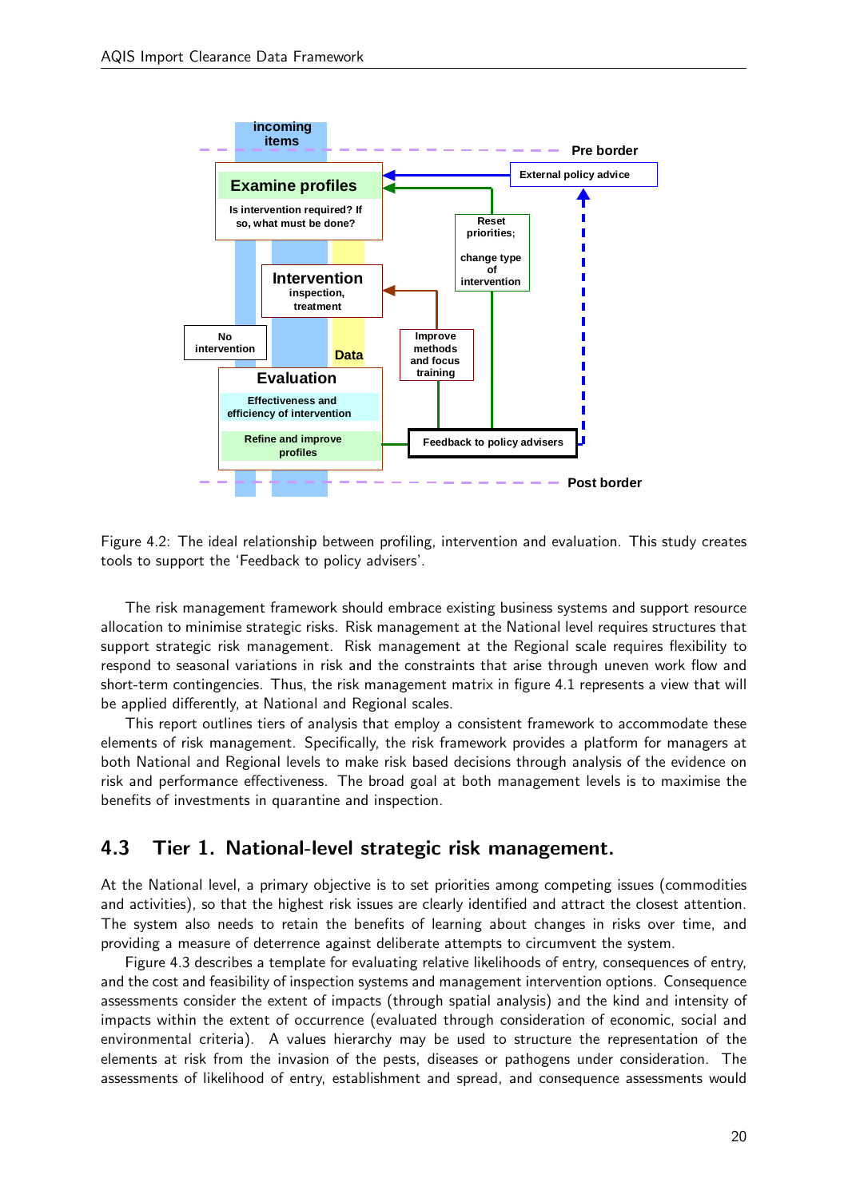Figure 4.2: The ideal relationship between profiling, intervention and evaluation. This study creates tools to support the 'Feedback to policy advisers'.

The risk management framework should embrace existing business systems and support resource allocation to minimise strategic risks. Risk management at the National level requires structures that support strategic risk management. Risk management at the Regional scale requires flexibility to respond to seasonal variations in risk and the constraints that arise through uneven work flow and short-term contingencies. Thus, the risk management matrix in figure 4.1 represents a view that will be applied differently, at National and Regional scales.

This report outlines tiers of analysis that employ a consistent framework to accommodate these elements of risk management. Specifically, the risk framework provides a platform for managers at both National and Regional levels to make risk based decisions through analysis of the evidence on risk and performance effectiveness. The broad goal at both management levels is to maximise the benefits of investments in quarantine and inspection.

## 4.3 Tier 1. National-level strategic risk management.

At the National level, a primary objective is to set priorities among competing issues (commodities and activities), so that the highest risk issues are clearly identified and attract the closest attention. The system also needs to retain the benefits of learning about changes in risks over time, and providing a measure of deterrence against deliberate attempts to circumvent the system.

Figure 4.3 describes a template for evaluating relative likelihoods of entry, consequences of entry, and the cost and feasibility of inspection systems and management intervention options. Consequence assessments consider the extent of impacts (through spatial analysis) and the kind and intensity of impacts within the extent of occurrence (evaluated through consideration of economic, social and environmental criteria). A values hierarchy may be used to structure the representation of the elements at risk from the invasion of the pests, diseases or pathogens under consideration. The assessments of likelihood of entry, establishment and spread, and consequence assessments would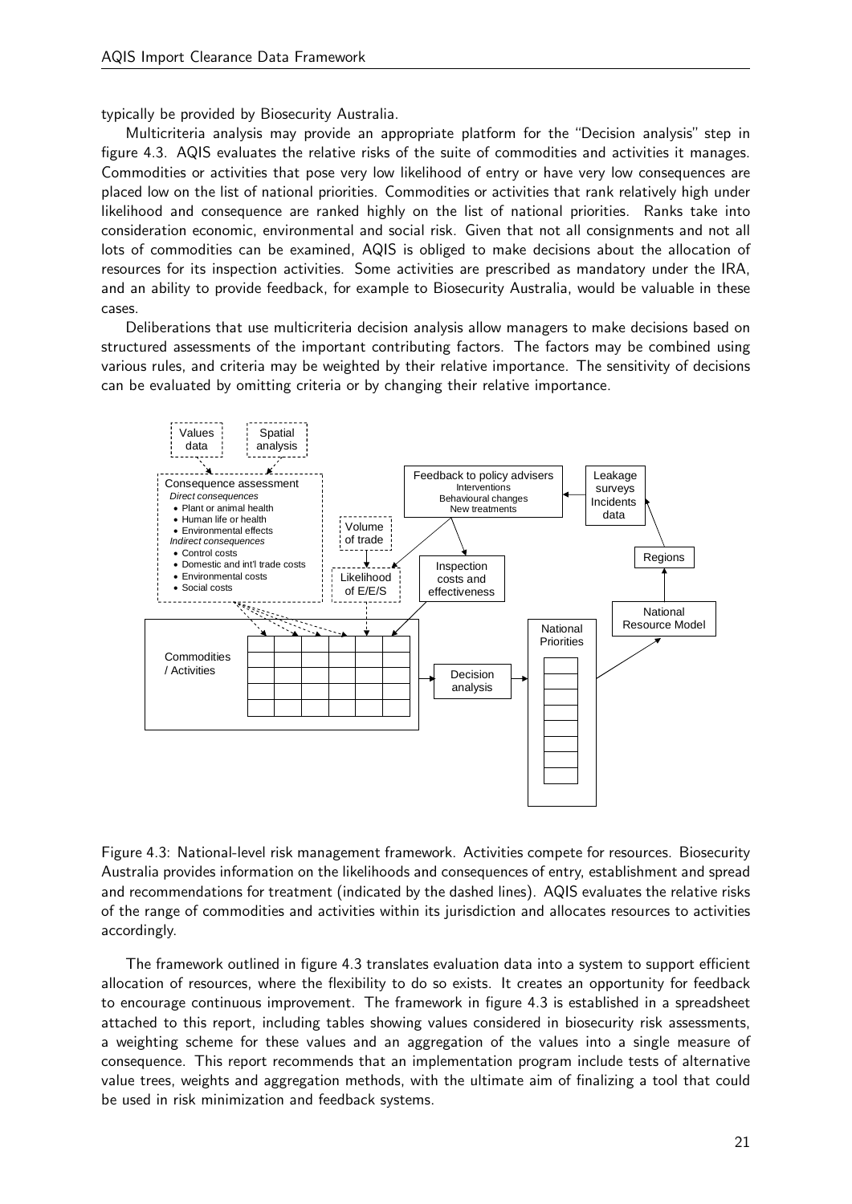typically be provided by Biosecurity Australia.

Multicriteria analysis may provide an appropriate platform for the "Decision analysis" step in figure 4.3. AQIS evaluates the relative risks of the suite of commodities and activities it manages. Commodities or activities that pose very low likelihood of entry or have very low consequences are placed low on the list of national priorities. Commodities or activities that rank relatively high under likelihood and consequence are ranked highly on the list of national priorities. Ranks take into consideration economic, environmental and social risk. Given that not all consignments and not all lots of commodities can be examined, AQIS is obliged to make decisions about the allocation of resources for its inspection activities. Some activities are prescribed as mandatory under the IRA, and an ability to provide feedback, for example to Biosecurity Australia, would be valuable in these cases.

Deliberations that use multicriteria decision analysis allow managers to make decisions based on structured assessments of the important contributing factors. The factors may be combined using various rules, and criteria may be weighted by their relative importance. The sensitivity of decisions can be evaluated by omitting criteria or by changing their relative importance.

Figure 4.3: National-level risk management framework. Activities compete for resources. Biosecurity Australia provides information on the likelihoods and consequences of entry, establishment and spread and recommendations for treatment (indicated by the dashed lines). AQIS evaluates the relative risks of the range of commodities and activities within its jurisdiction and allocates resources to activities accordingly.

The framework outlined in figure 4.3 translates evaluation data into a system to support efficient allocation of resources, where the flexibility to do so exists. It creates an opportunity for feedback to encourage continuous improvement. The framework in figure 4.3 is established in a spreadsheet attached to this report, including tables showing values considered in biosecurity risk assessments, a weighting scheme for these values and an aggregation of the values into a single measure of consequence. This report recommends that an implementation program include tests of alternative value trees, weights and aggregation methods, with the ultimate aim of finalizing a tool that could be used in risk minimization and feedback systems.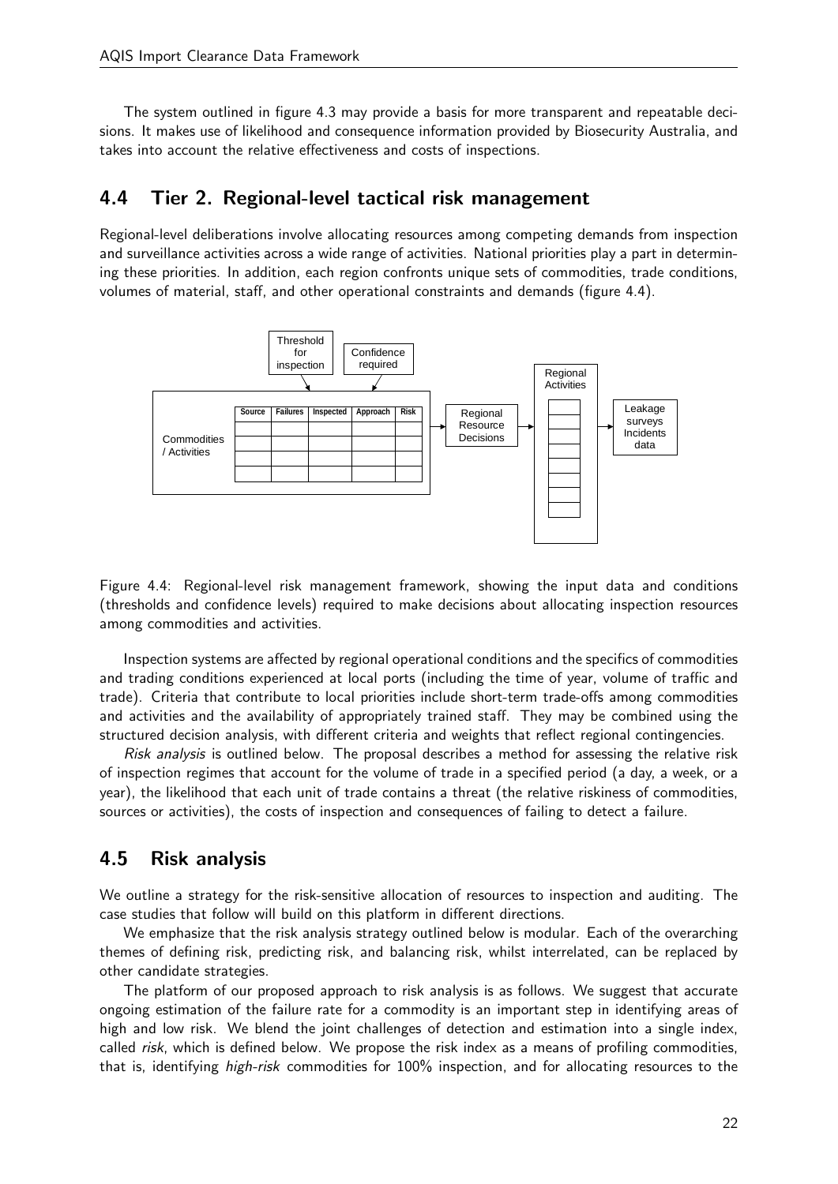The system outlined in figure 4.3 may provide a basis for more transparent and repeatable decisions. It makes use of likelihood and consequence information provided by Biosecurity Australia, and takes into account the relative effectiveness and costs of inspections.

## 4.4 Tier 2. Regional-level tactical risk management

Regional-level deliberations involve allocating resources among competing demands from inspection and surveillance activities across a wide range of activities. National priorities play a part in determining these priorities. In addition, each region confronts unique sets of commodities, trade conditions, volumes of material, staff, and other operational constraints and demands (figure 4.4).

Figure 4.4: Regional-level risk management framework, showing the input data and conditions (thresholds and confidence levels) required to make decisions about allocating inspection resources among commodities and activities.

Inspection systems are affected by regional operational conditions and the specifics of commodities and trading conditions experienced at local ports (including the time of year, volume of traffic and trade). Criteria that contribute to local priorities include short-term trade-offs among commodities and activities and the availability of appropriately trained staff. They may be combined using the structured decision analysis, with different criteria and weights that reflect regional contingencies.

*Risk analysis* is outlined below. The proposal describes a method for assessing the relative risk of inspection regimes that account for the volume of trade in a specified period (a day, a week, or a year), the likelihood that each unit of trade contains a threat (the relative riskiness of commodities, sources or activities), the costs of inspection and consequences of failing to detect a failure.

## 4.5 Risk analysis

We outline a strategy for the risk-sensitive allocation of resources to inspection and auditing. The case studies that follow will build on this platform in different directions.

We emphasize that the risk analysis strategy outlined below is modular. Each of the overarching themes of defining risk, predicting risk, and balancing risk, whilst interrelated, can be replaced by other candidate strategies.

The platform of our proposed approach to risk analysis is as follows. We suggest that accurate ongoing estimation of the failure rate for a commodity is an important step in identifying areas of high and low risk. We blend the joint challenges of detection and estimation into a single index, called *risk*, which is defined below. We propose the risk index as a means of profiling commodities, that is, identifying *high-risk* commodities for 100% inspection, and for allocating resources to the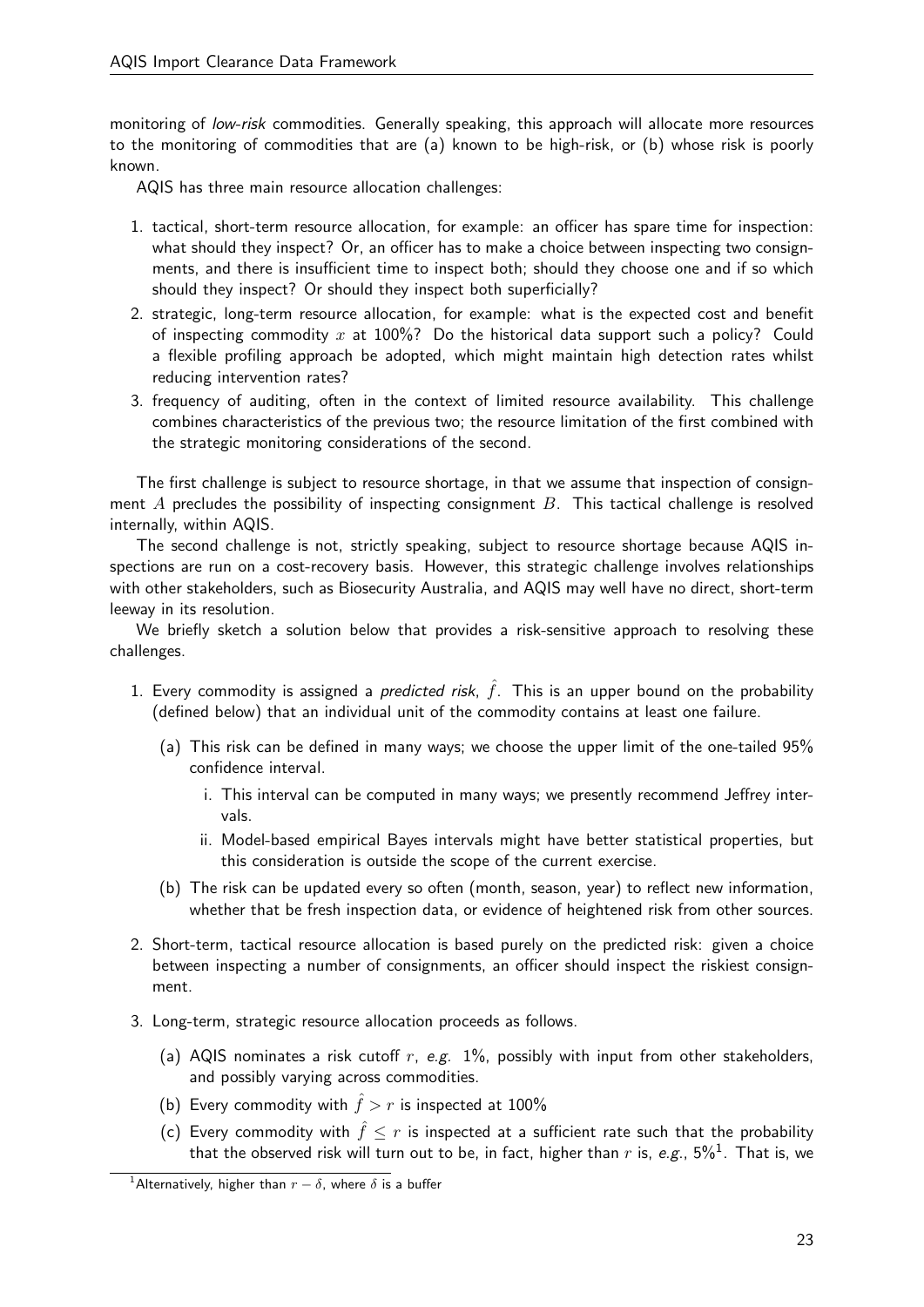monitoring of *low-risk* commodities. Generally speaking, this approach will allocate more resources to the monitoring of commodities that are (a) known to be high-risk, or (b) whose risk is poorly known.

AQIS has three main resource allocation challenges:

1. tactical, short-term resource allocation, for example: an officer has spare time for inspection: what should they inspect? Or, an officer has to make a choice between inspecting two consignments, and there is insufficient time to inspect both; should they choose one and if so which should they inspect? Or should they inspect both superficially?
2. strategic, long-term resource allocation, for example: what is the expected cost and benefit of inspecting commodity $x$ at 100%? Do the historical data support such a policy? Could a flexible profiling approach be adopted, which might maintain high detection rates whilst reducing intervention rates?
3. frequency of auditing, often in the context of limited resource availability. This challenge combines characteristics of the previous two; the resource limitation of the first combined with the strategic monitoring considerations of the second.

The first challenge is subject to resource shortage, in that we assume that inspection of consignment $A$ precludes the possibility of inspecting consignment $B$. This tactical challenge is resolved internally, within AQIS.

The second challenge is not, strictly speaking, subject to resource shortage because AQIS inspections are run on a cost-recovery basis. However, this strategic challenge involves relationships with other stakeholders, such as Biosecurity Australia, and AQIS may well have no direct, short-term leeway in its resolution.

We briefly sketch a solution below that provides a risk-sensitive approach to resolving these challenges.

1. Every commodity is assigned a *predicted risk*, $\hat{f}$. This is an upper bound on the probability (defined below) that an individual unit of the commodity contains at least one failure.
   - (a) This risk can be defined in many ways; we choose the upper limit of the one-tailed 95% confidence interval.
     - i. This interval can be computed in many ways; we presently recommend Jeffrey intervals.
     - ii. Model-based empirical Bayes intervals might have better statistical properties, but this consideration is outside the scope of the current exercise.
   - (b) The risk can be updated every so often (month, season, year) to reflect new information, whether that be fresh inspection data, or evidence of heightened risk from other sources.
2. Short-term, tactical resource allocation is based purely on the predicted risk: given a choice between inspecting a number of consignments, an officer should inspect the riskiest consignment.
3. Long-term, strategic resource allocation proceeds as follows.
   - (a) AQIS nominates a risk cutoff $r$, *e.g.* 1%, possibly with input from other stakeholders, and possibly varying across commodities.
   - (b) Every commodity with $\hat{f} > r$ is inspected at 100%
   - (c) Every commodity with $\hat{f} \leq r$ is inspected at a sufficient rate such that the probability that the observed risk will turn out to be, in fact, higher than $r$ is, *e.g.*, 5%[1]. That is, we

[1] Alternatively, higher than $r - \delta$, where $\delta$ is a buffer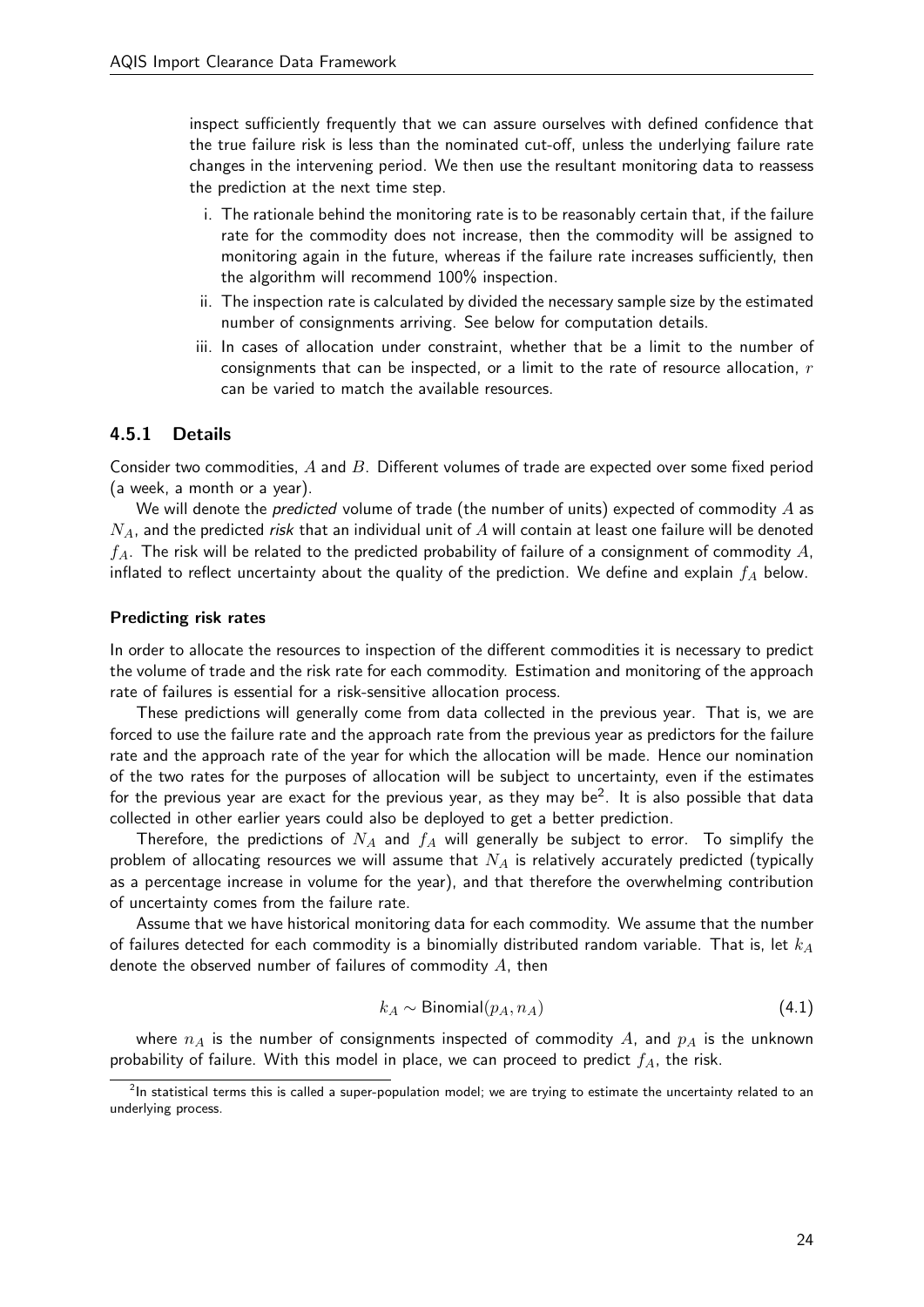inspect sufficiently frequently that we can assure ourselves with defined confidence that the true failure risk is less than the nominated cut-off, unless the underlying failure rate changes in the intervening period. We then use the resultant monitoring data to reassess the prediction at the next time step.

i. The rationale behind the monitoring rate is to be reasonably certain that, if the failure rate for the commodity does not increase, then the commodity will be assigned to monitoring again in the future, whereas if the failure rate increases sufficiently, then the algorithm will recommend 100% inspection.

ii. The inspection rate is calculated by divided the necessary sample size by the estimated number of consignments arriving. See below for computation details.

iii. In cases of allocation under constraint, whether that be a limit to the number of consignments that can be inspected, or a limit to the rate of resource allocation, $r$ can be varied to match the available resources.

### 4.5.1 Details

Consider two commodities, $A$ and $B$. Different volumes of trade are expected over some fixed period (a week, a month or a year).

We will denote the *predicted* volume of trade (the number of units) expected of commodity $A$ as $N_A$, and the predicted *risk* that an individual unit of $A$ will contain at least one failure will be denoted $f_A$. The risk will be related to the predicted probability of failure of a consignment of commodity $A$, inflated to reflect uncertainty about the quality of the prediction. We define and explain $f_A$ below.

#### Predicting risk rates

In order to allocate the resources to inspection of the different commodities it is necessary to predict the volume of trade and the risk rate for each commodity. Estimation and monitoring of the approach rate of failures is essential for a risk-sensitive allocation process.

These predictions will generally come from data collected in the previous year. That is, we are forced to use the failure rate and the approach rate from the previous year as predictors for the failure rate and the approach rate of the year for which the allocation will be made. Hence our nomination of the two rates for the purposes of allocation will be subject to uncertainty, even if the estimates for the previous year are exact for the previous year, as they may be[2]. It is also possible that data collected in other earlier years could also be deployed to get a better prediction.

Therefore, the predictions of $N_A$ and $f_A$ will generally be subject to error. To simplify the problem of allocating resources we will assume that $N_A$ is relatively accurately predicted (typically as a percentage increase in volume for the year), and that therefore the overwhelming contribution of uncertainty comes from the failure rate.

Assume that we have historical monitoring data for each commodity. We assume that the number of failures detected for each commodity is a binomially distributed random variable. That is, let $k_A$ denote the observed number of failures of commodity $A$, then

$$k_A \sim \text{Binomial}(p_A, n_A) \tag{4.1}$$

where $n_A$ is the number of consignments inspected of commodity $A$, and $p_A$ is the unknown probability of failure. With this model in place, we can proceed to predict $f_A$, the risk.

[2] In statistical terms this is called a super-population model; we are trying to estimate the uncertainty related to an underlying process.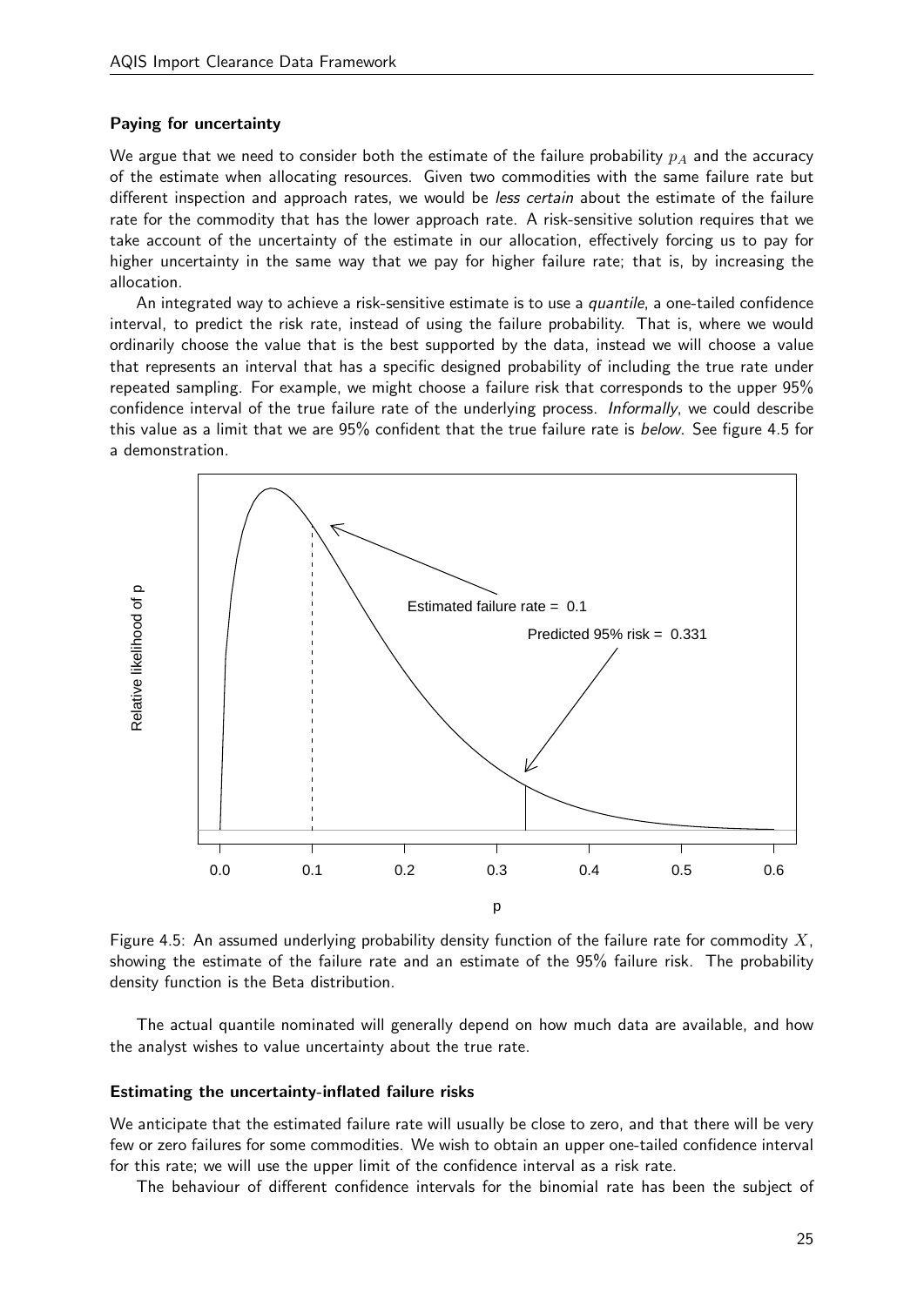**Paying for uncertainty**

We argue that we need to consider both the estimate of the failure probability $p_A$ and the accuracy of the estimate when allocating resources. Given two commodities with the same failure rate but different inspection and approach rates, we would be *less certain* about the estimate of the failure rate for the commodity that has the lower approach rate. A risk-sensitive solution requires that we take account of the uncertainty of the estimate in our allocation, effectively forcing us to pay for higher uncertainty in the same way that we pay for higher failure rate; that is, by increasing the allocation.

An integrated way to achieve a risk-sensitive estimate is to use a *quantile*, a one-tailed confidence interval, to predict the risk rate, instead of using the failure probability. That is, where we would ordinarily choose the value that is the best supported by the data, instead we will choose a value that represents an interval that has a specific designed probability of including the true rate under repeated sampling. For example, we might choose a failure risk that corresponds to the upper 95% confidence interval of the true failure rate of the underlying process. *Informally*, we could describe this value as a limit that we are 95% confident that the true failure rate is *below*. See figure 4.5 for a demonstration.

Figure 4.5: An assumed underlying probability density function of the failure rate for commodity $X$, showing the estimate of the failure rate and an estimate of the 95% failure risk. The probability density function is the Beta distribution.

The actual quantile nominated will generally depend on how much data are available, and how the analyst wishes to value uncertainty about the true rate.

**Estimating the uncertainty-inflated failure risks**

We anticipate that the estimated failure rate will usually be close to zero, and that there will be very few or zero failures for some commodities. We wish to obtain an upper one-tailed confidence interval for this rate; we will use the upper limit of the confidence interval as a risk rate.

The behaviour of different confidence intervals for the binomial rate has been the subject of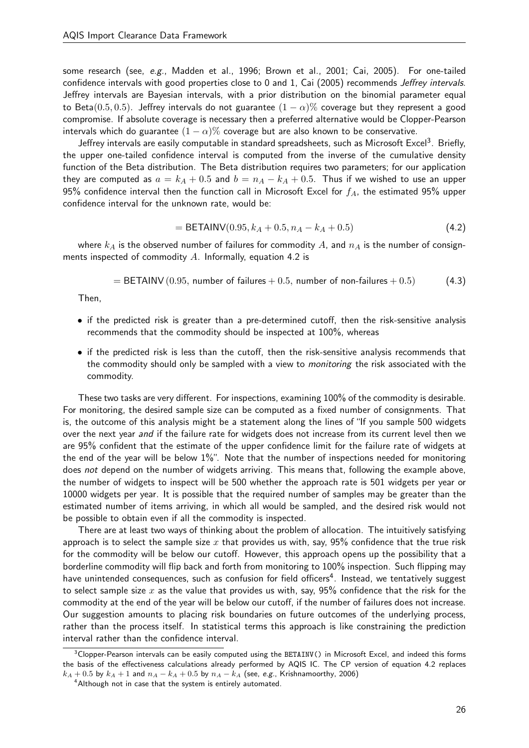some research (see, *e.g.*, Madden et al., 1996; Brown et al., 2001; Cai, 2005). For one-tailed confidence intervals with good properties close to 0 and 1, Cai (2005) recommends *Jeffrey intervals*. Jeffrey intervals are Bayesian intervals, with a prior distribution on the binomial parameter equal to Beta$(0.5, 0.5)$. Jeffrey intervals do not guarantee $(1-\alpha)\%$ coverage but they represent a good compromise. If absolute coverage is necessary then a preferred alternative would be Clopper-Pearson intervals which do guarantee $(1-\alpha)\%$ coverage but are also known to be conservative.

Jeffrey intervals are easily computable in standard spreadsheets, such as Microsoft Excel[3]. Briefly, the upper one-tailed confidence interval is computed from the inverse of the cumulative density function of the Beta distribution. The Beta distribution requires two parameters; for our application they are computed as $a = k_A + 0.5$ and $b = n_A - k_A + 0.5$. Thus if we wished to use an upper 95% confidence interval then the function call in Microsoft Excel for $f_A$, the estimated 95% upper confidence interval for the unknown rate, would be:

$$= \text{BETAINV}(0.95, k_A + 0.5, n_A - k_A + 0.5) \tag{4.2}$$

where $k_A$ is the observed number of failures for commodity $A$, and $n_A$ is the number of consignments inspected of commodity $A$. Informally, equation 4.2 is

$$= \text{BETAINV}\,(0.95, \text{ number of failures} + 0.5, \text{ number of non-failures} + 0.5) \tag{4.3}$$

Then,

- if the predicted risk is greater than a pre-determined cutoff, then the risk-sensitive analysis recommends that the commodity should be inspected at 100%, whereas
- if the predicted risk is less than the cutoff, then the risk-sensitive analysis recommends that the commodity should only be sampled with a view to *monitoring* the risk associated with the commodity.

These two tasks are very different. For inspections, examining 100% of the commodity is desirable. For monitoring, the desired sample size can be computed as a fixed number of consignments. That is, the outcome of this analysis might be a statement along the lines of "If you sample 500 widgets over the next year *and* if the failure rate for widgets does not increase from its current level then we are 95% confident that the estimate of the upper confidence limit for the failure rate of widgets at the end of the year will be below 1%". Note that the number of inspections needed for monitoring does *not* depend on the number of widgets arriving. This means that, following the example above, the number of widgets to inspect will be 500 whether the approach rate is 501 widgets per year or 10000 widgets per year. It is possible that the required number of samples may be greater than the estimated number of items arriving, in which all would be sampled, and the desired risk would not be possible to obtain even if all the commodity is inspected.

There are at least two ways of thinking about the problem of allocation. The intuitively satisfying approach is to select the sample size $x$ that provides us with, say, 95% confidence that the true risk for the commodity will be below our cutoff. However, this approach opens up the possibility that a borderline commodity will flip back and forth from monitoring to 100% inspection. Such flipping may have unintended consequences, such as confusion for field officers[4]. Instead, we tentatively suggest to select sample size $x$ as the value that provides us with, say, 95% confidence that the risk for the commodity at the end of the year will be below our cutoff, if the number of failures does not increase. Our suggestion amounts to placing risk boundaries on future outcomes of the underlying process, rather than the process itself. In statistical terms this approach is like constraining the prediction interval rather than the confidence interval.

---

[3] Clopper-Pearson intervals can be easily computed using the `BETAINV()` in Microsoft Excel, and indeed this forms the basis of the effectiveness calculations already performed by AQIS IC. The CP version of equation 4.2 replaces $k_A + 0.5$ by $k_A + 1$ and $n_A - k_A + 0.5$ by $n_A - k_A$ (see, *e.g.*, Krishnamoorthy, 2006)

[4] Although not in case that the system is entirely automated.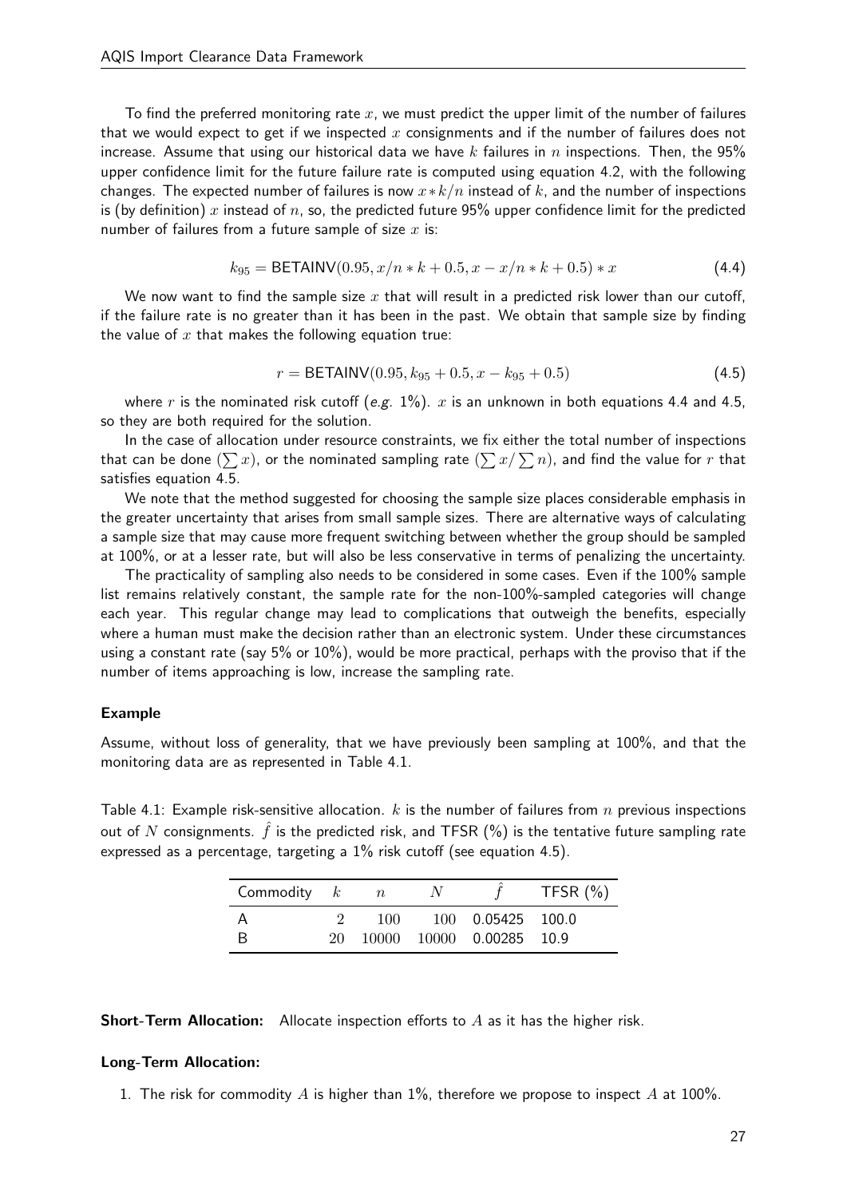To find the preferred monitoring rate $x$, we must predict the upper limit of the number of failures that we would expect to get if we inspected $x$ consignments and if the number of failures does not increase. Assume that using our historical data we have $k$ failures in $n$ inspections. Then, the 95% upper confidence limit for the future failure rate is computed using equation 4.2, with the following changes. The expected number of failures is now $x * k/n$ instead of $k$, and the number of inspections is (by definition) $x$ instead of $n$, so, the predicted future 95% upper confidence limit for the predicted number of failures from a future sample of size $x$ is:

$$k_{95} = \mathsf{BETAINV}(0.95, x/n * k + 0.5, x - x/n * k + 0.5) * x \tag{4.4}$$

We now want to find the sample size $x$ that will result in a predicted risk lower than our cutoff, if the failure rate is no greater than it has been in the past. We obtain that sample size by finding the value of $x$ that makes the following equation true:

$$r = \mathsf{BETAINV}(0.95, k_{95} + 0.5, x - k_{95} + 0.5) \tag{4.5}$$

where $r$ is the nominated risk cutoff (*e.g.* 1%). $x$ is an unknown in both equations 4.4 and 4.5, so they are both required for the solution.

In the case of allocation under resource constraints, we fix either the total number of inspections that can be done ($\sum x$), or the nominated sampling rate ($\sum x / \sum n$), and find the value for $r$ that satisfies equation 4.5.

We note that the method suggested for choosing the sample size places considerable emphasis in the greater uncertainty that arises from small sample sizes. There are alternative ways of calculating a sample size that may cause more frequent switching between whether the group should be sampled at 100%, or at a lesser rate, but will also be less conservative in terms of penalizing the uncertainty.

The practicality of sampling also needs to be considered in some cases. Even if the 100% sample list remains relatively constant, the sample rate for the non-100%-sampled categories will change each year. This regular change may lead to complications that outweigh the benefits, especially where a human must make the decision rather than an electronic system. Under these circumstances using a constant rate (say 5% or 10%), would be more practical, perhaps with the proviso that if the number of items approaching is low, increase the sampling rate.

#### Example

Assume, without loss of generality, that we have previously been sampling at 100%, and that the monitoring data are as represented in Table 4.1.

Table 4.1: Example risk-sensitive allocation. $k$ is the number of failures from $n$ previous inspections out of $N$ consignments. $\hat{f}$ is the predicted risk, and TFSR (%) is the tentative future sampling rate expressed as a percentage, targeting a 1% risk cutoff (see equation 4.5).

| Commodity | $k$ | $n$ | $N$ | $\hat{f}$ | TFSR (%) |
|---|---|---|---|---|---|
| A | 2 | 100 | 100 | 0.05425 | 100.0 |
| B | 20 | 10000 | 10000 | 0.00285 | 10.9 |

**Short-Term Allocation:** Allocate inspection efforts to $A$ as it has the higher risk.

#### Long-Term Allocation:

1. The risk for commodity $A$ is higher than 1%, therefore we propose to inspect $A$ at 100%.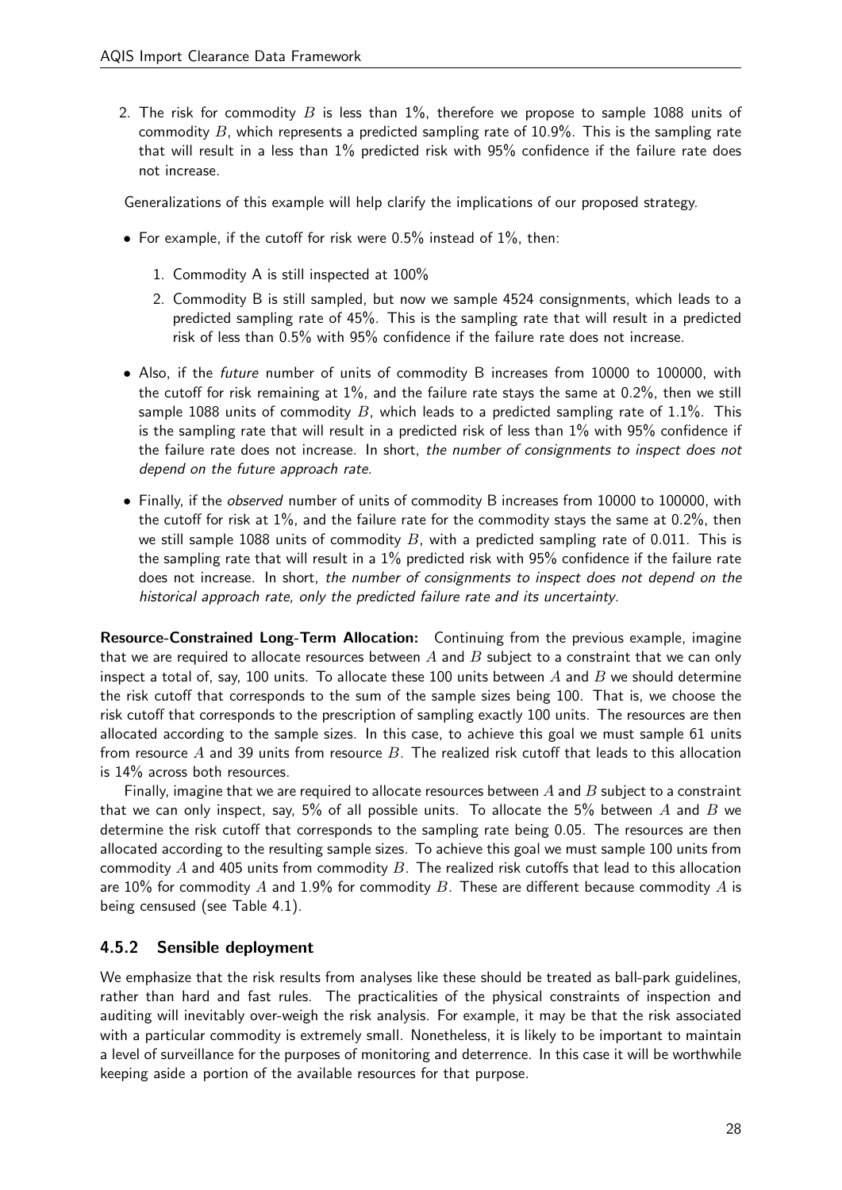2. The risk for commodity $B$ is less than 1%, therefore we propose to sample 1088 units of commodity $B$, which represents a predicted sampling rate of 10.9%. This is the sampling rate that will result in a less than 1% predicted risk with 95% confidence if the failure rate does not increase.

Generalizations of this example will help clarify the implications of our proposed strategy.

- For example, if the cutoff for risk were 0.5% instead of 1%, then:
  1. Commodity A is still inspected at 100%
  2. Commodity B is still sampled, but now we sample 4524 consignments, which leads to a predicted sampling rate of 45%. This is the sampling rate that will result in a predicted risk of less than 0.5% with 95% confidence if the failure rate does not increase.
- Also, if the *future* number of units of commodity B increases from 10000 to 100000, with the cutoff for risk remaining at 1%, and the failure rate stays the same at 0.2%, then we still sample 1088 units of commodity $B$, which leads to a predicted sampling rate of 1.1%. This is the sampling rate that will result in a predicted risk of less than 1% with 95% confidence if the failure rate does not increase. In short, *the number of consignments to inspect does not depend on the future approach rate*.
- Finally, if the *observed* number of units of commodity B increases from 10000 to 100000, with the cutoff for risk at 1%, and the failure rate for the commodity stays the same at 0.2%, then we still sample 1088 units of commodity $B$, with a predicted sampling rate of 0.011. This is the sampling rate that will result in a 1% predicted risk with 95% confidence if the failure rate does not increase. In short, *the number of consignments to inspect does not depend on the historical approach rate, only the predicted failure rate and its uncertainty*.

**Resource-Constrained Long-Term Allocation:** Continuing from the previous example, imagine that we are required to allocate resources between $A$ and $B$ subject to a constraint that we can only inspect a total of, say, 100 units. To allocate these 100 units between $A$ and $B$ we should determine the risk cutoff that corresponds to the sum of the sample sizes being 100. That is, we choose the risk cutoff that corresponds to the prescription of sampling exactly 100 units. The resources are then allocated according to the sample sizes. In this case, to achieve this goal we must sample 61 units from resource $A$ and 39 units from resource $B$. The realized risk cutoff that leads to this allocation is 14% across both resources.

Finally, imagine that we are required to allocate resources between $A$ and $B$ subject to a constraint that we can only inspect, say, 5% of all possible units. To allocate the 5% between $A$ and $B$ we determine the risk cutoff that corresponds to the sampling rate being 0.05. The resources are then allocated according to the resulting sample sizes. To achieve this goal we must sample 100 units from commodity $A$ and 405 units from commodity $B$. The realized risk cutoffs that lead to this allocation are 10% for commodity $A$ and 1.9% for commodity $B$. These are different because commodity $A$ is being censused (see Table 4.1).

### 4.5.2 Sensible deployment

We emphasize that the risk results from analyses like these should be treated as ball-park guidelines, rather than hard and fast rules. The practicalities of the physical constraints of inspection and auditing will inevitably over-weigh the risk analysis. For example, it may be that the risk associated with a particular commodity is extremely small. Nonetheless, it is likely to be important to maintain a level of surveillance for the purposes of monitoring and deterrence. In this case it will be worthwhile keeping aside a portion of the available resources for that purpose.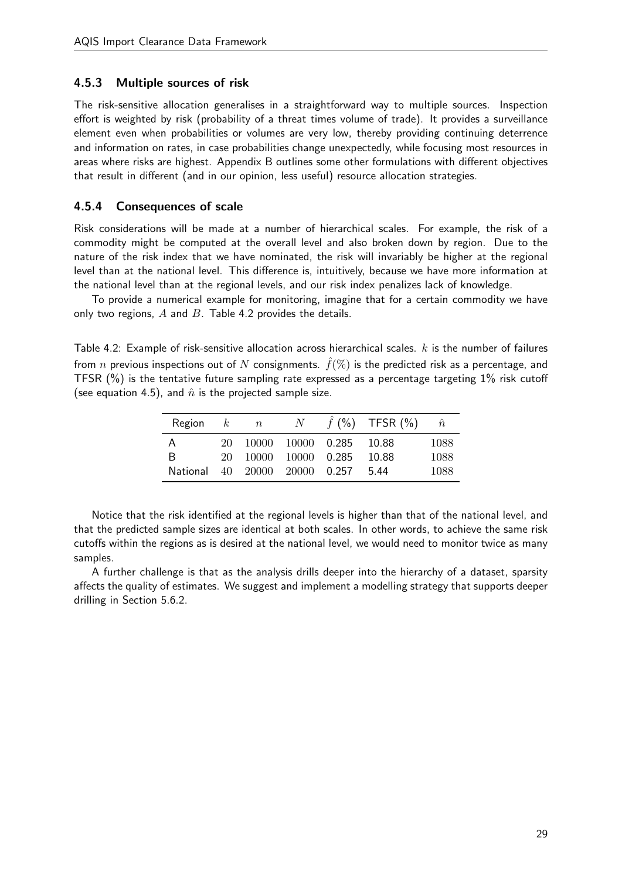### 4.5.3 Multiple sources of risk

The risk-sensitive allocation generalises in a straightforward way to multiple sources. Inspection effort is weighted by risk (probability of a threat times volume of trade). It provides a surveillance element even when probabilities or volumes are very low, thereby providing continuing deterrence and information on rates, in case probabilities change unexpectedly, while focusing most resources in areas where risks are highest. Appendix B outlines some other formulations with different objectives that result in different (and in our opinion, less useful) resource allocation strategies.

### 4.5.4 Consequences of scale

Risk considerations will be made at a number of hierarchical scales. For example, the risk of a commodity might be computed at the overall level and also broken down by region. Due to the nature of the risk index that we have nominated, the risk will invariably be higher at the regional level than at the national level. This difference is, intuitively, because we have more information at the national level than at the regional levels, and our risk index penalizes lack of knowledge.

To provide a numerical example for monitoring, imagine that for a certain commodity we have only two regions, $A$ and $B$. Table 4.2 provides the details.

Table 4.2: Example of risk-sensitive allocation across hierarchical scales. $k$ is the number of failures from $n$ previous inspections out of $N$ consignments. $\hat{f}(\%)$ is the predicted risk as a percentage, and TFSR (%) is the tentative future sampling rate expressed as a percentage targeting 1% risk cutoff (see equation 4.5), and $\hat{n}$ is the projected sample size.

| Region | $k$ | $n$ | $N$ | $\hat{f}$ (%) | TFSR (%) | $\hat{n}$ |
|---|---|---|---|---|---|---|
| A | 20 | 10000 | 10000 | 0.285 | 10.88 | 1088 |
| B | 20 | 10000 | 10000 | 0.285 | 10.88 | 1088 |
| National | 40 | 20000 | 20000 | 0.257 | 5.44 | 1088 |

Notice that the risk identified at the regional levels is higher than that of the national level, and that the predicted sample sizes are identical at both scales. In other words, to achieve the same risk cutoffs within the regions as is desired at the national level, we would need to monitor twice as many samples.

A further challenge is that as the analysis drills deeper into the hierarchy of a dataset, sparsity affects the quality of estimates. We suggest and implement a modelling strategy that supports deeper drilling in Section 5.6.2.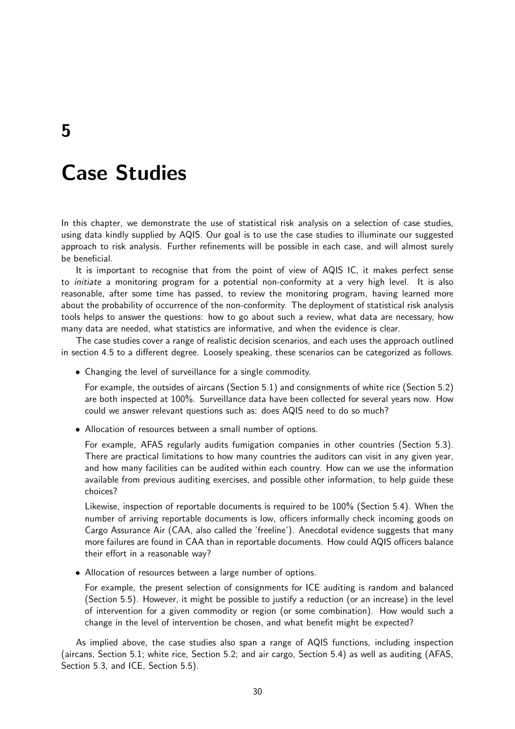# 5

# Case Studies

In this chapter, we demonstrate the use of statistical risk analysis on a selection of case studies, using data kindly supplied by AQIS. Our goal is to use the case studies to illuminate our suggested approach to risk analysis. Further refinements will be possible in each case, and will almost surely be beneficial.

It is important to recognise that from the point of view of AQIS IC, it makes perfect sense to *initiate* a monitoring program for a potential non-conformity at a very high level. It is also reasonable, after some time has passed, to review the monitoring program, having learned more about the probability of occurrence of the non-conformity. The deployment of statistical risk analysis tools helps to answer the questions: how to go about such a review, what data are necessary, how many data are needed, what statistics are informative, and when the evidence is clear.

The case studies cover a range of realistic decision scenarios, and each uses the approach outlined in section 4.5 to a different degree. Loosely speaking, these scenarios can be categorized as follows.

- Changing the level of surveillance for a single commodity.

  For example, the outsides of aircans (Section 5.1) and consignments of white rice (Section 5.2) are both inspected at 100%. Surveillance data have been collected for several years now. How could we answer relevant questions such as: does AQIS need to do so much?

- Allocation of resources between a small number of options.

  For example, AFAS regularly audits fumigation companies in other countries (Section 5.3). There are practical limitations to how many countries the auditors can visit in any given year, and how many facilities can be audited within each country. How can we use the information available from previous auditing exercises, and possible other information, to help guide these choices?

  Likewise, inspection of reportable documents is required to be 100% (Section 5.4). When the number of arriving reportable documents is low, officers informally check incoming goods on Cargo Assurance Air (CAA, also called the 'freeline'). Anecdotal evidence suggests that many more failures are found in CAA than in reportable documents. How could AQIS officers balance their effort in a reasonable way?

- Allocation of resources between a large number of options.

  For example, the present selection of consignments for ICE auditing is random and balanced (Section 5.5). However, it might be possible to justify a reduction (or an increase) in the level of intervention for a given commodity or region (or some combination). How would such a change in the level of intervention be chosen, and what benefit might be expected?

As implied above, the case studies also span a range of AQIS functions, including inspection (aircans, Section 5.1; white rice, Section 5.2; and air cargo, Section 5.4) as well as auditing (AFAS, Section 5.3, and ICE, Section 5.5).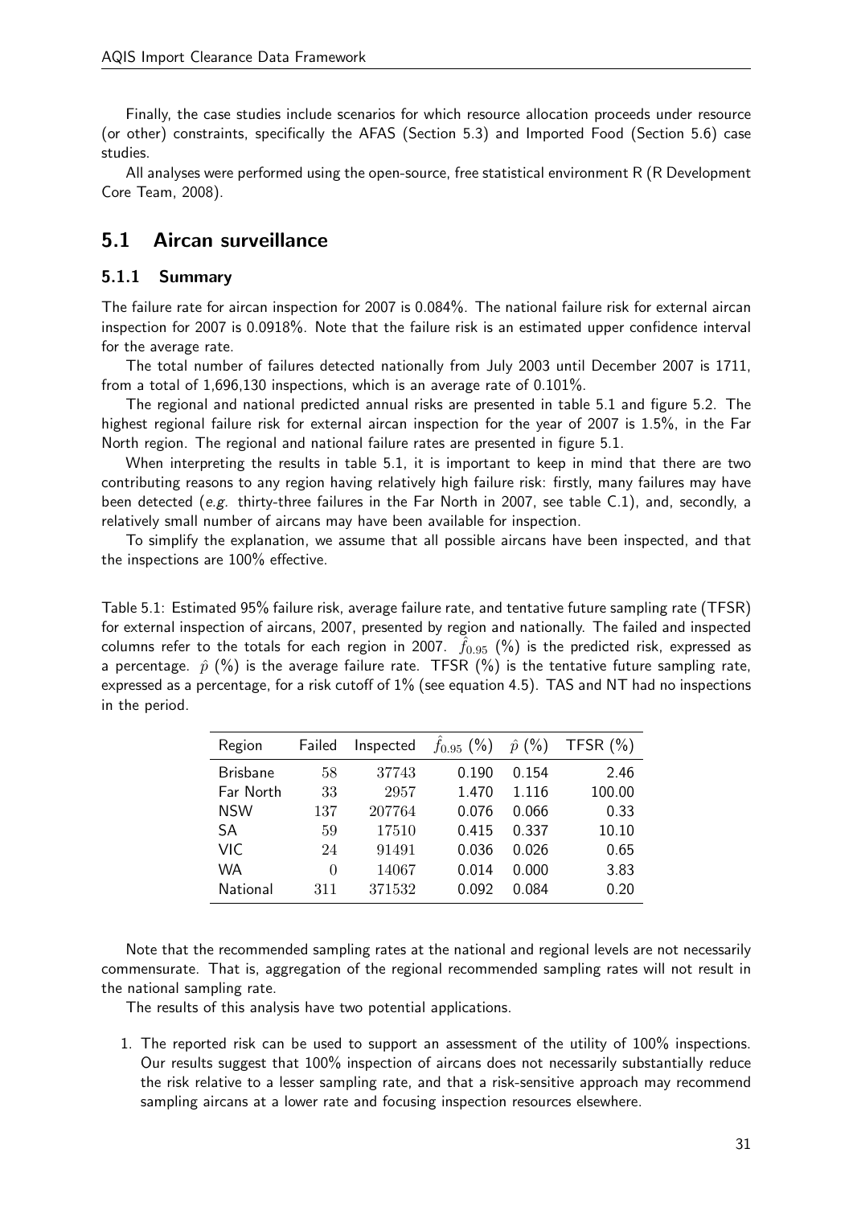Finally, the case studies include scenarios for which resource allocation proceeds under resource (or other) constraints, specifically the AFAS (Section 5.3) and Imported Food (Section 5.6) case studies.

All analyses were performed using the open-source, free statistical environment R (R Development Core Team, 2008).

## 5.1 Aircan surveillance

### 5.1.1 Summary

The failure rate for aircan inspection for 2007 is 0.084%. The national failure risk for external aircan inspection for 2007 is 0.0918%. Note that the failure risk is an estimated upper confidence interval for the average rate.

The total number of failures detected nationally from July 2003 until December 2007 is 1711, from a total of 1,696,130 inspections, which is an average rate of 0.101%.

The regional and national predicted annual risks are presented in table 5.1 and figure 5.2. The highest regional failure risk for external aircan inspection for the year of 2007 is 1.5%, in the Far North region. The regional and national failure rates are presented in figure 5.1.

When interpreting the results in table 5.1, it is important to keep in mind that there are two contributing reasons to any region having relatively high failure risk: firstly, many failures may have been detected (*e.g.* thirty-three failures in the Far North in 2007, see table C.1), and, secondly, a relatively small number of aircans may have been available for inspection.

To simplify the explanation, we assume that all possible aircans have been inspected, and that the inspections are 100% effective.

Table 5.1: Estimated 95% failure risk, average failure rate, and tentative future sampling rate (TFSR) for external inspection of aircans, 2007, presented by region and nationally. The failed and inspected columns refer to the totals for each region in 2007. $\hat{f}_{0.95}$ (%) is the predicted risk, expressed as a percentage. $\hat{p}$ (%) is the average failure rate. TFSR (%) is the tentative future sampling rate, expressed as a percentage, for a risk cutoff of 1% (see equation 4.5). TAS and NT had no inspections in the period.

| Region | Failed | Inspected | $\hat{f}_{0.95}$ (%) | $\hat{p}$ (%) | TFSR (%) |
|---|---|---|---|---|---|
| Brisbane | 58 | 37743 | 0.190 | 0.154 | 2.46 |
| Far North | 33 | 2957 | 1.470 | 1.116 | 100.00 |
| NSW | 137 | 207764 | 0.076 | 0.066 | 0.33 |
| SA | 59 | 17510 | 0.415 | 0.337 | 10.10 |
| VIC | 24 | 91491 | 0.036 | 0.026 | 0.65 |
| WA | 0 | 14067 | 0.014 | 0.000 | 3.83 |
| National | 311 | 371532 | 0.092 | 0.084 | 0.20 |

Note that the recommended sampling rates at the national and regional levels are not necessarily commensurate. That is, aggregation of the regional recommended sampling rates will not result in the national sampling rate.

The results of this analysis have two potential applications.

1. The reported risk can be used to support an assessment of the utility of 100% inspections. Our results suggest that 100% inspection of aircans does not necessarily substantially reduce the risk relative to a lesser sampling rate, and that a risk-sensitive approach may recommend sampling aircans at a lower rate and focusing inspection resources elsewhere.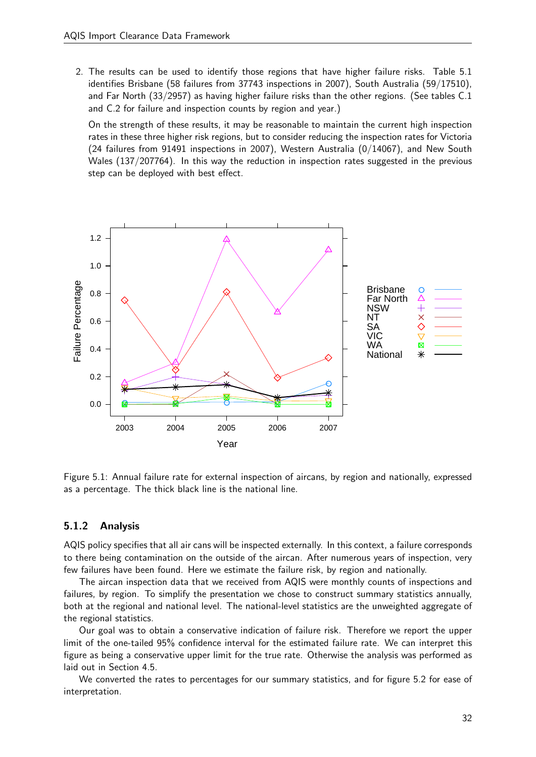2. The results can be used to identify those regions that have higher failure risks. Table 5.1 identifies Brisbane (58 failures from 37743 inspections in 2007), South Australia (59/17510), and Far North (33/2957) as having higher failure risks than the other regions. (See tables C.1 and C.2 for failure and inspection counts by region and year.)

   On the strength of these results, it may be reasonable to maintain the current high inspection rates in these three higher risk regions, but to consider reducing the inspection rates for Victoria (24 failures from 91491 inspections in 2007), Western Australia (0/14067), and New South Wales (137/207764). In this way the reduction in inspection rates suggested in the previous step can be deployed with best effect.

Figure 5.1: Annual failure rate for external inspection of aircans, by region and nationally, expressed as a percentage. The thick black line is the national line.

### 5.1.2 Analysis

AQIS policy specifies that all air cans will be inspected externally. In this context, a failure corresponds to there being contamination on the outside of the aircan. After numerous years of inspection, very few failures have been found. Here we estimate the failure risk, by region and nationally.

The aircan inspection data that we received from AQIS were monthly counts of inspections and failures, by region. To simplify the presentation we chose to construct summary statistics annually, both at the regional and national level. The national-level statistics are the unweighted aggregate of the regional statistics.

Our goal was to obtain a conservative indication of failure risk. Therefore we report the upper limit of the one-tailed 95% confidence interval for the estimated failure rate. We can interpret this figure as being a conservative upper limit for the true rate. Otherwise the analysis was performed as laid out in Section 4.5.

We converted the rates to percentages for our summary statistics, and for figure 5.2 for ease of interpretation.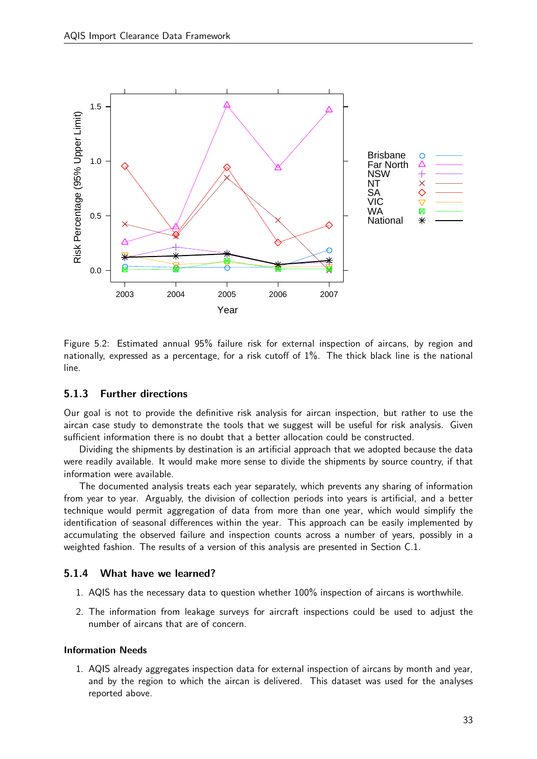Figure 5.2: Estimated annual 95% failure risk for external inspection of aircans, by region and nationally, expressed as a percentage, for a risk cutoff of 1%. The thick black line is the national line.

### 5.1.3 Further directions

Our goal is not to provide the definitive risk analysis for aircan inspection, but rather to use the aircan case study to demonstrate the tools that we suggest will be useful for risk analysis. Given sufficient information there is no doubt that a better allocation could be constructed.

Dividing the shipments by destination is an artificial approach that we adopted because the data were readily available. It would make more sense to divide the shipments by source country, if that information were available.

The documented analysis treats each year separately, which prevents any sharing of information from year to year. Arguably, the division of collection periods into years is artificial, and a better technique would permit aggregation of data from more than one year, which would simplify the identification of seasonal differences within the year. This approach can be easily implemented by accumulating the observed failure and inspection counts across a number of years, possibly in a weighted fashion. The results of a version of this analysis are presented in Section C.1.

### 5.1.4 What have we learned?

1. AQIS has the necessary data to question whether 100% inspection of aircans is worthwhile.
2. The information from leakage surveys for aircraft inspections could be used to adjust the number of aircans that are of concern.

#### Information Needs

1. AQIS already aggregates inspection data for external inspection of aircans by month and year, and by the region to which the aircan is delivered. This dataset was used for the analyses reported above.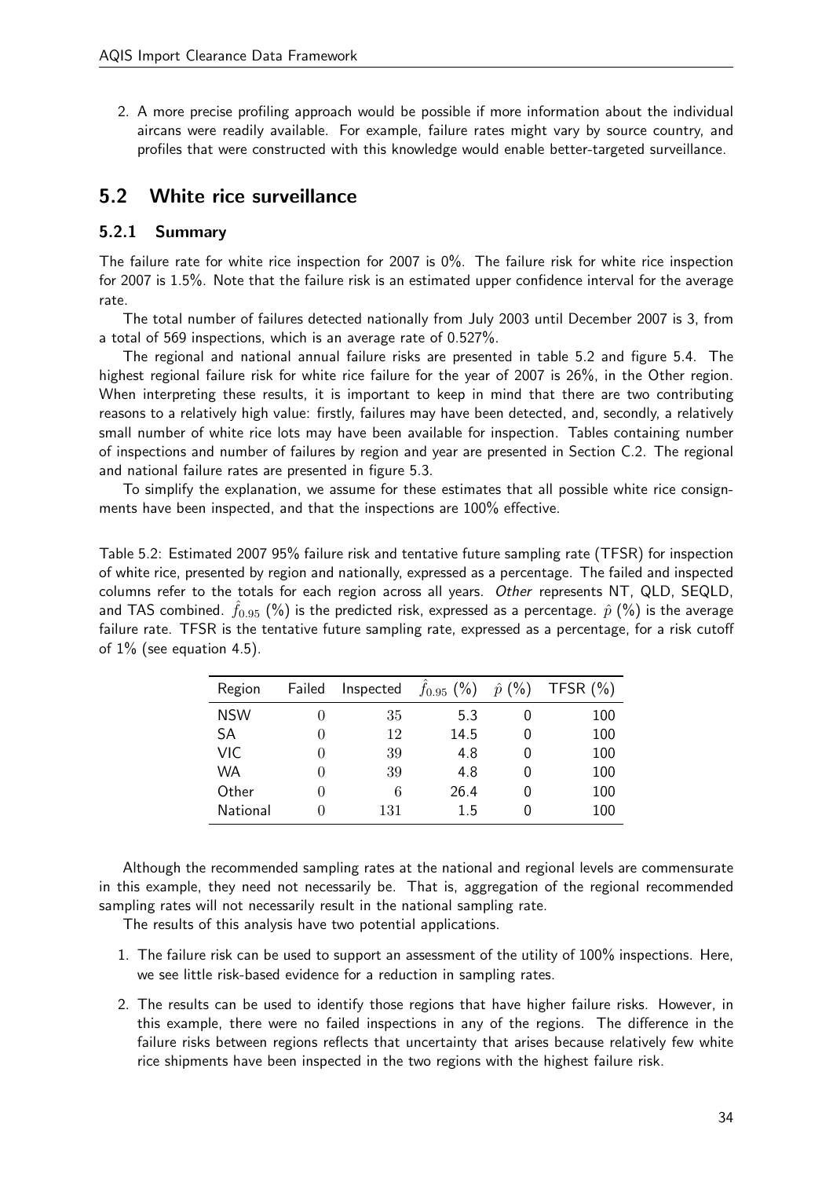2. A more precise profiling approach would be possible if more information about the individual aircans were readily available. For example, failure rates might vary by source country, and profiles that were constructed with this knowledge would enable better-targeted surveillance.

## 5.2 White rice surveillance

### 5.2.1 Summary

The failure rate for white rice inspection for 2007 is 0%. The failure risk for white rice inspection for 2007 is 1.5%. Note that the failure risk is an estimated upper confidence interval for the average rate.

The total number of failures detected nationally from July 2003 until December 2007 is 3, from a total of 569 inspections, which is an average rate of 0.527%.

The regional and national annual failure risks are presented in table 5.2 and figure 5.4. The highest regional failure risk for white rice failure for the year of 2007 is 26%, in the Other region. When interpreting these results, it is important to keep in mind that there are two contributing reasons to a relatively high value: firstly, failures may have been detected, and, secondly, a relatively small number of white rice lots may have been available for inspection. Tables containing number of inspections and number of failures by region and year are presented in Section C.2. The regional and national failure rates are presented in figure 5.3.

To simplify the explanation, we assume for these estimates that all possible white rice consignments have been inspected, and that the inspections are 100% effective.

Table 5.2: Estimated 2007 95% failure risk and tentative future sampling rate (TFSR) for inspection of white rice, presented by region and nationally, expressed as a percentage. The failed and inspected columns refer to the totals for each region across all years. *Other* represents NT, QLD, SEQLD, and TAS combined. $\hat{f}_{0.95}$ (%) is the predicted risk, expressed as a percentage. $\hat{p}$ (%) is the average failure rate. TFSR is the tentative future sampling rate, expressed as a percentage, for a risk cutoff of 1% (see equation 4.5).

| Region | Failed | Inspected | $\hat{f}_{0.95}$ (%) | $\hat{p}$ (%) | TFSR (%) |
|---|---|---|---|---|---|
| NSW | 0 | 35 | 5.3 | 0 | 100 |
| SA | 0 | 12 | 14.5 | 0 | 100 |
| VIC | 0 | 39 | 4.8 | 0 | 100 |
| WA | 0 | 39 | 4.8 | 0 | 100 |
| Other | 0 | 6 | 26.4 | 0 | 100 |
| National | 0 | 131 | 1.5 | 0 | 100 |

Although the recommended sampling rates at the national and regional levels are commensurate in this example, they need not necessarily be. That is, aggregation of the regional recommended sampling rates will not necessarily result in the national sampling rate.

The results of this analysis have two potential applications.

1. The failure risk can be used to support an assessment of the utility of 100% inspections. Here, we see little risk-based evidence for a reduction in sampling rates.
2. The results can be used to identify those regions that have higher failure risks. However, in this example, there were no failed inspections in any of the regions. The difference in the failure risks between regions reflects that uncertainty that arises because relatively few white rice shipments have been inspected in the two regions with the highest failure risk.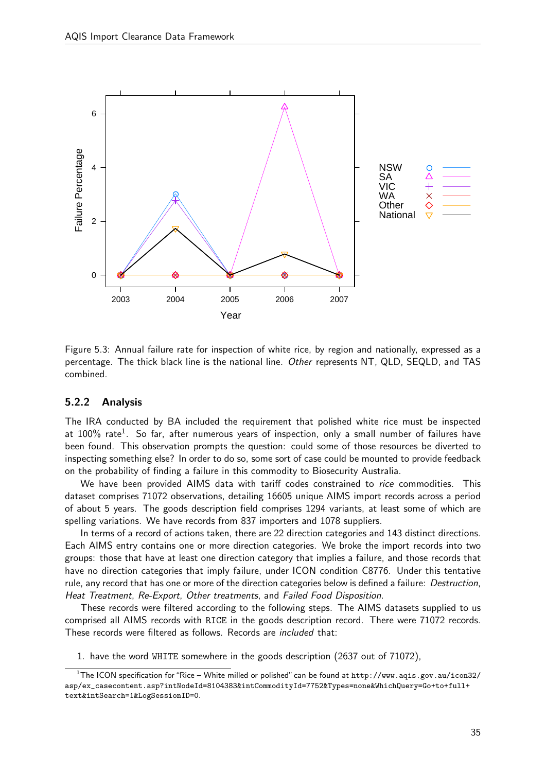Figure 5.3: Annual failure rate for inspection of white rice, by region and nationally, expressed as a percentage. The thick black line is the national line. *Other* represents NT, QLD, SEQLD, and TAS combined.

### 5.2.2 Analysis

The IRA conducted by BA included the requirement that polished white rice must be inspected at 100% rate[1]. So far, after numerous years of inspection, only a small number of failures have been found. This observation prompts the question: could some of those resources be diverted to inspecting something else? In order to do so, some sort of case could be mounted to provide feedback on the probability of finding a failure in this commodity to Biosecurity Australia.

We have been provided AIMS data with tariff codes constrained to *rice* commodities. This dataset comprises 71072 observations, detailing 16605 unique AIMS import records across a period of about 5 years. The goods description field comprises 1294 variants, at least some of which are spelling variations. We have records from 837 importers and 1078 suppliers.

In terms of a record of actions taken, there are 22 direction categories and 143 distinct directions. Each AIMS entry contains one or more direction categories. We broke the import records into two groups: those that have at least one direction category that implies a failure, and those records that have no direction categories that imply failure, under ICON condition C8776. Under this tentative rule, any record that has one or more of the direction categories below is defined a failure: *Destruction*, *Heat Treatment*, *Re-Export*, *Other treatments*, and *Failed Food Disposition*.

These records were filtered according to the following steps. The AIMS datasets supplied to us comprised all AIMS records with `RICE` in the goods description record. There were 71072 records. These records were filtered as follows. Records are *included* that:

1. have the word `WHITE` somewhere in the goods description (2637 out of 71072),

[1] The ICON specification for "Rice – White milled or polished" can be found at `http://www.aqis.gov.au/icon32/asp/ex_casecontent.asp?intNodeId=8104383&intCommodityId=7752&Types=none&WhichQuery=Go+to+full+text&intSearch=1&LogSessionID=0`.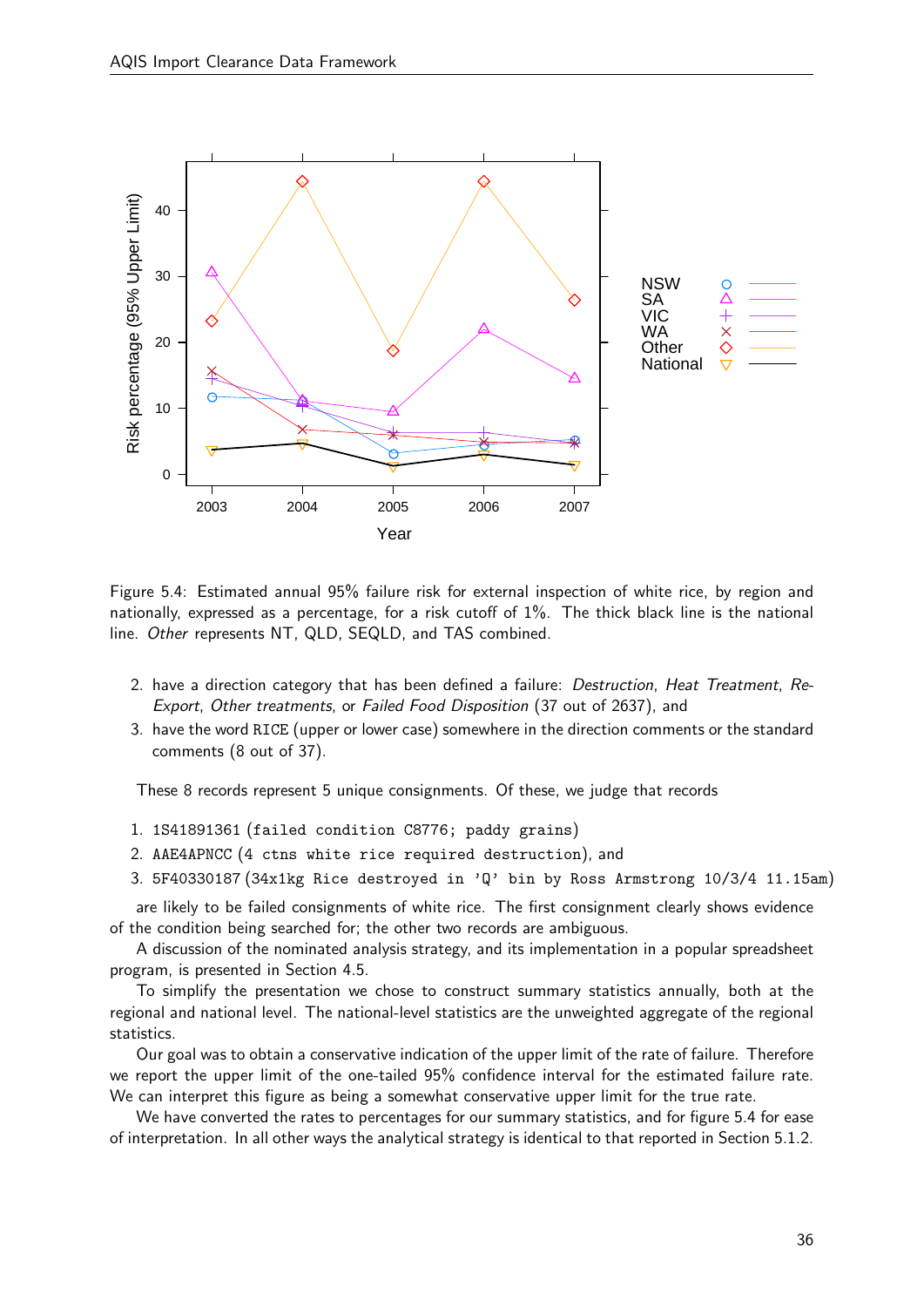Figure 5.4: Estimated annual 95% failure risk for external inspection of white rice, by region and nationally, expressed as a percentage, for a risk cutoff of 1%. The thick black line is the national line. *Other* represents NT, QLD, SEQLD, and TAS combined.

2. have a direction category that has been defined a failure: *Destruction*, *Heat Treatment*, *Re-Export*, *Other treatments*, or *Failed Food Disposition* (37 out of 2637), and
3. have the word `RICE` (upper or lower case) somewhere in the direction comments or the standard comments (8 out of 37).

These 8 records represent 5 unique consignments. Of these, we judge that records

1. `1S41891361 (failed condition C8776; paddy grains)`
2. `AAE4APNCC (4 ctns white rice required destruction)`, and
3. `5F40330187 (34x1kg Rice destroyed in 'Q' bin by Ross Armstrong 10/3/4 11.15am)`

are likely to be failed consignments of white rice. The first consignment clearly shows evidence of the condition being searched for; the other two records are ambiguous.

A discussion of the nominated analysis strategy, and its implementation in a popular spreadsheet program, is presented in Section 4.5.

To simplify the presentation we chose to construct summary statistics annually, both at the regional and national level. The national-level statistics are the unweighted aggregate of the regional statistics.

Our goal was to obtain a conservative indication of the upper limit of the rate of failure. Therefore we report the upper limit of the one-tailed 95% confidence interval for the estimated failure rate. We can interpret this figure as being a somewhat conservative upper limit for the true rate.

We have converted the rates to percentages for our summary statistics, and for figure 5.4 for ease of interpretation. In all other ways the analytical strategy is identical to that reported in Section 5.1.2.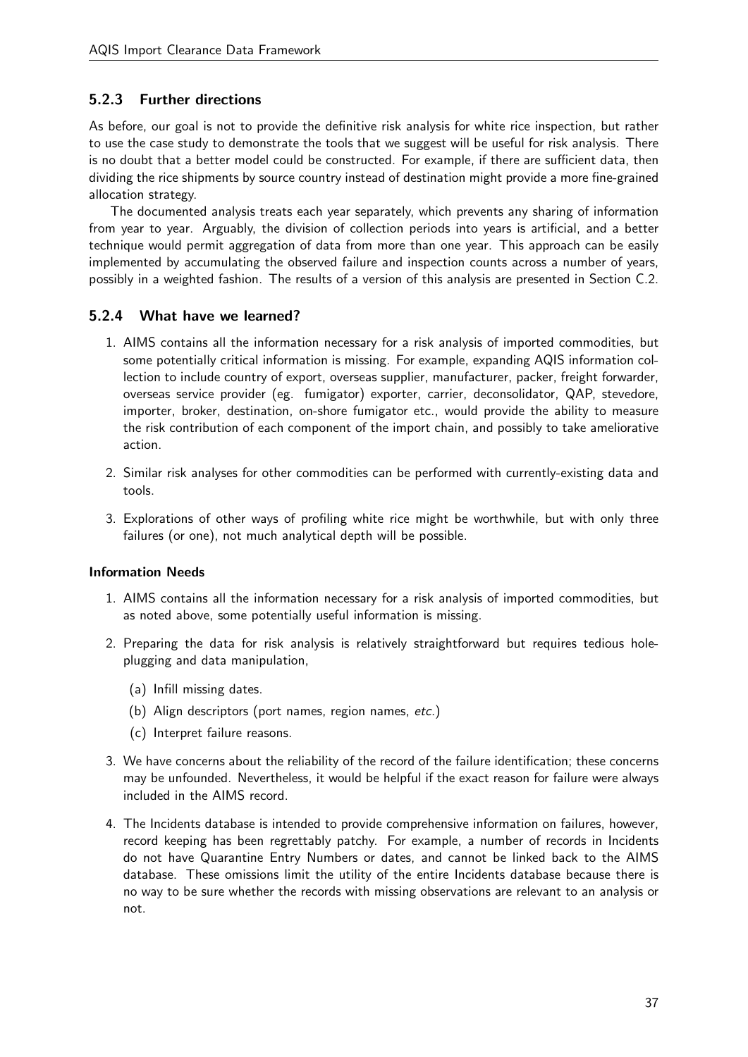### 5.2.3 Further directions

As before, our goal is not to provide the definitive risk analysis for white rice inspection, but rather to use the case study to demonstrate the tools that we suggest will be useful for risk analysis. There is no doubt that a better model could be constructed. For example, if there are sufficient data, then dividing the rice shipments by source country instead of destination might provide a more fine-grained allocation strategy.

The documented analysis treats each year separately, which prevents any sharing of information from year to year. Arguably, the division of collection periods into years is artificial, and a better technique would permit aggregation of data from more than one year. This approach can be easily implemented by accumulating the observed failure and inspection counts across a number of years, possibly in a weighted fashion. The results of a version of this analysis are presented in Section C.2.

### 5.2.4 What have we learned?

1. AIMS contains all the information necessary for a risk analysis of imported commodities, but some potentially critical information is missing. For example, expanding AQIS information collection to include country of export, overseas supplier, manufacturer, packer, freight forwarder, overseas service provider (eg. fumigator) exporter, carrier, deconsolidator, QAP, stevedore, importer, broker, destination, on-shore fumigator etc., would provide the ability to measure the risk contribution of each component of the import chain, and possibly to take ameliorative action.
2. Similar risk analyses for other commodities can be performed with currently-existing data and tools.
3. Explorations of other ways of profiling white rice might be worthwhile, but with only three failures (or one), not much analytical depth will be possible.

#### Information Needs

1. AIMS contains all the information necessary for a risk analysis of imported commodities, but as noted above, some potentially useful information is missing.
2. Preparing the data for risk analysis is relatively straightforward but requires tedious hole-plugging and data manipulation,
   (a) Infill missing dates.
   (b) Align descriptors (port names, region names, *etc.*)
   (c) Interpret failure reasons.
3. We have concerns about the reliability of the record of the failure identification; these concerns may be unfounded. Nevertheless, it would be helpful if the exact reason for failure were always included in the AIMS record.
4. The Incidents database is intended to provide comprehensive information on failures, however, record keeping has been regrettably patchy. For example, a number of records in Incidents do not have Quarantine Entry Numbers or dates, and cannot be linked back to the AIMS database. These omissions limit the utility of the entire Incidents database because there is no way to be sure whether the records with missing observations are relevant to an analysis or not.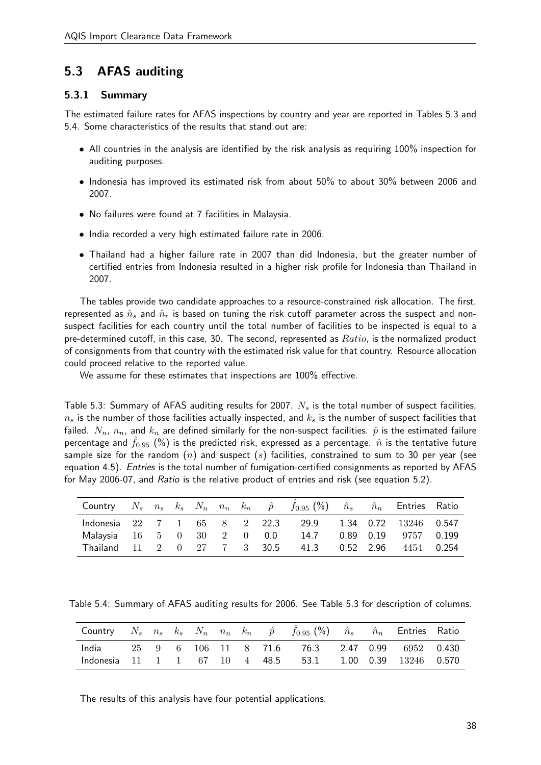## 5.3 AFAS auditing

### 5.3.1 Summary

The estimated failure rates for AFAS inspections by country and year are reported in Tables 5.3 and 5.4. Some characteristics of the results that stand out are:

- All countries in the analysis are identified by the risk analysis as requiring 100% inspection for auditing purposes.
- Indonesia has improved its estimated risk from about 50% to about 30% between 2006 and 2007.
- No failures were found at 7 facilities in Malaysia.
- India recorded a very high estimated failure rate in 2006.
- Thailand had a higher failure rate in 2007 than did Indonesia, but the greater number of certified entries from Indonesia resulted in a higher risk profile for Indonesia than Thailand in 2007.

The tables provide two candidate approaches to a resource-constrained risk allocation. The first, represented as $\hat{n}_s$ and $\hat{n}_r$ is based on tuning the risk cutoff parameter across the suspect and non-suspect facilities for each country until the total number of facilities to be inspected is equal to a pre-determined cutoff, in this case, 30. The second, represented as $Ratio$, is the normalized product of consignments from that country with the estimated risk value for that country. Resource allocation could proceed relative to the reported value.

We assume for these estimates that inspections are 100% effective.

Table 5.3: Summary of AFAS auditing results for 2007. $N_s$ is the total number of suspect facilities, $n_s$ is the number of those facilities actually inspected, and $k_s$ is the number of suspect facilities that failed. $N_n$, $n_n$, and $k_n$ are defined similarly for the non-suspect facilities. $\hat{p}$ is the estimated failure percentage and $\hat{f}_{0.95}$ (%) is the predicted risk, expressed as a percentage. $\hat{n}$ is the tentative future sample size for the random ($n$) and suspect ($s$) facilities, constrained to sum to 30 per year (see equation 4.5). *Entries* is the total number of fumigation-certified consignments as reported by AFAS for May 2006-07, and *Ratio* is the relative product of entries and risk (see equation 5.2).

| Country | $N_s$ | $n_s$ | $k_s$ | $N_n$ | $n_n$ | $k_n$ | $\hat{p}$ | $\hat{f}_{0.95}$ (%) | $\hat{n}_s$ | $\hat{n}_n$ | Entries | Ratio |
|---|---|---|---|---|---|---|---|---|---|---|---|---|
| Indonesia | 22 | 7 | 1 | 65 | 8 | 2 | 22.3 | 29.9 | 1.34 | 0.72 | 13246 | 0.547 |
| Malaysia | 16 | 5 | 0 | 30 | 2 | 0 | 0.0 | 14.7 | 0.89 | 0.19 | 9757 | 0.199 |
| Thailand | 11 | 2 | 0 | 27 | 7 | 3 | 30.5 | 41.3 | 0.52 | 2.96 | 4454 | 0.254 |

Table 5.4: Summary of AFAS auditing results for 2006. See Table 5.3 for description of columns.

| Country | $N_s$ | $n_s$ | $k_s$ | $N_n$ | $n_n$ | $k_n$ | $\hat{p}$ | $\hat{f}_{0.95}$ (%) | $\hat{n}_s$ | $\hat{n}_n$ | Entries | Ratio |
|---|---|---|---|---|---|---|---|---|---|---|---|---|
| India | 25 | 9 | 6 | 106 | 11 | 8 | 71.6 | 76.3 | 2.47 | 0.99 | 6952 | 0.430 |
| Indonesia | 11 | 1 | 1 | 67 | 10 | 4 | 48.5 | 53.1 | 1.00 | 0.39 | 13246 | 0.570 |

The results of this analysis have four potential applications.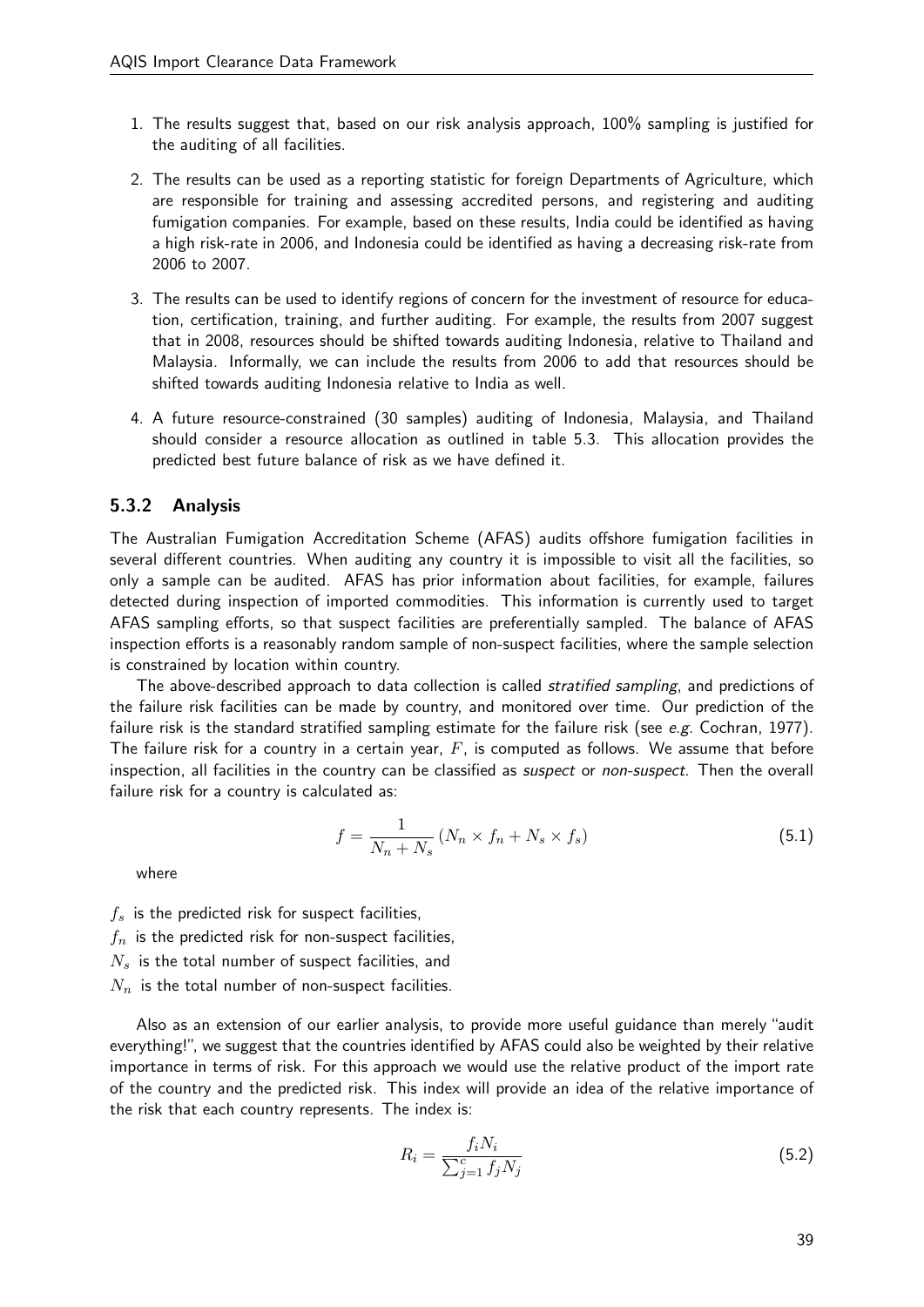1. The results suggest that, based on our risk analysis approach, 100% sampling is justified for the auditing of all facilities.

2. The results can be used as a reporting statistic for foreign Departments of Agriculture, which are responsible for training and assessing accredited persons, and registering and auditing fumigation companies. For example, based on these results, India could be identified as having a high risk-rate in 2006, and Indonesia could be identified as having a decreasing risk-rate from 2006 to 2007.

3. The results can be used to identify regions of concern for the investment of resource for education, certification, training, and further auditing. For example, the results from 2007 suggest that in 2008, resources should be shifted towards auditing Indonesia, relative to Thailand and Malaysia. Informally, we can include the results from 2006 to add that resources should be shifted towards auditing Indonesia relative to India as well.

4. A future resource-constrained (30 samples) auditing of Indonesia, Malaysia, and Thailand should consider a resource allocation as outlined in table 5.3. This allocation provides the predicted best future balance of risk as we have defined it.

### 5.3.2 Analysis

The Australian Fumigation Accreditation Scheme (AFAS) audits offshore fumigation facilities in several different countries. When auditing any country it is impossible to visit all the facilities, so only a sample can be audited. AFAS has prior information about facilities, for example, failures detected during inspection of imported commodities. This information is currently used to target AFAS sampling efforts, so that suspect facilities are preferentially sampled. The balance of AFAS inspection efforts is a reasonably random sample of non-suspect facilities, where the sample selection is constrained by location within country.

The above-described approach to data collection is called *stratified sampling*, and predictions of the failure risk facilities can be made by country, and monitored over time. Our prediction of the failure risk is the standard stratified sampling estimate for the failure risk (see *e.g.* Cochran, 1977). The failure risk for a country in a certain year, $F$, is computed as follows. We assume that before inspection, all facilities in the country can be classified as *suspect* or *non-suspect*. Then the overall failure risk for a country is calculated as:

$$f = \frac{1}{N_n + N_s} \left( N_n \times f_n + N_s \times f_s \right) \tag{5.1}$$

where

$f_s$ is the predicted risk for suspect facilities,
$f_n$ is the predicted risk for non-suspect facilities,
$N_s$ is the total number of suspect facilities, and
$N_n$ is the total number of non-suspect facilities.

Also as an extension of our earlier analysis, to provide more useful guidance than merely "audit everything!", we suggest that the countries identified by AFAS could also be weighted by their relative importance in terms of risk. For this approach we would use the relative product of the import rate of the country and the predicted risk. This index will provide an idea of the relative importance of the risk that each country represents. The index is:

$$R_i = \frac{f_i N_i}{\sum_{j=1}^{c} f_j N_j} \tag{5.2}$$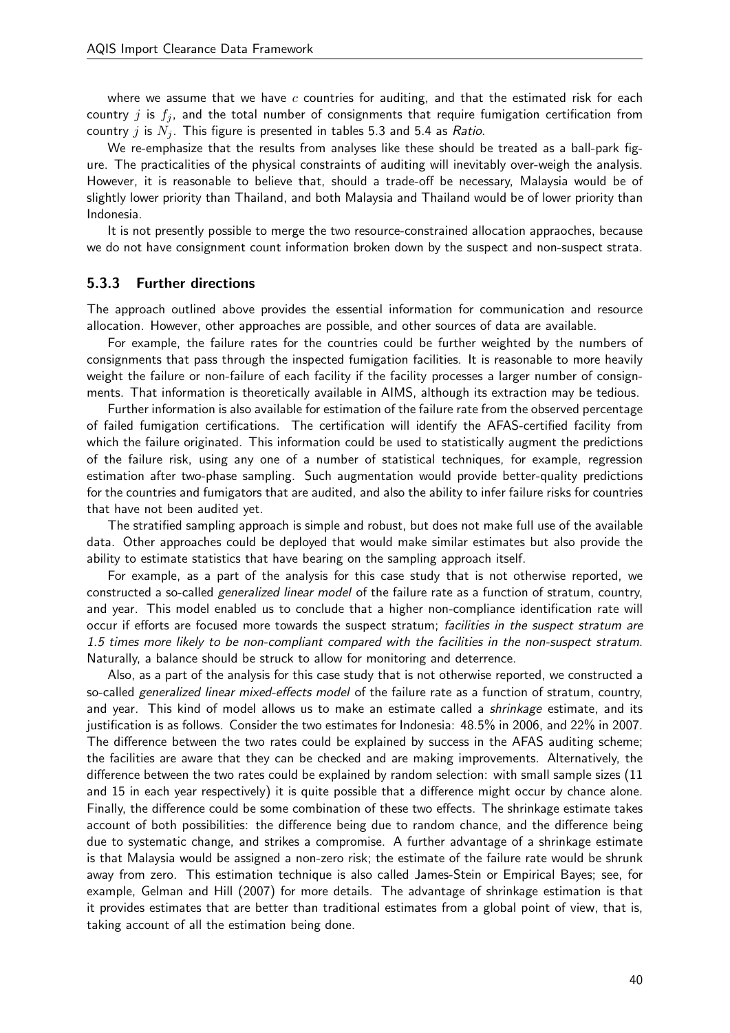where we assume that we have $c$ countries for auditing, and that the estimated risk for each country $j$ is $f_j$, and the total number of consignments that require fumigation certification from country $j$ is $N_j$. This figure is presented in tables 5.3 and 5.4 as *Ratio*.

We re-emphasize that the results from analyses like these should be treated as a ball-park figure. The practicalities of the physical constraints of auditing will inevitably over-weigh the analysis. However, it is reasonable to believe that, should a trade-off be necessary, Malaysia would be of slightly lower priority than Thailand, and both Malaysia and Thailand would be of lower priority than Indonesia.

It is not presently possible to merge the two resource-constrained allocation appraoches, because we do not have consignment count information broken down by the suspect and non-suspect strata.

### 5.3.3 Further directions

The approach outlined above provides the essential information for communication and resource allocation. However, other approaches are possible, and other sources of data are available.

For example, the failure rates for the countries could be further weighted by the numbers of consignments that pass through the inspected fumigation facilities. It is reasonable to more heavily weight the failure or non-failure of each facility if the facility processes a larger number of consignments. That information is theoretically available in AIMS, although its extraction may be tedious.

Further information is also available for estimation of the failure rate from the observed percentage of failed fumigation certifications. The certification will identify the AFAS-certified facility from which the failure originated. This information could be used to statistically augment the predictions of the failure risk, using any one of a number of statistical techniques, for example, regression estimation after two-phase sampling. Such augmentation would provide better-quality predictions for the countries and fumigators that are audited, and also the ability to infer failure risks for countries that have not been audited yet.

The stratified sampling approach is simple and robust, but does not make full use of the available data. Other approaches could be deployed that would make similar estimates but also provide the ability to estimate statistics that have bearing on the sampling approach itself.

For example, as a part of the analysis for this case study that is not otherwise reported, we constructed a so-called *generalized linear model* of the failure rate as a function of stratum, country, and year. This model enabled us to conclude that a higher non-compliance identification rate will occur if efforts are focused more towards the suspect stratum; *facilities in the suspect stratum are 1.5 times more likely to be non-compliant compared with the facilities in the non-suspect stratum.* Naturally, a balance should be struck to allow for monitoring and deterrence.

Also, as a part of the analysis for this case study that is not otherwise reported, we constructed a so-called *generalized linear mixed-effects model* of the failure rate as a function of stratum, country, and year. This kind of model allows us to make an estimate called a *shrinkage* estimate, and its justification is as follows. Consider the two estimates for Indonesia: 48.5% in 2006, and 22% in 2007. The difference between the two rates could be explained by success in the AFAS auditing scheme; the facilities are aware that they can be checked and are making improvements. Alternatively, the difference between the two rates could be explained by random selection: with small sample sizes (11 and 15 in each year respectively) it is quite possible that a difference might occur by chance alone. Finally, the difference could be some combination of these two effects. The shrinkage estimate takes account of both possibilities: the difference being due to random chance, and the difference being due to systematic change, and strikes a compromise. A further advantage of a shrinkage estimate is that Malaysia would be assigned a non-zero risk; the estimate of the failure rate would be shrunk away from zero. This estimation technique is also called James-Stein or Empirical Bayes; see, for example, Gelman and Hill (2007) for more details. The advantage of shrinkage estimation is that it provides estimates that are better than traditional estimates from a global point of view, that is, taking account of all the estimation being done.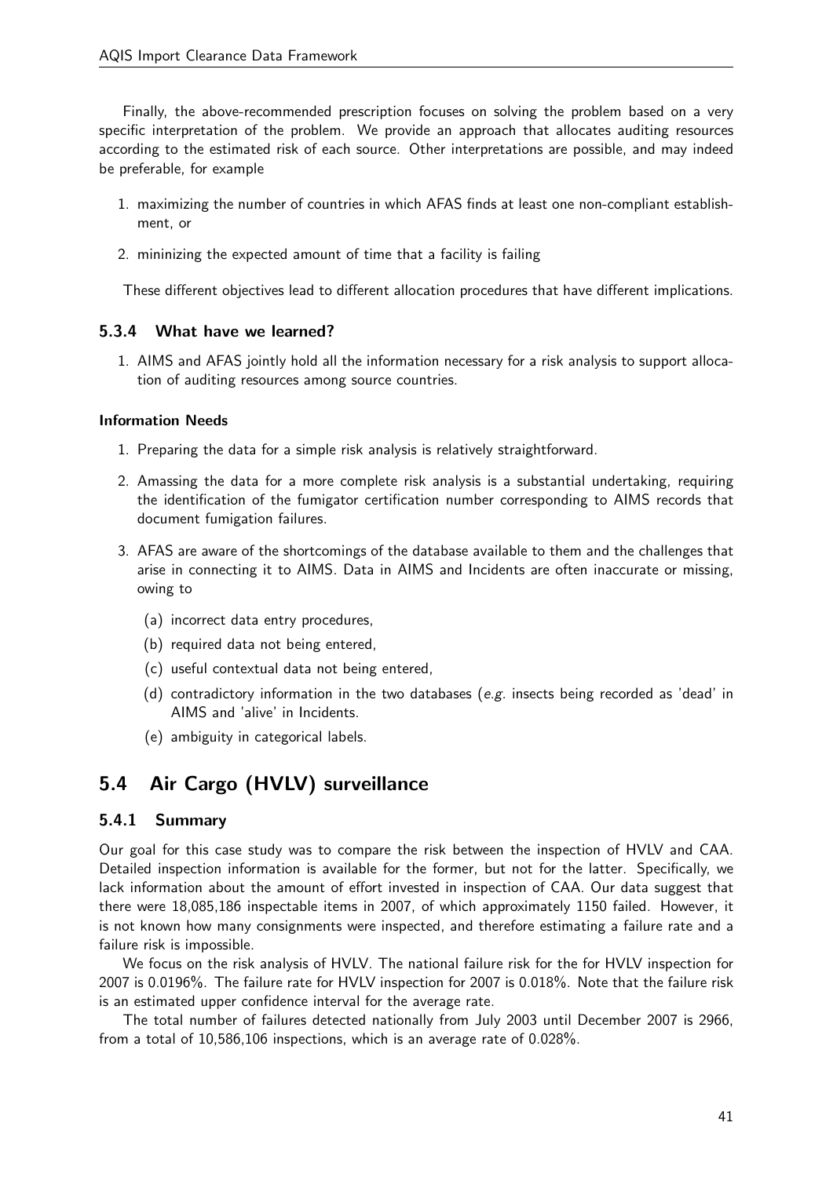Finally, the above-recommended prescription focuses on solving the problem based on a very specific interpretation of the problem. We provide an approach that allocates auditing resources according to the estimated risk of each source. Other interpretations are possible, and may indeed be preferable, for example

1. maximizing the number of countries in which AFAS finds at least one non-compliant establishment, or
2. mininizing the expected amount of time that a facility is failing

These different objectives lead to different allocation procedures that have different implications.

### 5.3.4 What have we learned?

1. AIMS and AFAS jointly hold all the information necessary for a risk analysis to support allocation of auditing resources among source countries.

#### Information Needs

1. Preparing the data for a simple risk analysis is relatively straightforward.
2. Amassing the data for a more complete risk analysis is a substantial undertaking, requiring the identification of the fumigator certification number corresponding to AIMS records that document fumigation failures.
3. AFAS are aware of the shortcomings of the database available to them and the challenges that arise in connecting it to AIMS. Data in AIMS and Incidents are often inaccurate or missing, owing to
   (a) incorrect data entry procedures,
   (b) required data not being entered,
   (c) useful contextual data not being entered,
   (d) contradictory information in the two databases (*e.g.* insects being recorded as 'dead' in AIMS and 'alive' in Incidents.
   (e) ambiguity in categorical labels.

## 5.4 Air Cargo (HVLV) surveillance

### 5.4.1 Summary

Our goal for this case study was to compare the risk between the inspection of HVLV and CAA. Detailed inspection information is available for the former, but not for the latter. Specifically, we lack information about the amount of effort invested in inspection of CAA. Our data suggest that there were 18,085,186 inspectable items in 2007, of which approximately 1150 failed. However, it is not known how many consignments were inspected, and therefore estimating a failure rate and a failure risk is impossible.

We focus on the risk analysis of HVLV. The national failure risk for the for HVLV inspection for 2007 is 0.0196%. The failure rate for HVLV inspection for 2007 is 0.018%. Note that the failure risk is an estimated upper confidence interval for the average rate.

The total number of failures detected nationally from July 2003 until December 2007 is 2966, from a total of 10,586,106 inspections, which is an average rate of 0.028%.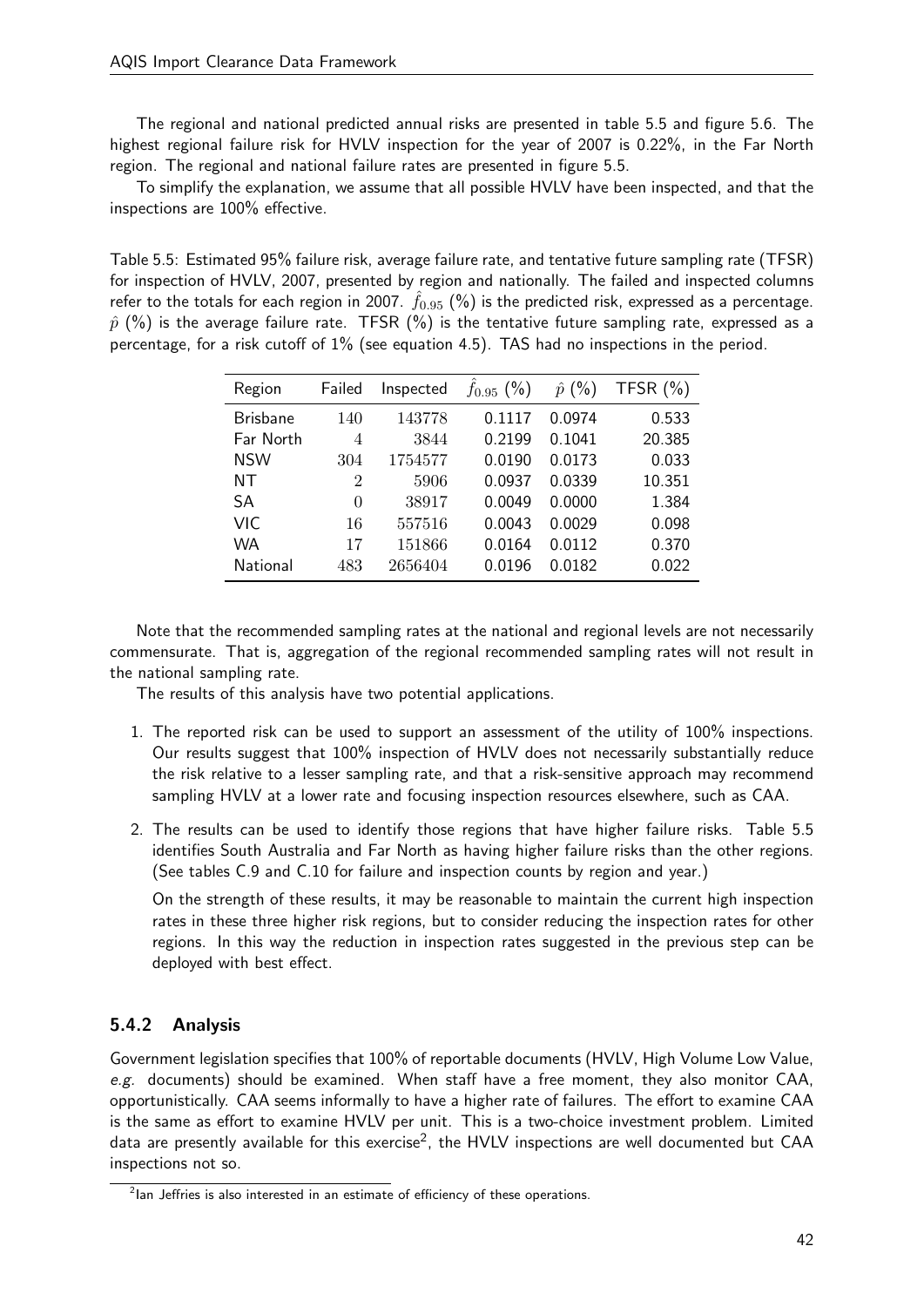The regional and national predicted annual risks are presented in table 5.5 and figure 5.6. The highest regional failure risk for HVLV inspection for the year of 2007 is 0.22%, in the Far North region. The regional and national failure rates are presented in figure 5.5.

To simplify the explanation, we assume that all possible HVLV have been inspected, and that the inspections are 100% effective.

Table 5.5: Estimated 95% failure risk, average failure rate, and tentative future sampling rate (TFSR) for inspection of HVLV, 2007, presented by region and nationally. The failed and inspected columns refer to the totals for each region in 2007. $\hat{f}_{0.95}$ (%) is the predicted risk, expressed as a percentage. $\hat{p}$ (%) is the average failure rate. TFSR (%) is the tentative future sampling rate, expressed as a percentage, for a risk cutoff of 1% (see equation 4.5). TAS had no inspections in the period.

| Region | Failed | Inspected | $\hat{f}_{0.95}$ (%) | $\hat{p}$ (%) | TFSR (%) |
|---|---|---|---|---|---|
| Brisbane | 140 | 143778 | 0.1117 | 0.0974 | 0.533 |
| Far North | 4 | 3844 | 0.2199 | 0.1041 | 20.385 |
| NSW | 304 | 1754577 | 0.0190 | 0.0173 | 0.033 |
| NT | 2 | 5906 | 0.0937 | 0.0339 | 10.351 |
| SA | 0 | 38917 | 0.0049 | 0.0000 | 1.384 |
| VIC | 16 | 557516 | 0.0043 | 0.0029 | 0.098 |
| WA | 17 | 151866 | 0.0164 | 0.0112 | 0.370 |
| National | 483 | 2656404 | 0.0196 | 0.0182 | 0.022 |

Note that the recommended sampling rates at the national and regional levels are not necessarily commensurate. That is, aggregation of the regional recommended sampling rates will not result in the national sampling rate.

The results of this analysis have two potential applications.

1. The reported risk can be used to support an assessment of the utility of 100% inspections. Our results suggest that 100% inspection of HVLV does not necessarily substantially reduce the risk relative to a lesser sampling rate, and that a risk-sensitive approach may recommend sampling HVLV at a lower rate and focusing inspection resources elsewhere, such as CAA.

2. The results can be used to identify those regions that have higher failure risks. Table 5.5 identifies South Australia and Far North as having higher failure risks than the other regions. (See tables C.9 and C.10 for failure and inspection counts by region and year.)

   On the strength of these results, it may be reasonable to maintain the current high inspection rates in these three higher risk regions, but to consider reducing the inspection rates for other regions. In this way the reduction in inspection rates suggested in the previous step can be deployed with best effect.

### 5.4.2 Analysis

Government legislation specifies that 100% of reportable documents (HVLV, High Volume Low Value, *e.g.* documents) should be examined. When staff have a free moment, they also monitor CAA, opportunistically. CAA seems informally to have a higher rate of failures. The effort to examine CAA is the same as effort to examine HVLV per unit. This is a two-choice investment problem. Limited data are presently available for this exercise[2], the HVLV inspections are well documented but CAA inspections not so.

[2] Ian Jeffries is also interested in an estimate of efficiency of these operations.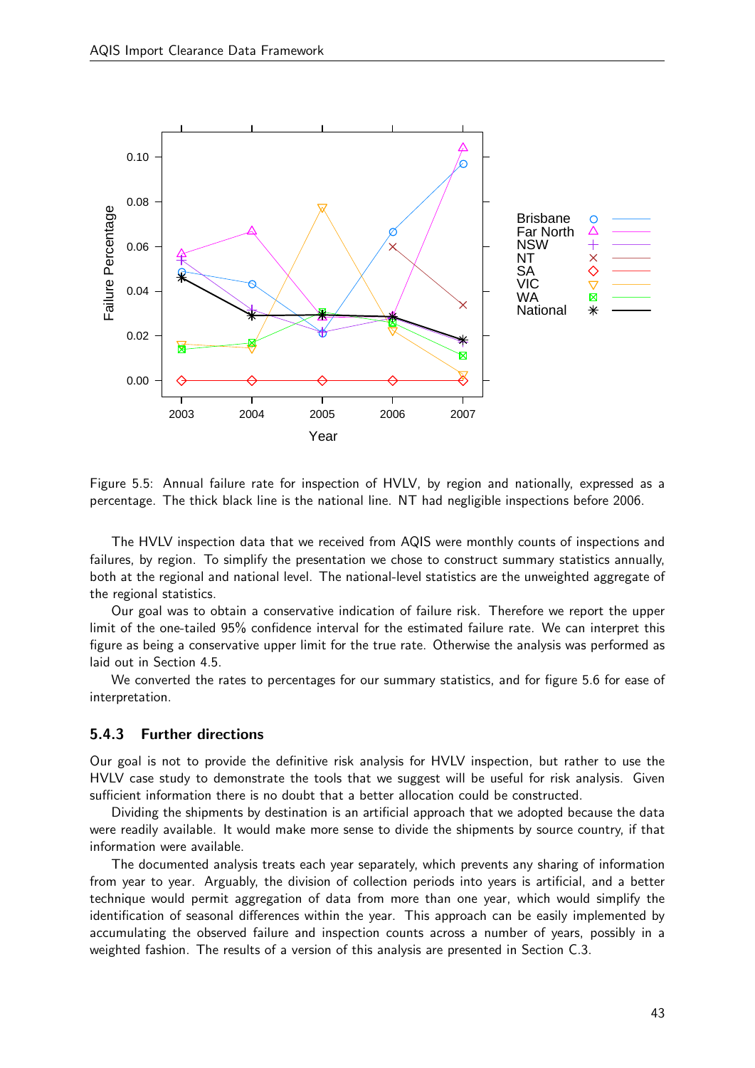Figure 5.5: Annual failure rate for inspection of HVLV, by region and nationally, expressed as a percentage. The thick black line is the national line. NT had negligible inspections before 2006.

The HVLV inspection data that we received from AQIS were monthly counts of inspections and failures, by region. To simplify the presentation we chose to construct summary statistics annually, both at the regional and national level. The national-level statistics are the unweighted aggregate of the regional statistics.

Our goal was to obtain a conservative indication of failure risk. Therefore we report the upper limit of the one-tailed 95% confidence interval for the estimated failure rate. We can interpret this figure as being a conservative upper limit for the true rate. Otherwise the analysis was performed as laid out in Section 4.5.

We converted the rates to percentages for our summary statistics, and for figure 5.6 for ease of interpretation.

### 5.4.3 Further directions

Our goal is not to provide the definitive risk analysis for HVLV inspection, but rather to use the HVLV case study to demonstrate the tools that we suggest will be useful for risk analysis. Given sufficient information there is no doubt that a better allocation could be constructed.

Dividing the shipments by destination is an artificial approach that we adopted because the data were readily available. It would make more sense to divide the shipments by source country, if that information were available.

The documented analysis treats each year separately, which prevents any sharing of information from year to year. Arguably, the division of collection periods into years is artificial, and a better technique would permit aggregation of data from more than one year, which would simplify the identification of seasonal differences within the year. This approach can be easily implemented by accumulating the observed failure and inspection counts across a number of years, possibly in a weighted fashion. The results of a version of this analysis are presented in Section C.3.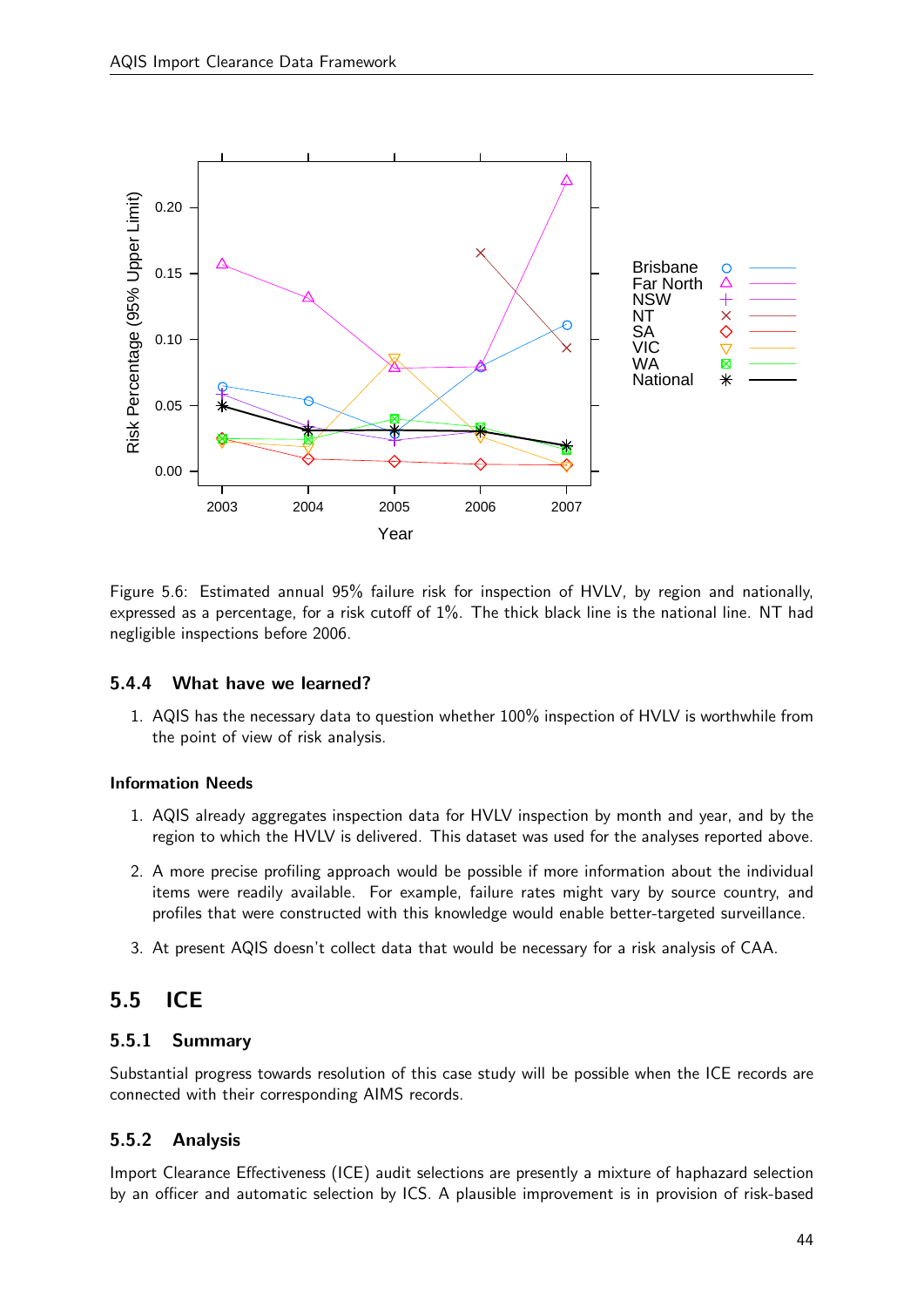Figure 5.6: Estimated annual 95% failure risk for inspection of HVLV, by region and nationally, expressed as a percentage, for a risk cutoff of 1%. The thick black line is the national line. NT had negligible inspections before 2006.

### 5.4.4 What have we learned?

1. AQIS has the necessary data to question whether 100% inspection of HVLV is worthwhile from the point of view of risk analysis.

**Information Needs**

1. AQIS already aggregates inspection data for HVLV inspection by month and year, and by the region to which the HVLV is delivered. This dataset was used for the analyses reported above.
2. A more precise profiling approach would be possible if more information about the individual items were readily available. For example, failure rates might vary by source country, and profiles that were constructed with this knowledge would enable better-targeted surveillance.
3. At present AQIS doesn't collect data that would be necessary for a risk analysis of CAA.

## 5.5 ICE

### 5.5.1 Summary

Substantial progress towards resolution of this case study will be possible when the ICE records are connected with their corresponding AIMS records.

### 5.5.2 Analysis

Import Clearance Effectiveness (ICE) audit selections are presently a mixture of haphazard selection by an officer and automatic selection by ICS. A plausible improvement is in provision of risk-based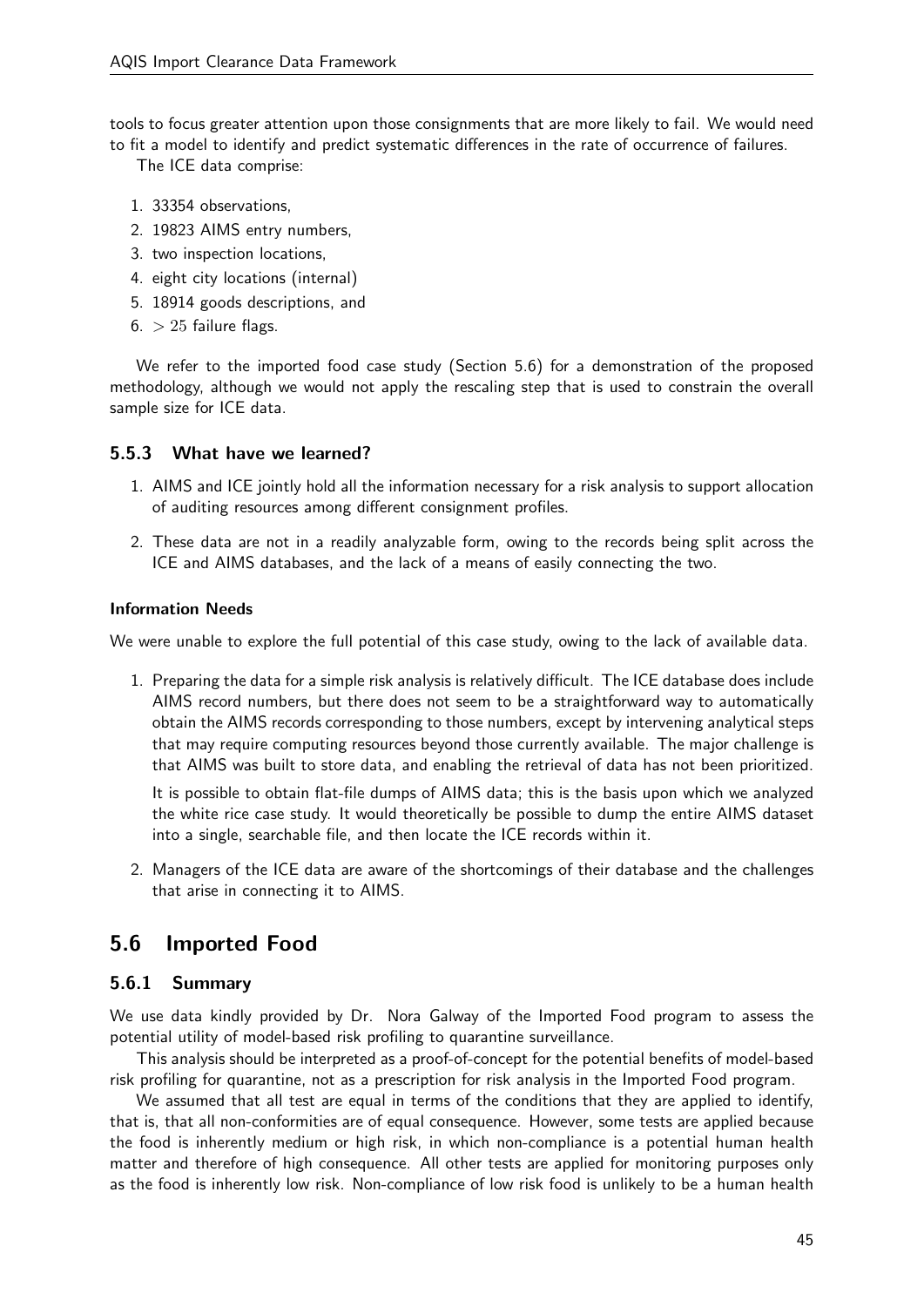tools to focus greater attention upon those consignments that are more likely to fail. We would need to fit a model to identify and predict systematic differences in the rate of occurrence of failures.

The ICE data comprise:

1. 33354 observations,
2. 19823 AIMS entry numbers,
3. two inspection locations,
4. eight city locations (internal)
5. 18914 goods descriptions, and
6. $> 25$ failure flags.

We refer to the imported food case study (Section 5.6) for a demonstration of the proposed methodology, although we would not apply the rescaling step that is used to constrain the overall sample size for ICE data.

### 5.5.3 What have we learned?

1. AIMS and ICE jointly hold all the information necessary for a risk analysis to support allocation of auditing resources among different consignment profiles.
2. These data are not in a readily analyzable form, owing to the records being split across the ICE and AIMS databases, and the lack of a means of easily connecting the two.

#### Information Needs

We were unable to explore the full potential of this case study, owing to the lack of available data.

1. Preparing the data for a simple risk analysis is relatively difficult. The ICE database does include AIMS record numbers, but there does not seem to be a straightforward way to automatically obtain the AIMS records corresponding to those numbers, except by intervening analytical steps that may require computing resources beyond those currently available. The major challenge is that AIMS was built to store data, and enabling the retrieval of data has not been prioritized.

   It is possible to obtain flat-file dumps of AIMS data; this is the basis upon which we analyzed the white rice case study. It would theoretically be possible to dump the entire AIMS dataset into a single, searchable file, and then locate the ICE records within it.

2. Managers of the ICE data are aware of the shortcomings of their database and the challenges that arise in connecting it to AIMS.

## 5.6 Imported Food

### 5.6.1 Summary

We use data kindly provided by Dr. Nora Galway of the Imported Food program to assess the potential utility of model-based risk profiling to quarantine surveillance.

This analysis should be interpreted as a proof-of-concept for the potential benefits of model-based risk profiling for quarantine, not as a prescription for risk analysis in the Imported Food program.

We assumed that all test are equal in terms of the conditions that they are applied to identify, that is, that all non-conformities are of equal consequence. However, some tests are applied because the food is inherently medium or high risk, in which non-compliance is a potential human health matter and therefore of high consequence. All other tests are applied for monitoring purposes only as the food is inherently low risk. Non-compliance of low risk food is unlikely to be a human health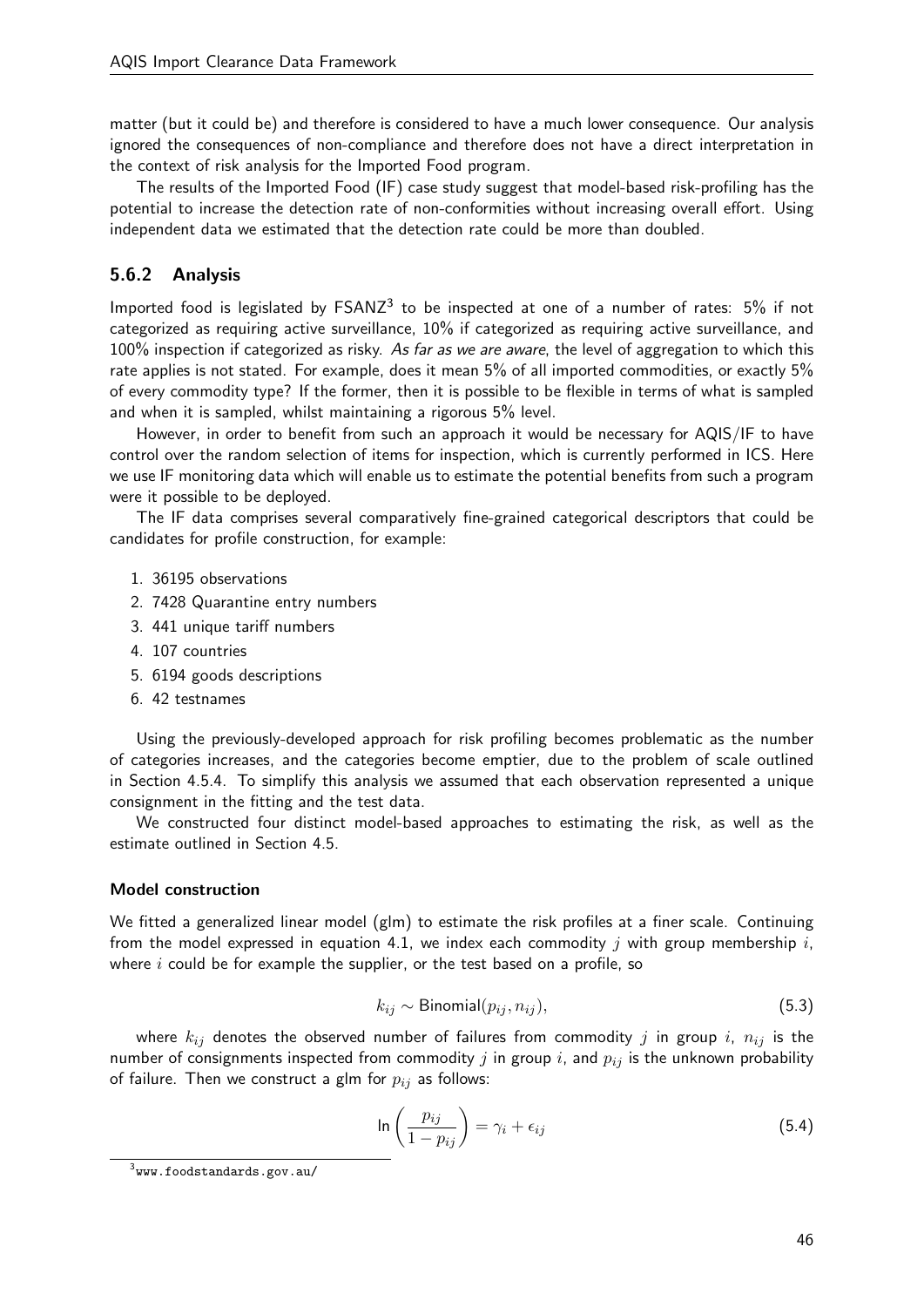matter (but it could be) and therefore is considered to have a much lower consequence. Our analysis ignored the consequences of non-compliance and therefore does not have a direct interpretation in the context of risk analysis for the Imported Food program.

The results of the Imported Food (IF) case study suggest that model-based risk-profiling has the potential to increase the detection rate of non-conformities without increasing overall effort. Using independent data we estimated that the detection rate could be more than doubled.

### 5.6.2 Analysis

Imported food is legislated by FSANZ[3] to be inspected at one of a number of rates: 5% if not categorized as requiring active surveillance, 10% if categorized as requiring active surveillance, and 100% inspection if categorized as risky. *As far as we are aware*, the level of aggregation to which this rate applies is not stated. For example, does it mean 5% of all imported commodities, or exactly 5% of every commodity type? If the former, then it is possible to be flexible in terms of what is sampled and when it is sampled, whilst maintaining a rigorous 5% level.

However, in order to benefit from such an approach it would be necessary for AQIS/IF to have control over the random selection of items for inspection, which is currently performed in ICS. Here we use IF monitoring data which will enable us to estimate the potential benefits from such a program were it possible to be deployed.

The IF data comprises several comparatively fine-grained categorical descriptors that could be candidates for profile construction, for example:

1. 36195 observations
2. 7428 Quarantine entry numbers
3. 441 unique tariff numbers
4. 107 countries
5. 6194 goods descriptions
6. 42 testnames

Using the previously-developed approach for risk profiling becomes problematic as the number of categories increases, and the categories become emptier, due to the problem of scale outlined in Section 4.5.4. To simplify this analysis we assumed that each observation represented a unique consignment in the fitting and the test data.

We constructed four distinct model-based approaches to estimating the risk, as well as the estimate outlined in Section 4.5.

#### Model construction

We fitted a generalized linear model (glm) to estimate the risk profiles at a finer scale. Continuing from the model expressed in equation 4.1, we index each commodity $j$ with group membership $i$, where $i$ could be for example the supplier, or the test based on a profile, so

$$k_{ij} \sim \text{Binomial}(p_{ij}, n_{ij}), \tag{5.3}$$

where $k_{ij}$ denotes the observed number of failures from commodity $j$ in group $i$, $n_{ij}$ is the number of consignments inspected from commodity $j$ in group $i$, and $p_{ij}$ is the unknown probability of failure. Then we construct a glm for $p_{ij}$ as follows:

$$\ln\left(\frac{p_{ij}}{1-p_{ij}}\right) = \gamma_i + \epsilon_{ij} \tag{5.4}$$

[3] www.foodstandards.gov.au/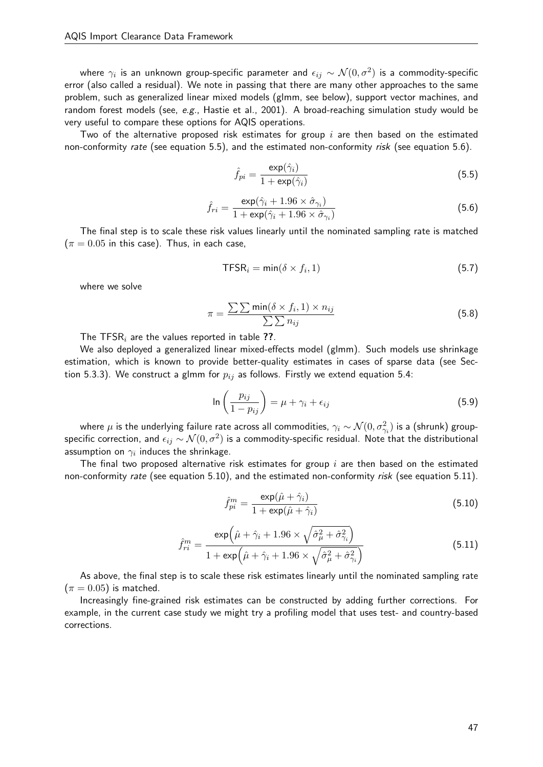where $\gamma_i$ is an unknown group-specific parameter and $\epsilon_{ij} \sim \mathcal{N}(0, \sigma^2)$ is a commodity-specific error (also called a residual). We note in passing that there are many other approaches to the same problem, such as generalized linear mixed models (glmm, see below), support vector machines, and random forest models (see, *e.g.*, Hastie et al., 2001). A broad-reaching simulation study would be very useful to compare these options for AQIS operations.

Two of the alternative proposed risk estimates for group $i$ are then based on the estimated non-conformity *rate* (see equation 5.5), and the estimated non-conformity *risk* (see equation 5.6).

$$\hat{f}_{pi} = \frac{\exp(\hat{\gamma}_i)}{1 + \exp(\hat{\gamma}_i)} \tag{5.5}$$

$$\hat{f}_{ri} = \frac{\exp(\hat{\gamma}_i + 1.96 \times \hat{\sigma}_{\gamma_i})}{1 + \exp(\hat{\gamma}_i + 1.96 \times \hat{\sigma}_{\gamma_i})} \tag{5.6}$$

The final step is to scale these risk values linearly until the nominated sampling rate is matched ($\pi = 0.05$ in this case). Thus, in each case,

$$\mathsf{TFSR}_i = \min(\delta \times f_i, 1) \tag{5.7}$$

where we solve

$$\pi = \frac{\sum\sum \min(\delta \times f_i, 1) \times n_{ij}}{\sum\sum n_{ij}} \tag{5.8}$$

The $\mathsf{TFSR}_i$ are the values reported in table **??**.

We also deployed a generalized linear mixed-effects model (glmm). Such models use shrinkage estimation, which is known to provide better-quality estimates in cases of sparse data (see Section 5.3.3). We construct a glmm for $p_{ij}$ as follows. Firstly we extend equation 5.4:

$$\ln\left(\frac{p_{ij}}{1 - p_{ij}}\right) = \mu + \gamma_i + \epsilon_{ij} \tag{5.9}$$

where $\mu$ is the underlying failure rate across all commodities, $\gamma_i \sim \mathcal{N}(0, \sigma^2_{\gamma_i})$ is a (shrunk) group-specific correction, and $\epsilon_{ij} \sim \mathcal{N}(0, \sigma^2)$ is a commodity-specific residual. Note that the distributional assumption on $\gamma_i$ induces the shrinkage.

The final two proposed alternative risk estimates for group $i$ are then based on the estimated non-conformity *rate* (see equation 5.10), and the estimated non-conformity *risk* (see equation 5.11).

$$\hat{f}^m_{pi} = \frac{\exp(\hat{\mu} + \hat{\gamma}_i)}{1 + \exp(\hat{\mu} + \hat{\gamma}_i)} \tag{5.10}$$

$$\hat{f}^m_{ri} = \frac{\exp\left(\hat{\mu} + \hat{\gamma}_i + 1.96 \times \sqrt{\hat{\sigma}^2_{\mu} + \hat{\sigma}^2_{\gamma_i}}\right)}{1 + \exp\left(\hat{\mu} + \hat{\gamma}_i + 1.96 \times \sqrt{\hat{\sigma}^2_{\mu} + \hat{\sigma}^2_{\gamma_i}}\right)} \tag{5.11}$$

As above, the final step is to scale these risk estimates linearly until the nominated sampling rate ($\pi = 0.05$) is matched.

Increasingly fine-grained risk estimates can be constructed by adding further corrections. For example, in the current case study we might try a profiling model that uses test- and country-based corrections.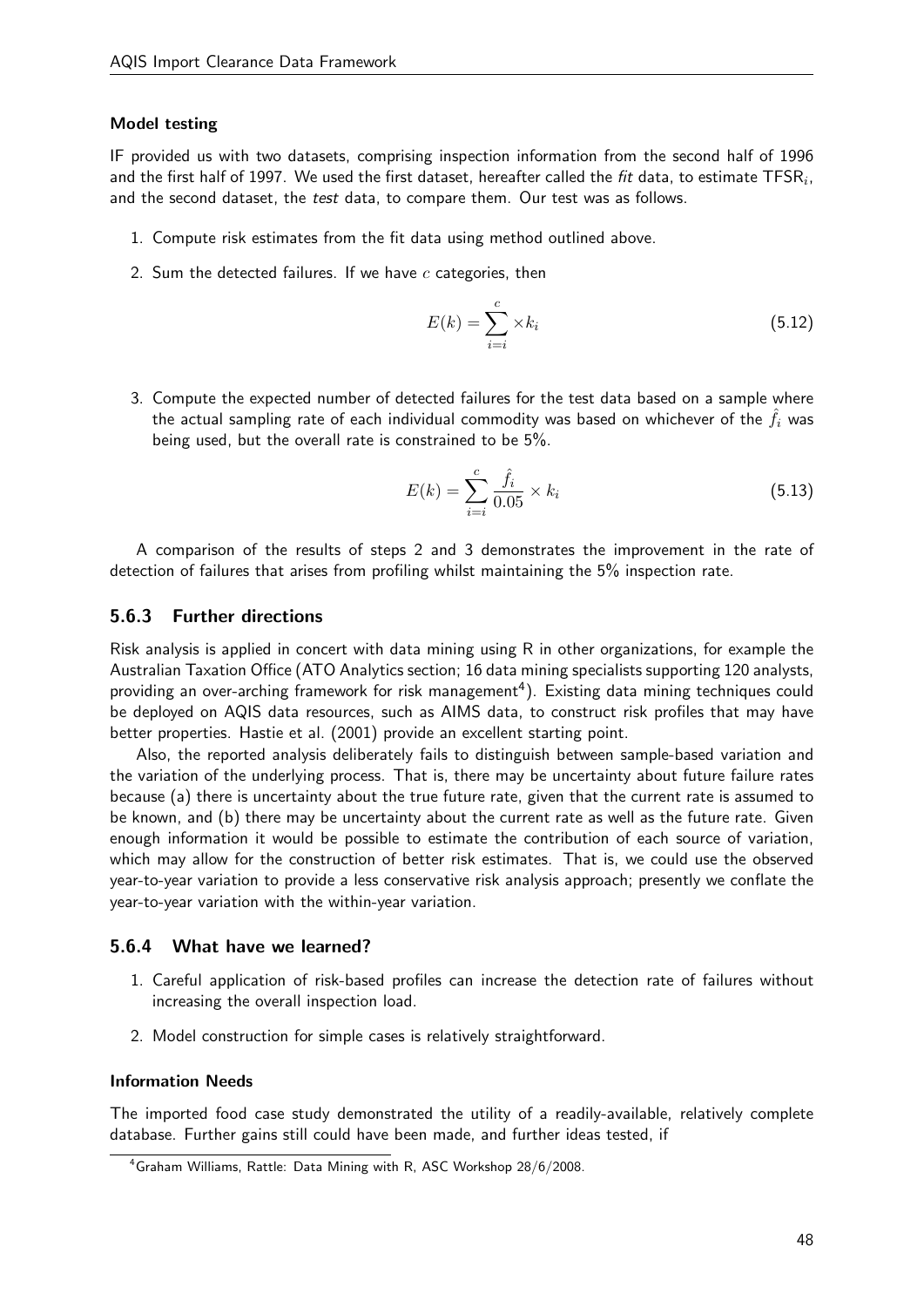#### Model testing

IF provided us with two datasets, comprising inspection information from the second half of 1996 and the first half of 1997. We used the first dataset, hereafter called the *fit* data, to estimate $\mathsf{TFSR}_i$, and the second dataset, the *test* data, to compare them. Our test was as follows.

1. Compute risk estimates from the fit data using method outlined above.
2. Sum the detected failures. If we have $c$ categories, then

$$E(k) = \sum_{i=i}^{c} \times k_i \tag{5.12}$$

3. Compute the expected number of detected failures for the test data based on a sample where the actual sampling rate of each individual commodity was based on whichever of the $\hat{f}_i$ was being used, but the overall rate is constrained to be 5%.

$$E(k) = \sum_{i=i}^{c} \frac{\hat{f}_i}{0.05} \times k_i \tag{5.13}$$

A comparison of the results of steps 2 and 3 demonstrates the improvement in the rate of detection of failures that arises from profiling whilst maintaining the 5% inspection rate.

### 5.6.3 Further directions

Risk analysis is applied in concert with data mining using R in other organizations, for example the Australian Taxation Office (ATO Analytics section; 16 data mining specialists supporting 120 analysts, providing an over-arching framework for risk management[4]). Existing data mining techniques could be deployed on AQIS data resources, such as AIMS data, to construct risk profiles that may have better properties. Hastie et al. (2001) provide an excellent starting point.

Also, the reported analysis deliberately fails to distinguish between sample-based variation and the variation of the underlying process. That is, there may be uncertainty about future failure rates because (a) there is uncertainty about the true future rate, given that the current rate is assumed to be known, and (b) there may be uncertainty about the current rate as well as the future rate. Given enough information it would be possible to estimate the contribution of each source of variation, which may allow for the construction of better risk estimates. That is, we could use the observed year-to-year variation to provide a less conservative risk analysis approach; presently we conflate the year-to-year variation with the within-year variation.

### 5.6.4 What have we learned?

1. Careful application of risk-based profiles can increase the detection rate of failures without increasing the overall inspection load.
2. Model construction for simple cases is relatively straightforward.

#### Information Needs

The imported food case study demonstrated the utility of a readily-available, relatively complete database. Further gains still could have been made, and further ideas tested, if

[4] Graham Williams, Rattle: Data Mining with R, ASC Workshop 28/6/2008.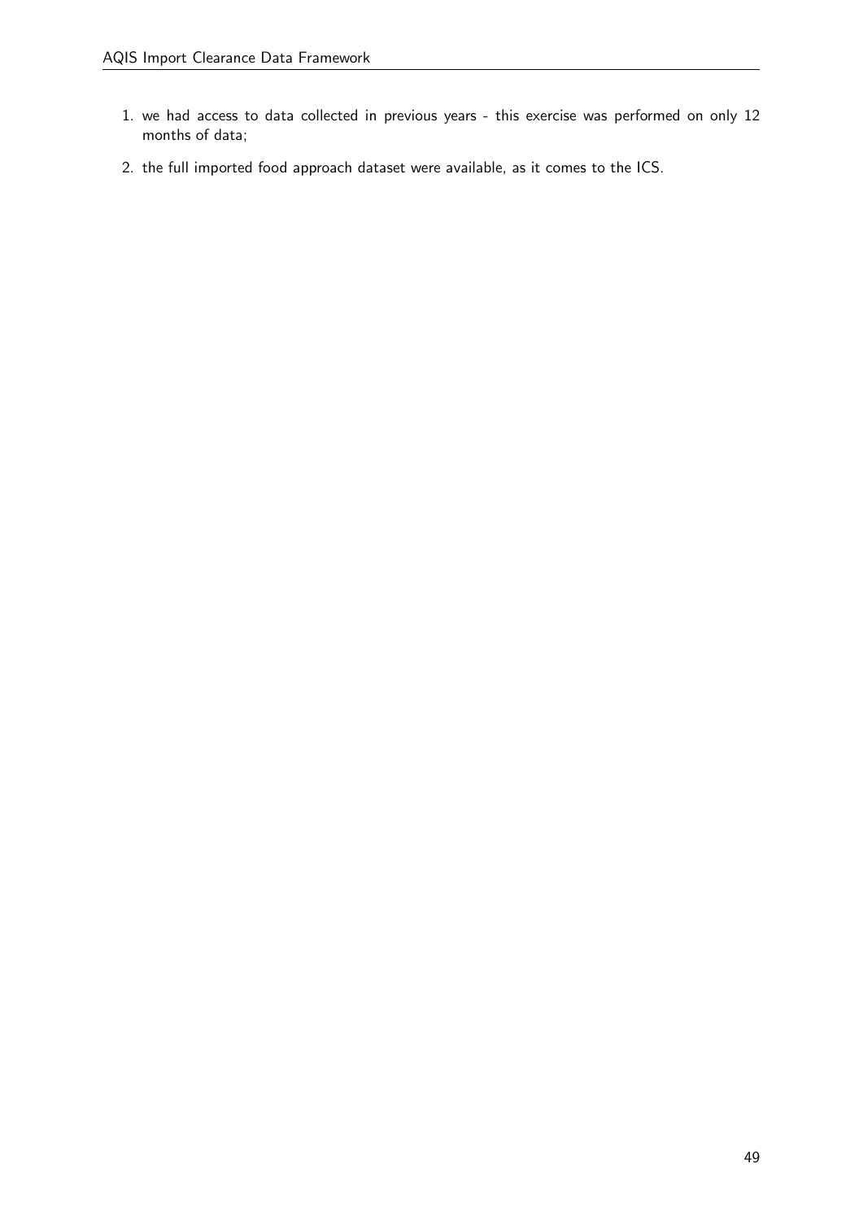1. we had access to data collected in previous years - this exercise was performed on only 12 months of data;
2. the full imported food approach dataset were available, as it comes to the ICS.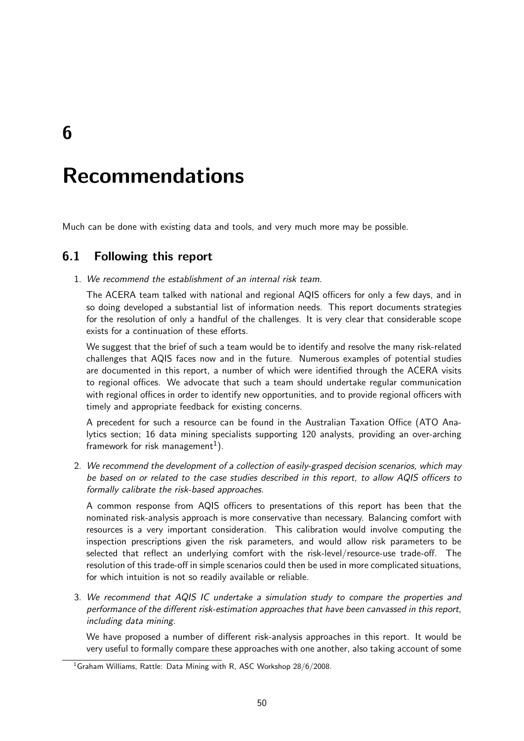# 6

# Recommendations

Much can be done with existing data and tools, and very much more may be possible.

## 6.1 Following this report

1. *We recommend the establishment of an internal risk team.*

   The ACERA team talked with national and regional AQIS officers for only a few days, and in so doing developed a substantial list of information needs. This report documents strategies for the resolution of only a handful of the challenges. It is very clear that considerable scope exists for a continuation of these efforts.

   We suggest that the brief of such a team would be to identify and resolve the many risk-related challenges that AQIS faces now and in the future. Numerous examples of potential studies are documented in this report, a number of which were identified through the ACERA visits to regional offices. We advocate that such a team should undertake regular communication with regional offices in order to identify new opportunities, and to provide regional officers with timely and appropriate feedback for existing concerns.

   A precedent for such a resource can be found in the Australian Taxation Office (ATO Analytics section; 16 data mining specialists supporting 120 analysts, providing an over-arching framework for risk management[1]).

2. *We recommend the development of a collection of easily-grasped decision scenarios, which may be based on or related to the case studies described in this report, to allow AQIS officers to formally calibrate the risk-based approaches.*

   A common response from AQIS officers to presentations of this report has been that the nominated risk-analysis approach is more conservative than necessary. Balancing comfort with resources is a very important consideration. This calibration would involve computing the inspection prescriptions given the risk parameters, and would allow risk parameters to be selected that reflect an underlying comfort with the risk-level/resource-use trade-off. The resolution of this trade-off in simple scenarios could then be used in more complicated situations, for which intuition is not so readily available or reliable.

3. *We recommend that AQIS IC undertake a simulation study to compare the properties and performance of the different risk-estimation approaches that have been canvassed in this report, including data mining.*

   We have proposed a number of different risk-analysis approaches in this report. It would be very useful to formally compare these approaches with one another, also taking account of some

[1] Graham Williams, Rattle: Data Mining with R, ASC Workshop 28/6/2008.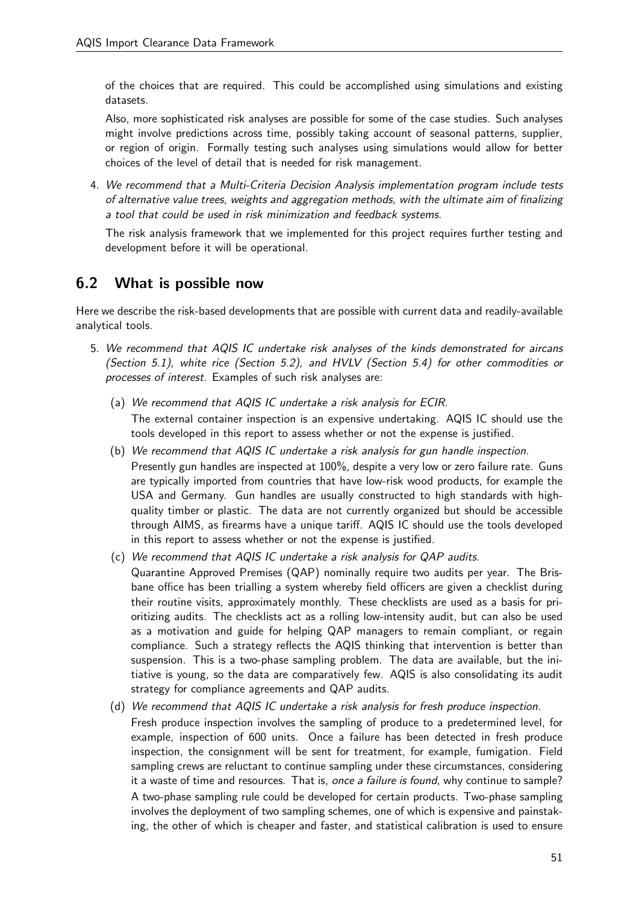of the choices that are required. This could be accomplished using simulations and existing datasets.

Also, more sophisticated risk analyses are possible for some of the case studies. Such analyses might involve predictions across time, possibly taking account of seasonal patterns, supplier, or region of origin. Formally testing such analyses using simulations would allow for better choices of the level of detail that is needed for risk management.

4. *We recommend that a Multi-Criteria Decision Analysis implementation program include tests of alternative value trees, weights and aggregation methods, with the ultimate aim of finalizing a tool that could be used in risk minimization and feedback systems.*

   The risk analysis framework that we implemented for this project requires further testing and development before it will be operational.

## 6.2 What is possible now

Here we describe the risk-based developments that are possible with current data and readily-available analytical tools.

5. *We recommend that AQIS IC undertake risk analyses of the kinds demonstrated for aircans (Section 5.1), white rice (Section 5.2), and HVLV (Section 5.4) for other commodities or processes of interest.* Examples of such risk analyses are:

   (a) *We recommend that AQIS IC undertake a risk analysis for ECIR.*

   The external container inspection is an expensive undertaking. AQIS IC should use the tools developed in this report to assess whether or not the expense is justified.

   (b) *We recommend that AQIS IC undertake a risk analysis for gun handle inspection.*

   Presently gun handles are inspected at 100%, despite a very low or zero failure rate. Guns are typically imported from countries that have low-risk wood products, for example the USA and Germany. Gun handles are usually constructed to high standards with high-quality timber or plastic. The data are not currently organized but should be accessible through AIMS, as firearms have a unique tariff. AQIS IC should use the tools developed in this report to assess whether or not the expense is justified.

   (c) *We recommend that AQIS IC undertake a risk analysis for QAP audits.*

   Quarantine Approved Premises (QAP) nominally require two audits per year. The Brisbane office has been trialling a system whereby field officers are given a checklist during their routine visits, approximately monthly. These checklists are used as a basis for prioritizing audits. The checklists act as a rolling low-intensity audit, but can also be used as a motivation and guide for helping QAP managers to remain compliant, or regain compliance. Such a strategy reflects the AQIS thinking that intervention is better than suspension. This is a two-phase sampling problem. The data are available, but the initiative is young, so the data are comparatively few. AQIS is also consolidating its audit strategy for compliance agreements and QAP audits.

   (d) *We recommend that AQIS IC undertake a risk analysis for fresh produce inspection.*

   Fresh produce inspection involves the sampling of produce to a predetermined level, for example, inspection of 600 units. Once a failure has been detected in fresh produce inspection, the consignment will be sent for treatment, for example, fumigation. Field sampling crews are reluctant to continue sampling under these circumstances, considering it a waste of time and resources. That is, *once a failure is found*, why continue to sample?

   A two-phase sampling rule could be developed for certain products. Two-phase sampling involves the deployment of two sampling schemes, one of which is expensive and painstaking, the other of which is cheaper and faster, and statistical calibration is used to ensure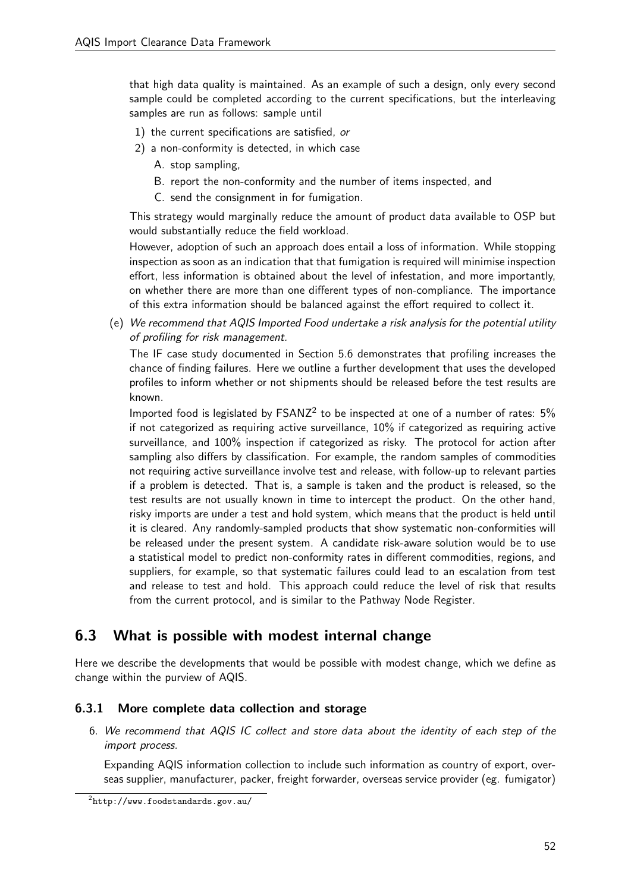that high data quality is maintained. As an example of such a design, only every second sample could be completed according to the current specifications, but the interleaving samples are run as follows: sample until

1) the current specifications are satisfied, *or*
2) a non-conformity is detected, in which case
   A. stop sampling,
   B. report the non-conformity and the number of items inspected, and
   C. send the consignment in for fumigation.

This strategy would marginally reduce the amount of product data available to OSP but would substantially reduce the field workload.

However, adoption of such an approach does entail a loss of information. While stopping inspection as soon as an indication that that fumigation is required will minimise inspection effort, less information is obtained about the level of infestation, and more importantly, on whether there are more than one different types of non-compliance. The importance of this extra information should be balanced against the effort required to collect it.

(e) *We recommend that AQIS Imported Food undertake a risk analysis for the potential utility of profiling for risk management.*

The IF case study documented in Section 5.6 demonstrates that profiling increases the chance of finding failures. Here we outline a further development that uses the developed profiles to inform whether or not shipments should be released before the test results are known.

Imported food is legislated by FSANZ[2] to be inspected at one of a number of rates: 5% if not categorized as requiring active surveillance, 10% if categorized as requiring active surveillance, and 100% inspection if categorized as risky. The protocol for action after sampling also differs by classification. For example, the random samples of commodities not requiring active surveillance involve test and release, with follow-up to relevant parties if a problem is detected. That is, a sample is taken and the product is released, so the test results are not usually known in time to intercept the product. On the other hand, risky imports are under a test and hold system, which means that the product is held until it is cleared. Any randomly-sampled products that show systematic non-conformities will be released under the present system. A candidate risk-aware solution would be to use a statistical model to predict non-conformity rates in different commodities, regions, and suppliers, for example, so that systematic failures could lead to an escalation from test and release to test and hold. This approach could reduce the level of risk that results from the current protocol, and is similar to the Pathway Node Register.

## 6.3 What is possible with modest internal change

Here we describe the developments that would be possible with modest change, which we define as change within the purview of AQIS.

### 6.3.1 More complete data collection and storage

6. *We recommend that AQIS IC collect and store data about the identity of each step of the import process.*

Expanding AQIS information collection to include such information as country of export, overseas supplier, manufacturer, packer, freight forwarder, overseas service provider (eg. fumigator)

[2] http://www.foodstandards.gov.au/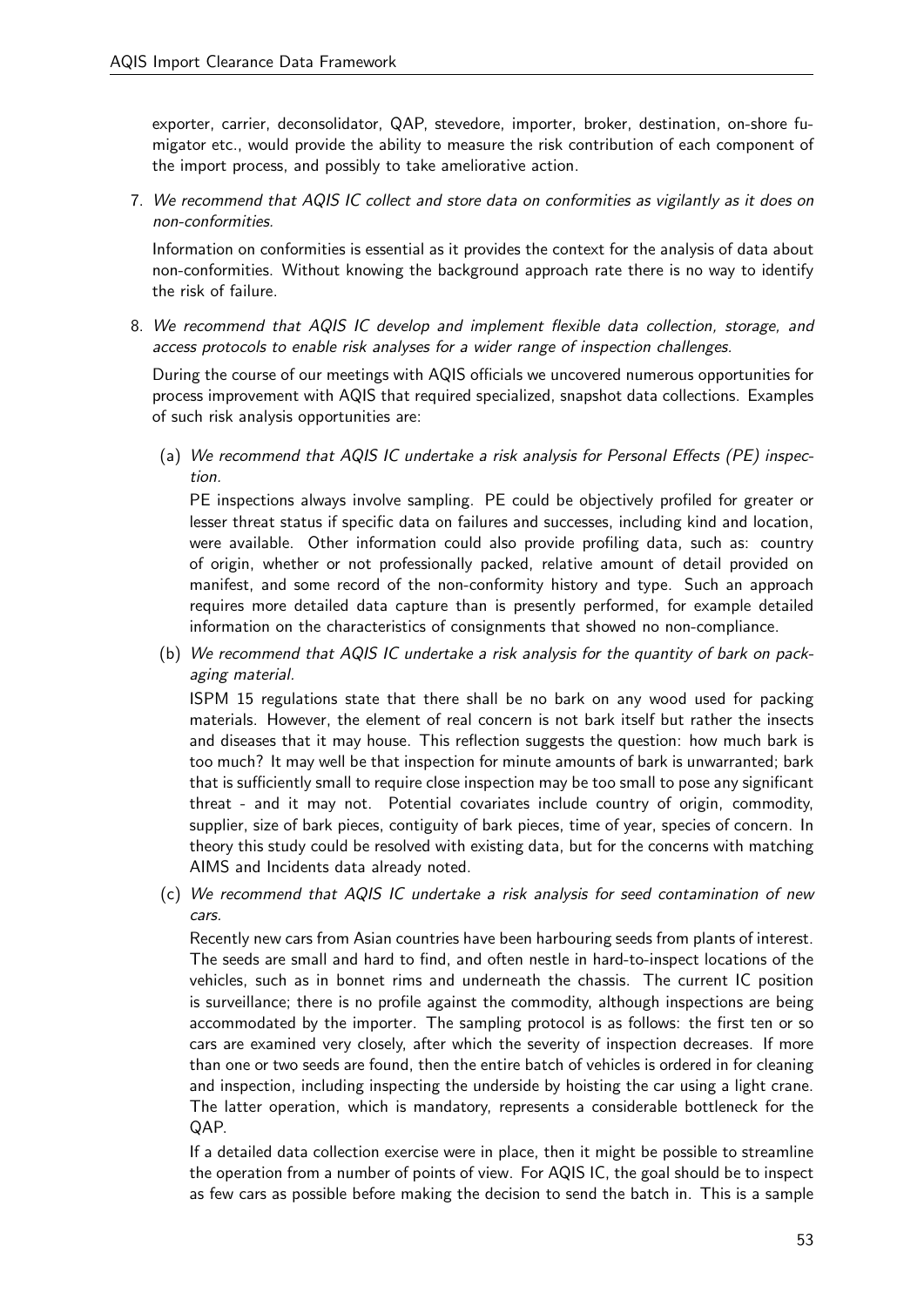exporter, carrier, deconsolidator, QAP, stevedore, importer, broker, destination, on-shore fumigator etc., would provide the ability to measure the risk contribution of each component of the import process, and possibly to take ameliorative action.

7. *We recommend that AQIS IC collect and store data on conformities as vigilantly as it does on non-conformities.*

   Information on conformities is essential as it provides the context for the analysis of data about non-conformities. Without knowing the background approach rate there is no way to identify the risk of failure.

8. *We recommend that AQIS IC develop and implement flexible data collection, storage, and access protocols to enable risk analyses for a wider range of inspection challenges.*

   During the course of our meetings with AQIS officials we uncovered numerous opportunities for process improvement with AQIS that required specialized, snapshot data collections. Examples of such risk analysis opportunities are:

   (a) *We recommend that AQIS IC undertake a risk analysis for Personal Effects (PE) inspection.*

   PE inspections always involve sampling. PE could be objectively profiled for greater or lesser threat status if specific data on failures and successes, including kind and location, were available. Other information could also provide profiling data, such as: country of origin, whether or not professionally packed, relative amount of detail provided on manifest, and some record of the non-conformity history and type. Such an approach requires more detailed data capture than is presently performed, for example detailed information on the characteristics of consignments that showed no non-compliance.

   (b) *We recommend that AQIS IC undertake a risk analysis for the quantity of bark on packaging material.*

   ISPM 15 regulations state that there shall be no bark on any wood used for packing materials. However, the element of real concern is not bark itself but rather the insects and diseases that it may house. This reflection suggests the question: how much bark is too much? It may well be that inspection for minute amounts of bark is unwarranted; bark that is sufficiently small to require close inspection may be too small to pose any significant threat - and it may not. Potential covariates include country of origin, commodity, supplier, size of bark pieces, contiguity of bark pieces, time of year, species of concern. In theory this study could be resolved with existing data, but for the concerns with matching AIMS and Incidents data already noted.

   (c) *We recommend that AQIS IC undertake a risk analysis for seed contamination of new cars.*

   Recently new cars from Asian countries have been harbouring seeds from plants of interest. The seeds are small and hard to find, and often nestle in hard-to-inspect locations of the vehicles, such as in bonnet rims and underneath the chassis. The current IC position is surveillance; there is no profile against the commodity, although inspections are being accommodated by the importer. The sampling protocol is as follows: the first ten or so cars are examined very closely, after which the severity of inspection decreases. If more than one or two seeds are found, then the entire batch of vehicles is ordered in for cleaning and inspection, including inspecting the underside by hoisting the car using a light crane. The latter operation, which is mandatory, represents a considerable bottleneck for the QAP.

   If a detailed data collection exercise were in place, then it might be possible to streamline the operation from a number of points of view. For AQIS IC, the goal should be to inspect as few cars as possible before making the decision to send the batch in. This is a sample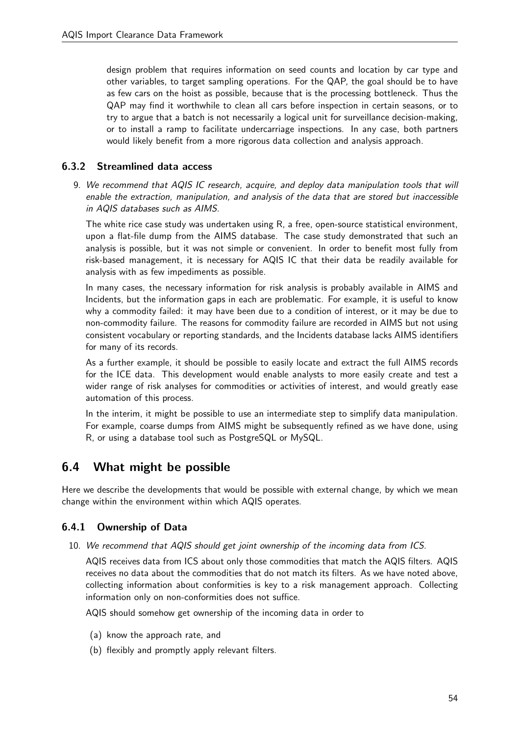design problem that requires information on seed counts and location by car type and other variables, to target sampling operations. For the QAP, the goal should be to have as few cars on the hoist as possible, because that is the processing bottleneck. Thus the QAP may find it worthwhile to clean all cars before inspection in certain seasons, or to try to argue that a batch is not necessarily a logical unit for surveillance decision-making, or to install a ramp to facilitate undercarriage inspections. In any case, both partners would likely benefit from a more rigorous data collection and analysis approach.

### 6.3.2 Streamlined data access

9. *We recommend that AQIS IC research, acquire, and deploy data manipulation tools that will enable the extraction, manipulation, and analysis of the data that are stored but inaccessible in AQIS databases such as AIMS.*

   The white rice case study was undertaken using R, a free, open-source statistical environment, upon a flat-file dump from the AIMS database. The case study demonstrated that such an analysis is possible, but it was not simple or convenient. In order to benefit most fully from risk-based management, it is necessary for AQIS IC that their data be readily available for analysis with as few impediments as possible.

   In many cases, the necessary information for risk analysis is probably available in AIMS and Incidents, but the information gaps in each are problematic. For example, it is useful to know why a commodity failed: it may have been due to a condition of interest, or it may be due to non-commodity failure. The reasons for commodity failure are recorded in AIMS but not using consistent vocabulary or reporting standards, and the Incidents database lacks AIMS identifiers for many of its records.

   As a further example, it should be possible to easily locate and extract the full AIMS records for the ICE data. This development would enable analysts to more easily create and test a wider range of risk analyses for commodities or activities of interest, and would greatly ease automation of this process.

   In the interim, it might be possible to use an intermediate step to simplify data manipulation. For example, coarse dumps from AIMS might be subsequently refined as we have done, using R, or using a database tool such as PostgreSQL or MySQL.

## 6.4 What might be possible

Here we describe the developments that would be possible with external change, by which we mean change within the environment within which AQIS operates.

### 6.4.1 Ownership of Data

10. *We recommend that AQIS should get joint ownership of the incoming data from ICS.*

    AQIS receives data from ICS about only those commodities that match the AQIS filters. AQIS receives no data about the commodities that do not match its filters. As we have noted above, collecting information about conformities is key to a risk management approach. Collecting information only on non-conformities does not suffice.

    AQIS should somehow get ownership of the incoming data in order to

    (a) know the approach rate, and

    (b) flexibly and promptly apply relevant filters.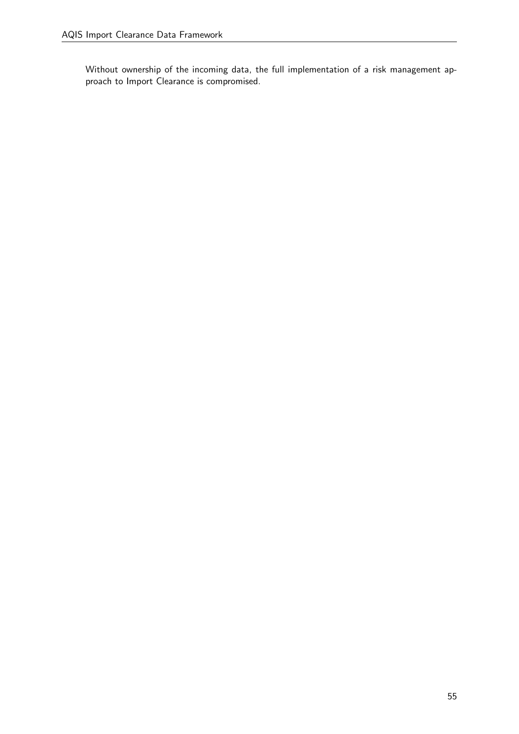Without ownership of the incoming data, the full implementation of a risk management approach to Import Clearance is compromised.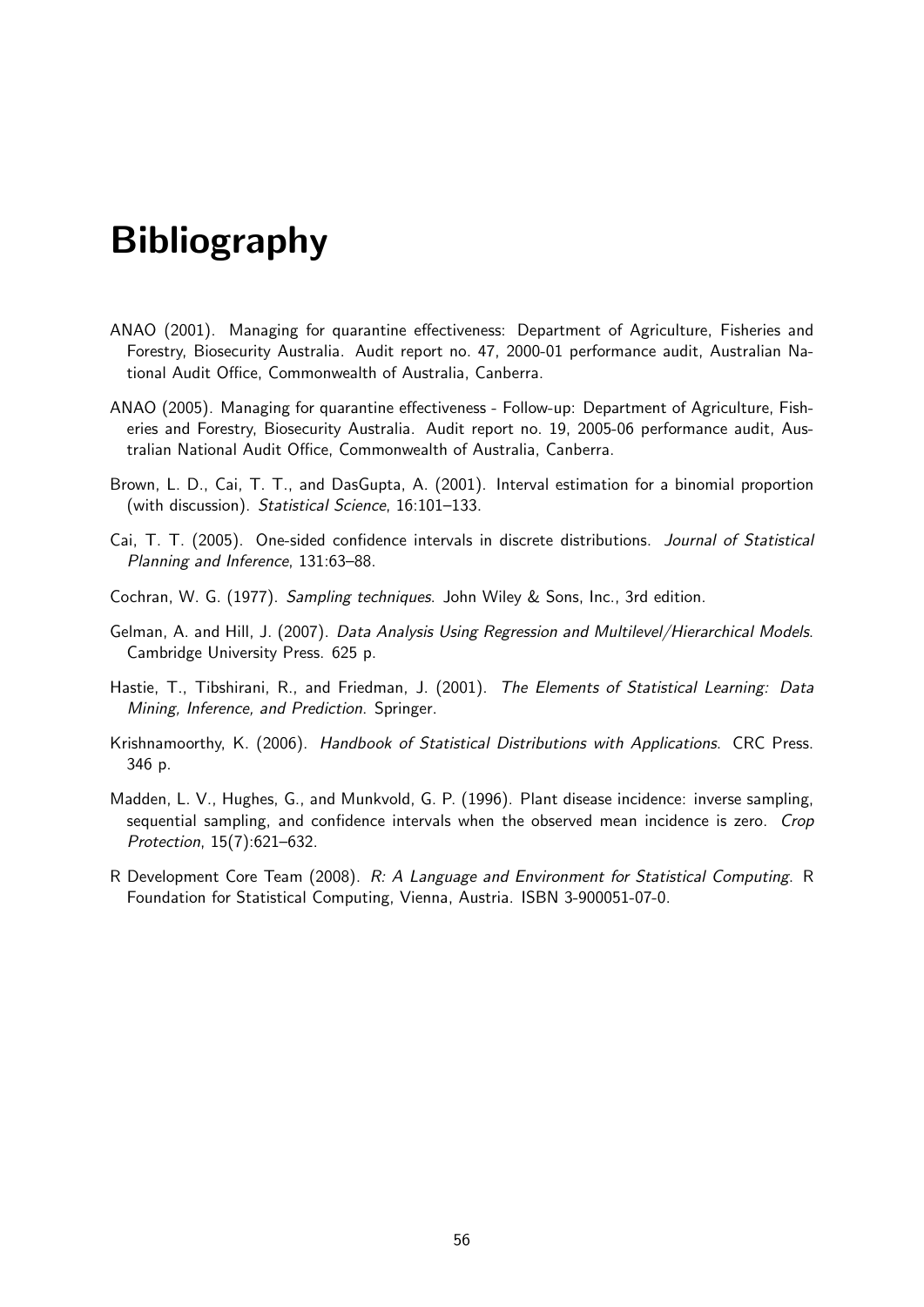# Bibliography

ANAO (2001). Managing for quarantine effectiveness: Department of Agriculture, Fisheries and Forestry, Biosecurity Australia. Audit report no. 47, 2000-01 performance audit, Australian National Audit Office, Commonwealth of Australia, Canberra.

ANAO (2005). Managing for quarantine effectiveness - Follow-up: Department of Agriculture, Fisheries and Forestry, Biosecurity Australia. Audit report no. 19, 2005-06 performance audit, Australian National Audit Office, Commonwealth of Australia, Canberra.

Brown, L. D., Cai, T. T., and DasGupta, A. (2001). Interval estimation for a binomial proportion (with discussion). *Statistical Science*, 16:101–133.

Cai, T. T. (2005). One-sided confidence intervals in discrete distributions. *Journal of Statistical Planning and Inference*, 131:63–88.

Cochran, W. G. (1977). *Sampling techniques*. John Wiley & Sons, Inc., 3rd edition.

Gelman, A. and Hill, J. (2007). *Data Analysis Using Regression and Multilevel/Hierarchical Models*. Cambridge University Press. 625 p.

Hastie, T., Tibshirani, R., and Friedman, J. (2001). *The Elements of Statistical Learning: Data Mining, Inference, and Prediction*. Springer.

Krishnamoorthy, K. (2006). *Handbook of Statistical Distributions with Applications*. CRC Press. 346 p.

Madden, L. V., Hughes, G., and Munkvold, G. P. (1996). Plant disease incidence: inverse sampling, sequential sampling, and confidence intervals when the observed mean incidence is zero. *Crop Protection*, 15(7):621–632.

R Development Core Team (2008). *R: A Language and Environment for Statistical Computing*. R Foundation for Statistical Computing, Vienna, Austria. ISBN 3-900051-07-0.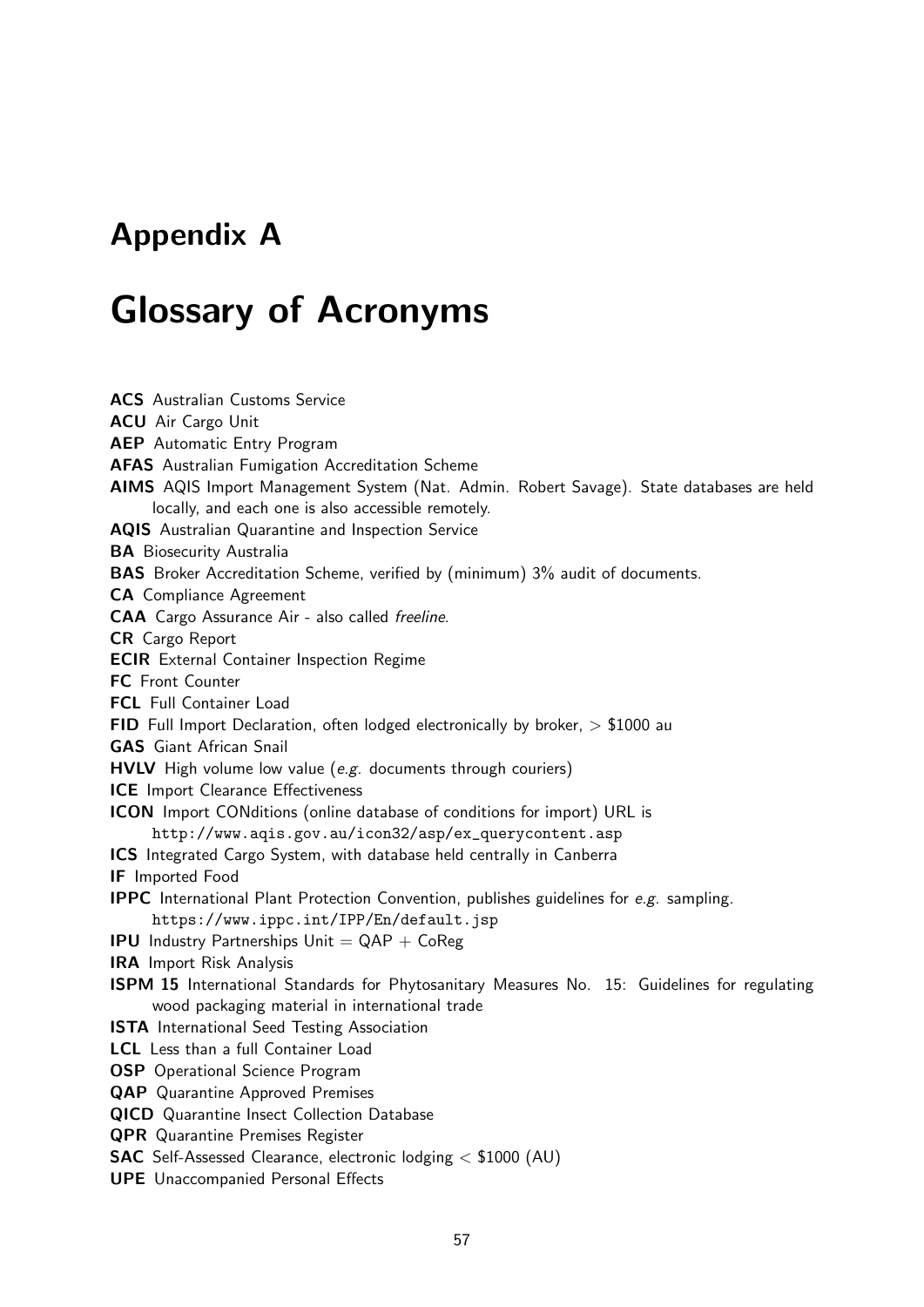# Appendix A

# Glossary of Acronyms

**ACS** Australian Customs Service

**ACU** Air Cargo Unit

**AEP** Automatic Entry Program

**AFAS** Australian Fumigation Accreditation Scheme

**AIMS** AQIS Import Management System (Nat. Admin. Robert Savage). State databases are held locally, and each one is also accessible remotely.

**AQIS** Australian Quarantine and Inspection Service

**BA** Biosecurity Australia

**BAS** Broker Accreditation Scheme, verified by (minimum) 3% audit of documents.

**CA** Compliance Agreement

**CAA** Cargo Assurance Air - also called *freeline*.

**CR** Cargo Report

**ECIR** External Container Inspection Regime

**FC** Front Counter

**FCL** Full Container Load

**FID** Full Import Declaration, often lodged electronically by broker, > $1000 au

**GAS** Giant African Snail

**HVLV** High volume low value (*e.g.* documents through couriers)

**ICE** Import Clearance Effectiveness

**ICON** Import CONditions (online database of conditions for import) URL is `http://www.aqis.gov.au/icon32/asp/ex_querycontent.asp`

**ICS** Integrated Cargo System, with database held centrally in Canberra

**IF** Imported Food

**IPPC** International Plant Protection Convention, publishes guidelines for *e.g.* sampling. `https://www.ippc.int/IPP/En/default.jsp`

**IPU** Industry Partnerships Unit = QAP + CoReg

**IRA** Import Risk Analysis

**ISPM 15** International Standards for Phytosanitary Measures No. 15: Guidelines for regulating wood packaging material in international trade

**ISTA** International Seed Testing Association

**LCL** Less than a full Container Load

**OSP** Operational Science Program

**QAP** Quarantine Approved Premises

**QICD** Quarantine Insect Collection Database

**QPR** Quarantine Premises Register

**SAC** Self-Assessed Clearance, electronic lodging < $1000 (AU)

**UPE** Unaccompanied Personal Effects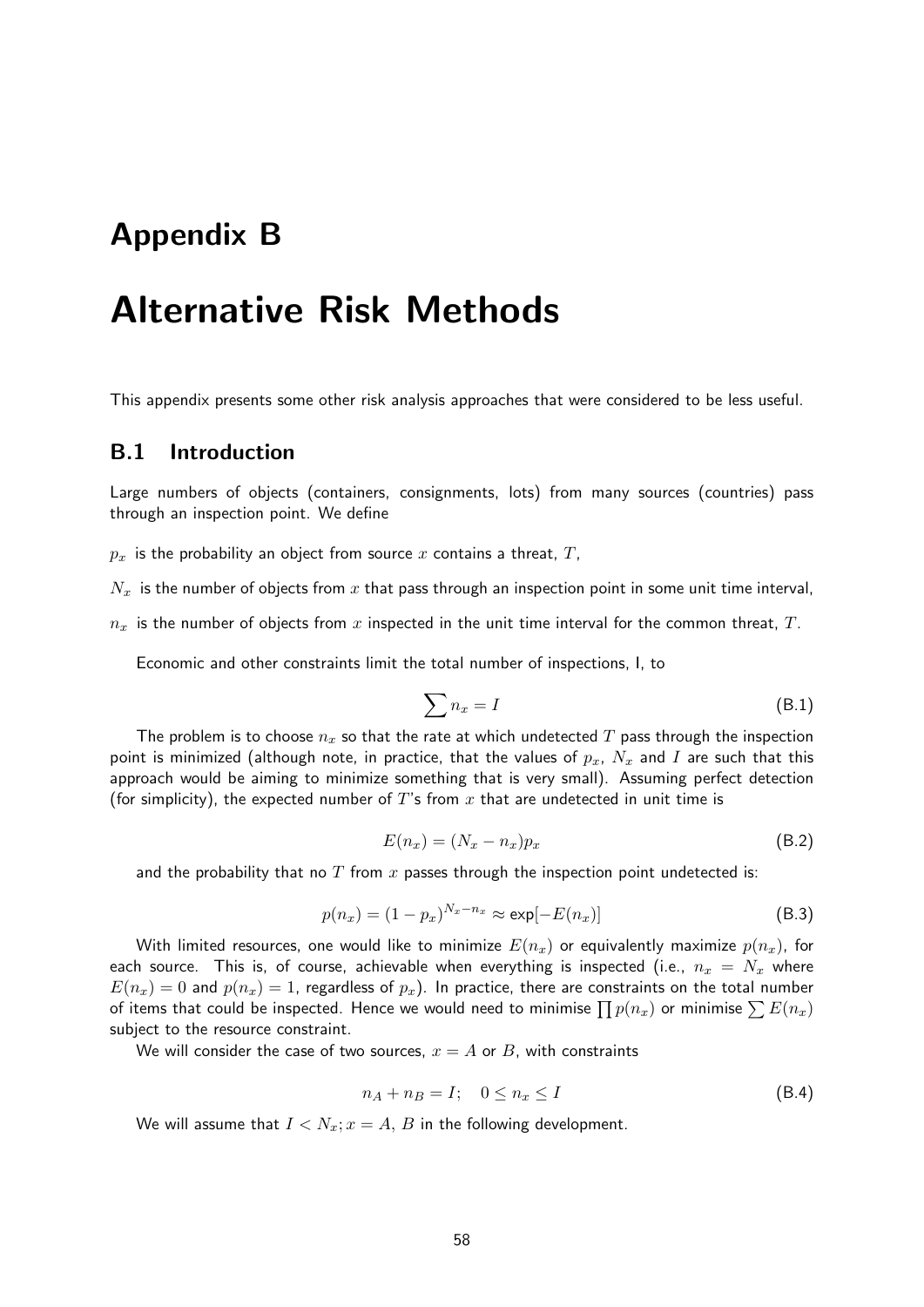# Appendix B

# Alternative Risk Methods

This appendix presents some other risk analysis approaches that were considered to be less useful.

## B.1 Introduction

Large numbers of objects (containers, consignments, lots) from many sources (countries) pass through an inspection point. We define

$p_x$ is the probability an object from source $x$ contains a threat, $T$,

$N_x$ is the number of objects from $x$ that pass through an inspection point in some unit time interval,

$n_x$ is the number of objects from $x$ inspected in the unit time interval for the common threat, $T$.

Economic and other constraints limit the total number of inspections, I, to

$$\sum n_x = I \tag{B.1}$$

The problem is to choose $n_x$ so that the rate at which undetected $T$ pass through the inspection point is minimized (although note, in practice, that the values of $p_x$, $N_x$ and $I$ are such that this approach would be aiming to minimize something that is very small). Assuming perfect detection (for simplicity), the expected number of $T$'s from $x$ that are undetected in unit time is

$$E(n_x) = (N_x - n_x)p_x \tag{B.2}$$

and the probability that no $T$ from $x$ passes through the inspection point undetected is:

$$p(n_x) = (1 - p_x)^{N_x - n_x} \approx \exp[-E(n_x)] \tag{B.3}$$

With limited resources, one would like to minimize $E(n_x)$ or equivalently maximize $p(n_x)$, for each source. This is, of course, achievable when everything is inspected (i.e., $n_x = N_x$ where $E(n_x) = 0$ and $p(n_x) = 1$, regardless of $p_x$). In practice, there are constraints on the total number of items that could be inspected. Hence we would need to minimise $\prod p(n_x)$ or minimise $\sum E(n_x)$ subject to the resource constraint.

We will consider the case of two sources, $x = A$ or $B$, with constraints

$$n_A + n_B = I; \quad 0 \leq n_x \leq I \tag{B.4}$$

We will assume that $I < N_x; x = A,\, B$ in the following development.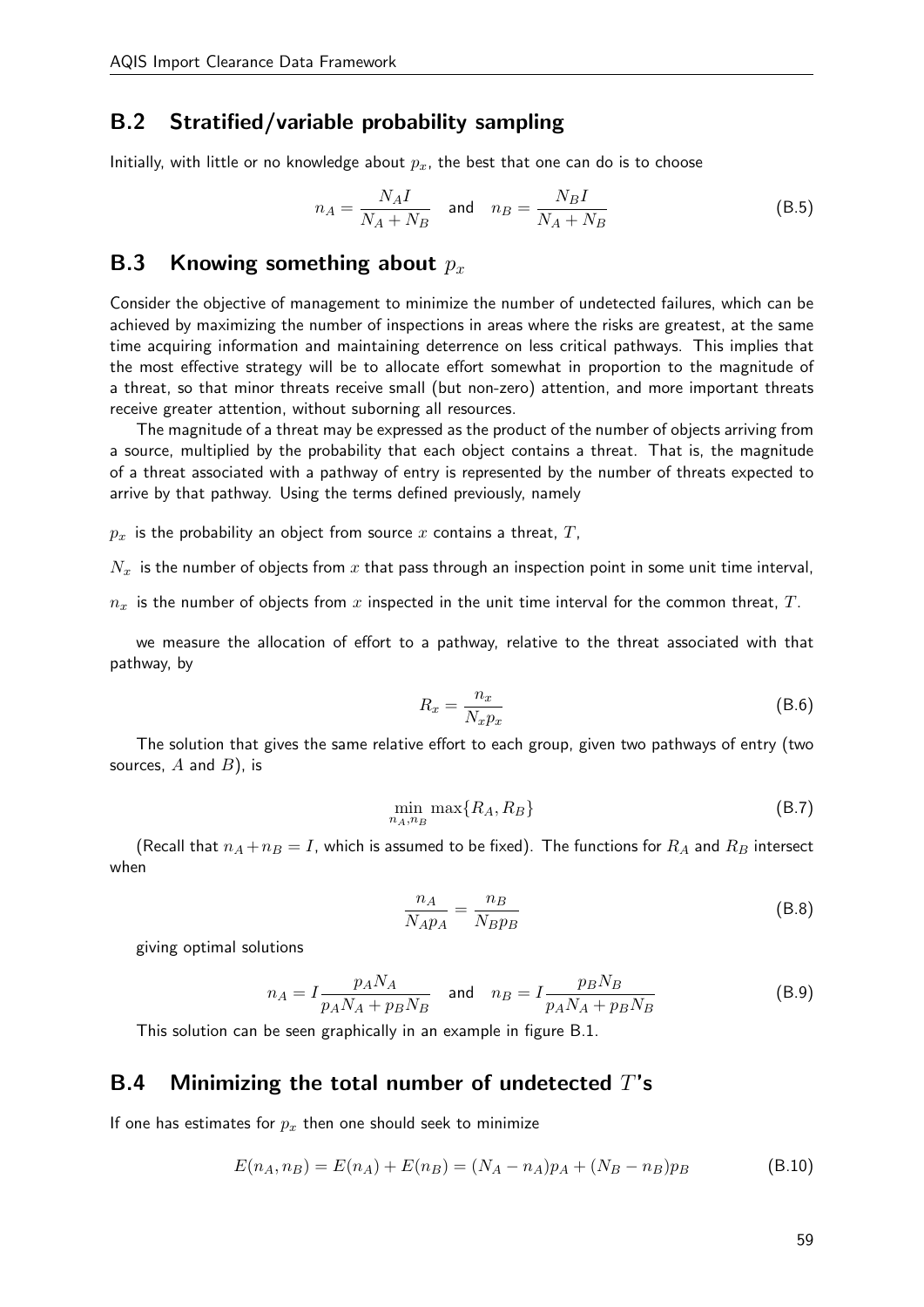## B.2 Stratified/variable probability sampling

Initially, with little or no knowledge about $p_x$, the best that one can do is to choose

$$n_A = \frac{N_A I}{N_A + N_B} \quad \text{and} \quad n_B = \frac{N_B I}{N_A + N_B} \tag{B.5}$$

## B.3 Knowing something about $p_x$

Consider the objective of management to minimize the number of undetected failures, which can be achieved by maximizing the number of inspections in areas where the risks are greatest, at the same time acquiring information and maintaining deterrence on less critical pathways. This implies that the most effective strategy will be to allocate effort somewhat in proportion to the magnitude of a threat, so that minor threats receive small (but non-zero) attention, and more important threats receive greater attention, without suborning all resources.

The magnitude of a threat may be expressed as the product of the number of objects arriving from a source, multiplied by the probability that each object contains a threat. That is, the magnitude of a threat associated with a pathway of entry is represented by the number of threats expected to arrive by that pathway. Using the terms defined previously, namely

$p_x$ is the probability an object from source $x$ contains a threat, $T$,

$N_x$ is the number of objects from $x$ that pass through an inspection point in some unit time interval,

$n_x$ is the number of objects from $x$ inspected in the unit time interval for the common threat, $T$.

we measure the allocation of effort to a pathway, relative to the threat associated with that pathway, by

$$R_x = \frac{n_x}{N_x p_x} \tag{B.6}$$

The solution that gives the same relative effort to each group, given two pathways of entry (two sources, $A$ and $B$), is

$$\min_{n_A, n_B} \max\{R_A, R_B\} \tag{B.7}$$

(Recall that $n_A + n_B = I$, which is assumed to be fixed). The functions for $R_A$ and $R_B$ intersect when

$$\frac{n_A}{N_A p_A} = \frac{n_B}{N_B p_B} \tag{B.8}$$

giving optimal solutions

$$n_A = I \frac{p_A N_A}{p_A N_A + p_B N_B} \quad \text{and} \quad n_B = I \frac{p_B N_B}{p_A N_A + p_B N_B} \tag{B.9}$$

This solution can be seen graphically in an example in figure B.1.

## B.4 Minimizing the total number of undetected $T$'s

If one has estimates for $p_x$ then one should seek to minimize

$$E(n_A, n_B) = E(n_A) + E(n_B) = (N_A - n_A)p_A + (N_B - n_B)p_B \tag{B.10}$$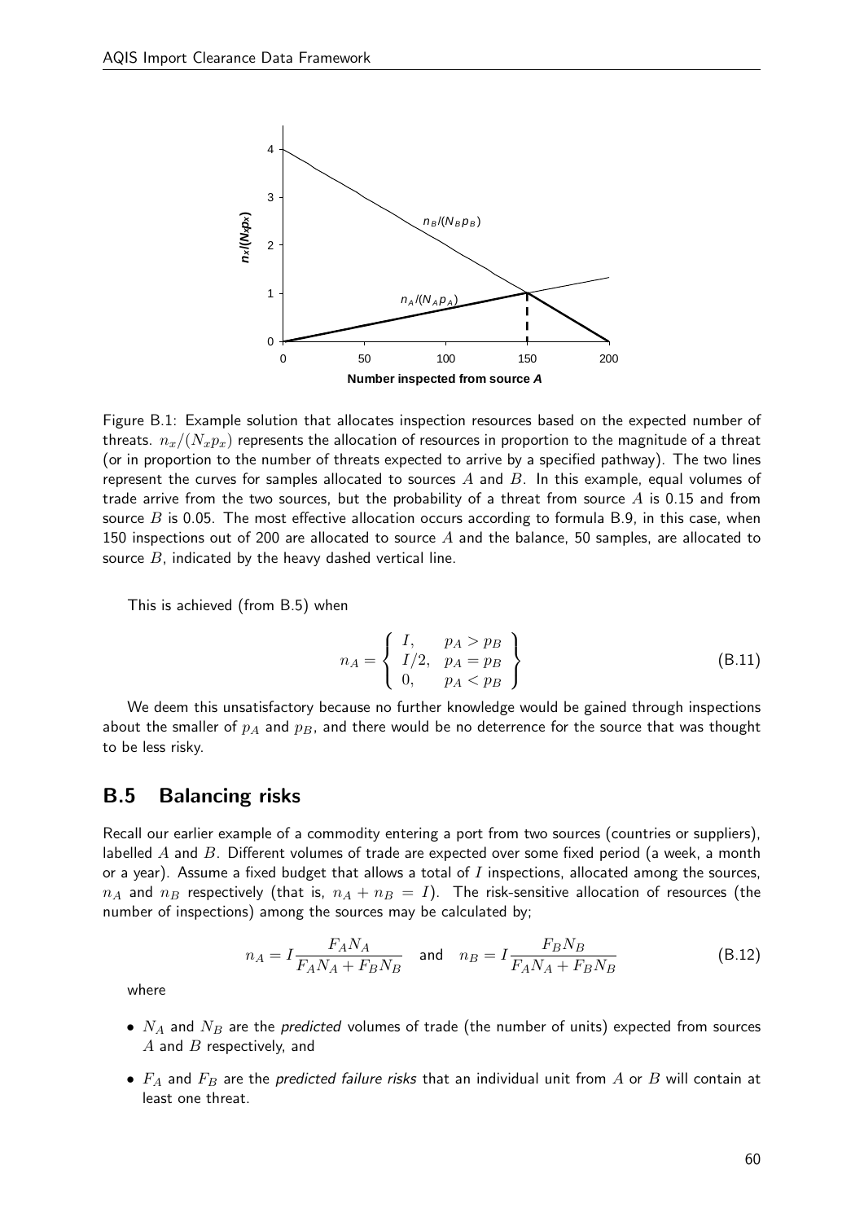Figure B.1: Example solution that allocates inspection resources based on the expected number of threats. $n_x/(N_x p_x)$ represents the allocation of resources in proportion to the magnitude of a threat (or in proportion to the number of threats expected to arrive by a specified pathway). The two lines represent the curves for samples allocated to sources $A$ and $B$. In this example, equal volumes of trade arrive from the two sources, but the probability of a threat from source $A$ is 0.15 and from source $B$ is 0.05. The most effective allocation occurs according to formula B.9, in this case, when 150 inspections out of 200 are allocated to source $A$ and the balance, 50 samples, are allocated to source $B$, indicated by the heavy dashed vertical line.

This is achieved (from B.5) when

$$n_A = \left\{ \begin{array}{ll} I, & p_A > p_B \\ I/2, & p_A = p_B \\ 0, & p_A < p_B \end{array} \right\} \tag{B.11}$$

We deem this unsatisfactory because no further knowledge would be gained through inspections about the smaller of $p_A$ and $p_B$, and there would be no deterrence for the source that was thought to be less risky.

## B.5 Balancing risks

Recall our earlier example of a commodity entering a port from two sources (countries or suppliers), labelled $A$ and $B$. Different volumes of trade are expected over some fixed period (a week, a month or a year). Assume a fixed budget that allows a total of $I$ inspections, allocated among the sources, $n_A$ and $n_B$ respectively (that is, $n_A + n_B = I$). The risk-sensitive allocation of resources (the number of inspections) among the sources may be calculated by;

$$n_A = I\frac{F_A N_A}{F_A N_A + F_B N_B} \quad \text{and} \quad n_B = I\frac{F_B N_B}{F_A N_A + F_B N_B} \tag{B.12}$$

where

- $N_A$ and $N_B$ are the *predicted* volumes of trade (the number of units) expected from sources $A$ and $B$ respectively, and
- $F_A$ and $F_B$ are the *predicted failure risks* that an individual unit from $A$ or $B$ will contain at least one threat.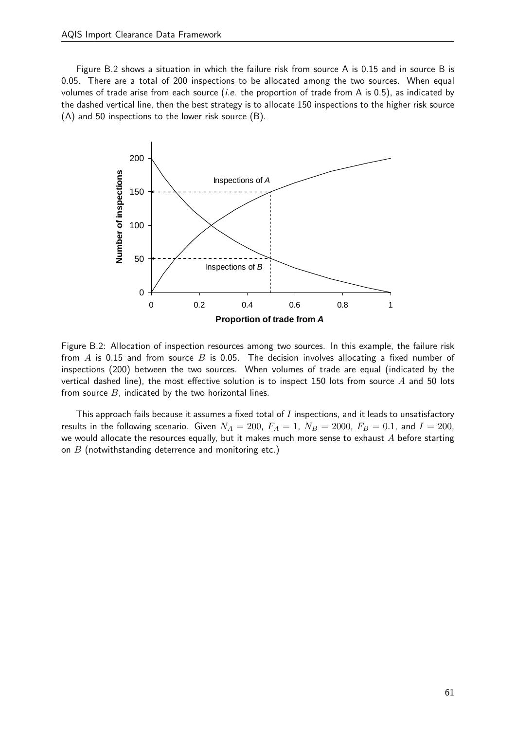Figure B.2 shows a situation in which the failure risk from source A is 0.15 and in source B is 0.05. There are a total of 200 inspections to be allocated among the two sources. When equal volumes of trade arise from each source (*i.e.* the proportion of trade from A is 0.5), as indicated by the dashed vertical line, then the best strategy is to allocate 150 inspections to the higher risk source (A) and 50 inspections to the lower risk source (B).

Figure B.2: Allocation of inspection resources among two sources. In this example, the failure risk from $A$ is 0.15 and from source $B$ is 0.05. The decision involves allocating a fixed number of inspections (200) between the two sources. When volumes of trade are equal (indicated by the vertical dashed line), the most effective solution is to inspect 150 lots from source $A$ and 50 lots from source $B$, indicated by the two horizontal lines.

This approach fails because it assumes a fixed total of $I$ inspections, and it leads to unsatisfactory results in the following scenario. Given $N_A = 200$, $F_A = 1$, $N_B = 2000$, $F_B = 0.1$, and $I = 200$, we would allocate the resources equally, but it makes much more sense to exhaust $A$ before starting on $B$ (notwithstanding deterrence and monitoring etc.)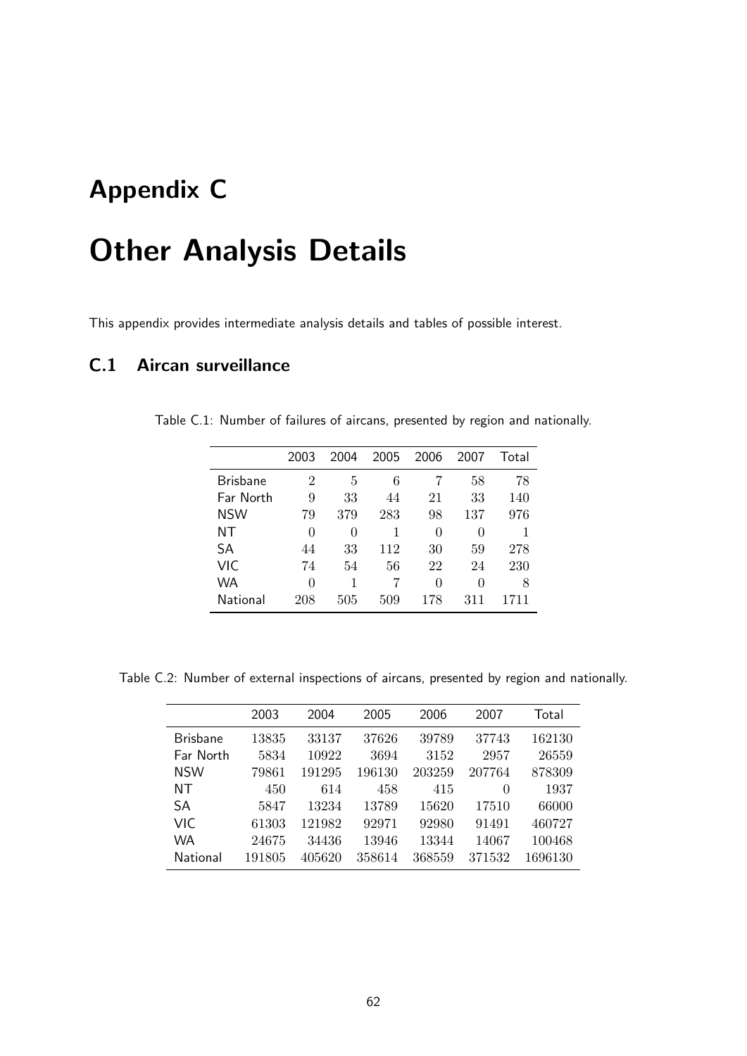# Appendix C

# Other Analysis Details

This appendix provides intermediate analysis details and tables of possible interest.

## C.1 Aircan surveillance

Table C.1: Number of failures of aircans, presented by region and nationally.

| | 2003 | 2004 | 2005 | 2006 | 2007 | Total |
|---|---|---|---|---|---|---|
| Brisbane | 2 | 5 | 6 | 7 | 58 | 78 |
| Far North | 9 | 33 | 44 | 21 | 33 | 140 |
| NSW | 79 | 379 | 283 | 98 | 137 | 976 |
| NT | 0 | 0 | 1 | 0 | 0 | 1 |
| SA | 44 | 33 | 112 | 30 | 59 | 278 |
| VIC | 74 | 54 | 56 | 22 | 24 | 230 |
| WA | 0 | 1 | 7 | 0 | 0 | 8 |
| National | 208 | 505 | 509 | 178 | 311 | 1711 |

Table C.2: Number of external inspections of aircans, presented by region and nationally.

| | 2003 | 2004 | 2005 | 2006 | 2007 | Total |
|---|---|---|---|---|---|---|
| Brisbane | 13835 | 33137 | 37626 | 39789 | 37743 | 162130 |
| Far North | 5834 | 10922 | 3694 | 3152 | 2957 | 26559 |
| NSW | 79861 | 191295 | 196130 | 203259 | 207764 | 878309 |
| NT | 450 | 614 | 458 | 415 | 0 | 1937 |
| SA | 5847 | 13234 | 13789 | 15620 | 17510 | 66000 |
| VIC | 61303 | 121982 | 92971 | 92980 | 91491 | 460727 |
| WA | 24675 | 34436 | 13946 | 13344 | 14067 | 100468 |
| National | 191805 | 405620 | 358614 | 368559 | 371532 | 1696130 |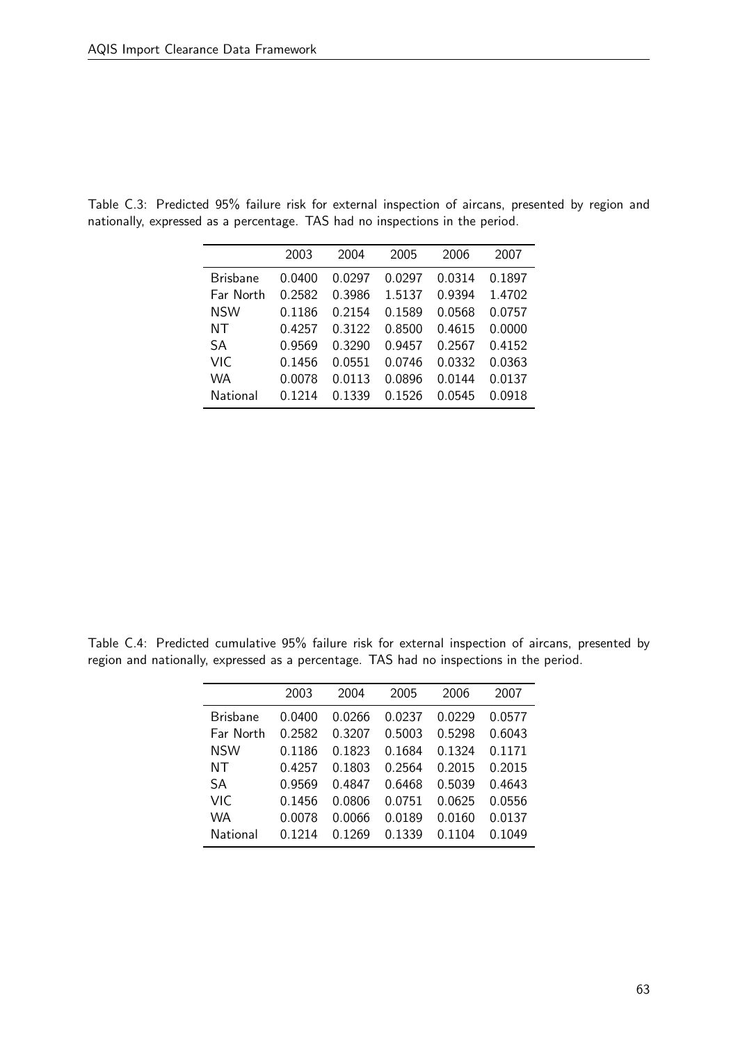Table C.3: Predicted 95% failure risk for external inspection of aircans, presented by region and nationally, expressed as a percentage. TAS had no inspections in the period.

| | 2003 | 2004 | 2005 | 2006 | 2007 |
|---|---|---|---|---|---|
| Brisbane | 0.0400 | 0.0297 | 0.0297 | 0.0314 | 0.1897 |
| Far North | 0.2582 | 0.3986 | 1.5137 | 0.9394 | 1.4702 |
| NSW | 0.1186 | 0.2154 | 0.1589 | 0.0568 | 0.0757 |
| NT | 0.4257 | 0.3122 | 0.8500 | 0.4615 | 0.0000 |
| SA | 0.9569 | 0.3290 | 0.9457 | 0.2567 | 0.4152 |
| VIC | 0.1456 | 0.0551 | 0.0746 | 0.0332 | 0.0363 |
| WA | 0.0078 | 0.0113 | 0.0896 | 0.0144 | 0.0137 |
| National | 0.1214 | 0.1339 | 0.1526 | 0.0545 | 0.0918 |

Table C.4: Predicted cumulative 95% failure risk for external inspection of aircans, presented by region and nationally, expressed as a percentage. TAS had no inspections in the period.

| | 2003 | 2004 | 2005 | 2006 | 2007 |
|---|---|---|---|---|---|
| Brisbane | 0.0400 | 0.0266 | 0.0237 | 0.0229 | 0.0577 |
| Far North | 0.2582 | 0.3207 | 0.5003 | 0.5298 | 0.6043 |
| NSW | 0.1186 | 0.1823 | 0.1684 | 0.1324 | 0.1171 |
| NT | 0.4257 | 0.1803 | 0.2564 | 0.2015 | 0.2015 |
| SA | 0.9569 | 0.4847 | 0.6468 | 0.5039 | 0.4643 |
| VIC | 0.1456 | 0.0806 | 0.0751 | 0.0625 | 0.0556 |
| WA | 0.0078 | 0.0066 | 0.0189 | 0.0160 | 0.0137 |
| National | 0.1214 | 0.1269 | 0.1339 | 0.1104 | 0.1049 |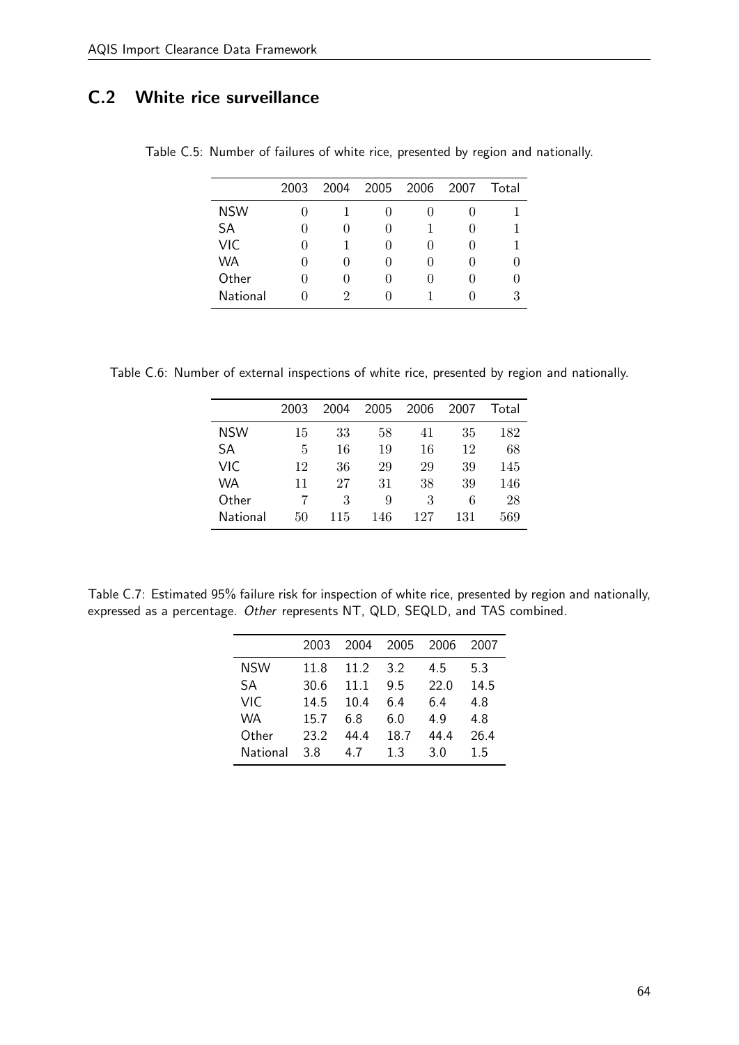## C.2 White rice surveillance

Table C.5: Number of failures of white rice, presented by region and nationally.

| | 2003 | 2004 | 2005 | 2006 | 2007 | Total |
|---|---|---|---|---|---|---|
| NSW | 0 | 1 | 0 | 0 | 0 | 1 |
| SA | 0 | 0 | 0 | 1 | 0 | 1 |
| VIC | 0 | 1 | 0 | 0 | 0 | 1 |
| WA | 0 | 0 | 0 | 0 | 0 | 0 |
| Other | 0 | 0 | 0 | 0 | 0 | 0 |
| National | 0 | 2 | 0 | 1 | 0 | 3 |

Table C.6: Number of external inspections of white rice, presented by region and nationally.

| | 2003 | 2004 | 2005 | 2006 | 2007 | Total |
|---|---|---|---|---|---|---|
| NSW | 15 | 33 | 58 | 41 | 35 | 182 |
| SA | 5 | 16 | 19 | 16 | 12 | 68 |
| VIC | 12 | 36 | 29 | 29 | 39 | 145 |
| WA | 11 | 27 | 31 | 38 | 39 | 146 |
| Other | 7 | 3 | 9 | 3 | 6 | 28 |
| National | 50 | 115 | 146 | 127 | 131 | 569 |

Table C.7: Estimated 95% failure risk for inspection of white rice, presented by region and nationally, expressed as a percentage. *Other* represents NT, QLD, SEQLD, and TAS combined.

| | 2003 | 2004 | 2005 | 2006 | 2007 |
|---|---|---|---|---|---|
| NSW | 11.8 | 11.2 | 3.2 | 4.5 | 5.3 |
| SA | 30.6 | 11.1 | 9.5 | 22.0 | 14.5 |
| VIC | 14.5 | 10.4 | 6.4 | 6.4 | 4.8 |
| WA | 15.7 | 6.8 | 6.0 | 4.9 | 4.8 |
| Other | 23.2 | 44.4 | 18.7 | 44.4 | 26.4 |
| National | 3.8 | 4.7 | 1.3 | 3.0 | 1.5 |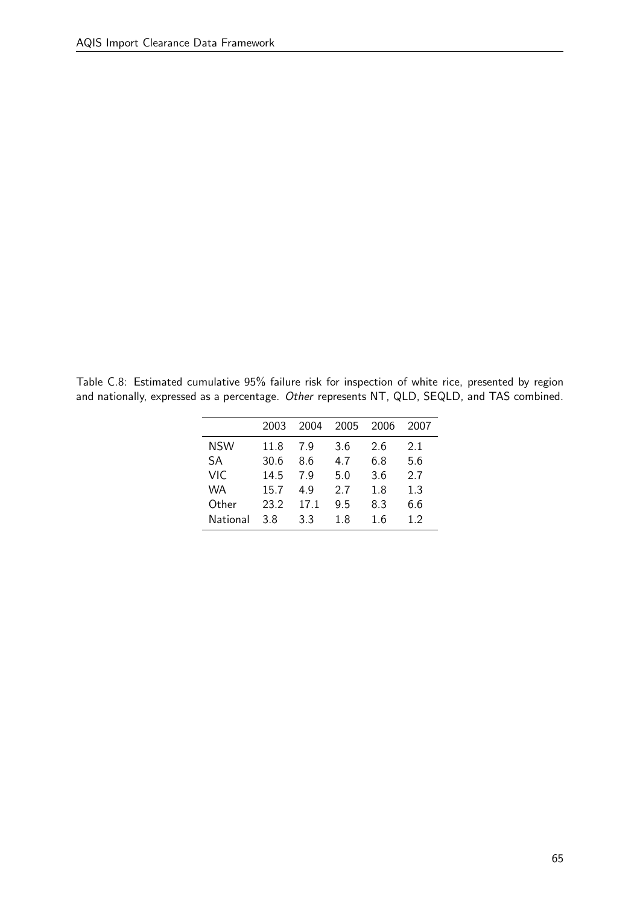Table C.8: Estimated cumulative 95% failure risk for inspection of white rice, presented by region and nationally, expressed as a percentage. *Other* represents NT, QLD, SEQLD, and TAS combined.

| | 2003 | 2004 | 2005 | 2006 | 2007 |
|---|---|---|---|---|---|
| NSW | 11.8 | 7.9 | 3.6 | 2.6 | 2.1 |
| SA | 30.6 | 8.6 | 4.7 | 6.8 | 5.6 |
| VIC | 14.5 | 7.9 | 5.0 | 3.6 | 2.7 |
| WA | 15.7 | 4.9 | 2.7 | 1.8 | 1.3 |
| Other | 23.2 | 17.1 | 9.5 | 8.3 | 6.6 |
| National | 3.8 | 3.3 | 1.8 | 1.6 | 1.2 |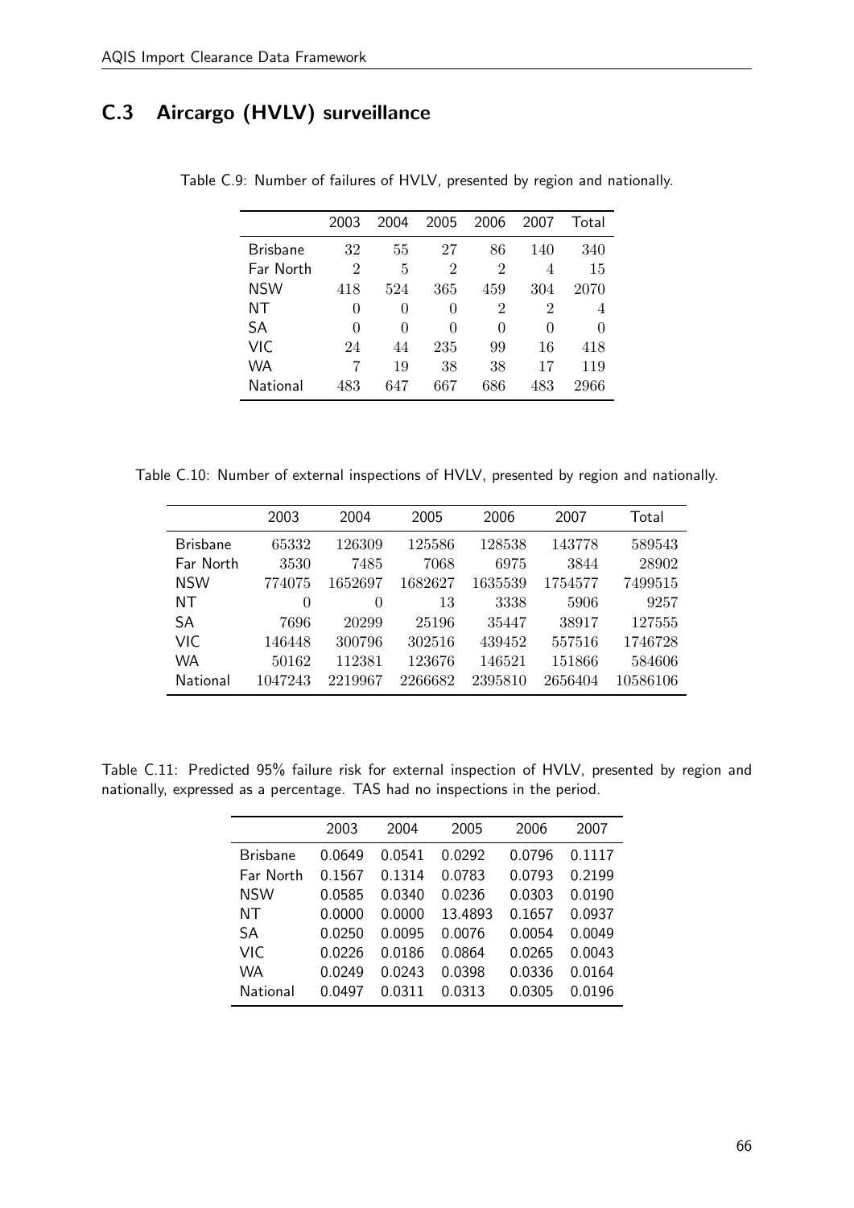## C.3 Aircargo (HVLV) surveillance

Table C.9: Number of failures of HVLV, presented by region and nationally.

| | 2003 | 2004 | 2005 | 2006 | 2007 | Total |
|---|---|---|---|---|---|---|
| Brisbane | 32 | 55 | 27 | 86 | 140 | 340 |
| Far North | 2 | 5 | 2 | 2 | 4 | 15 |
| NSW | 418 | 524 | 365 | 459 | 304 | 2070 |
| NT | 0 | 0 | 0 | 2 | 2 | 4 |
| SA | 0 | 0 | 0 | 0 | 0 | 0 |
| VIC | 24 | 44 | 235 | 99 | 16 | 418 |
| WA | 7 | 19 | 38 | 38 | 17 | 119 |
| National | 483 | 647 | 667 | 686 | 483 | 2966 |

Table C.10: Number of external inspections of HVLV, presented by region and nationally.

| | 2003 | 2004 | 2005 | 2006 | 2007 | Total |
|---|---|---|---|---|---|---|
| Brisbane | 65332 | 126309 | 125586 | 128538 | 143778 | 589543 |
| Far North | 3530 | 7485 | 7068 | 6975 | 3844 | 28902 |
| NSW | 774075 | 1652697 | 1682627 | 1635539 | 1754577 | 7499515 |
| NT | 0 | 0 | 13 | 3338 | 5906 | 9257 |
| SA | 7696 | 20299 | 25196 | 35447 | 38917 | 127555 |
| VIC | 146448 | 300796 | 302516 | 439452 | 557516 | 1746728 |
| WA | 50162 | 112381 | 123676 | 146521 | 151866 | 584606 |
| National | 1047243 | 2219967 | 2266682 | 2395810 | 2656404 | 10586106 |

Table C.11: Predicted 95% failure risk for external inspection of HVLV, presented by region and nationally, expressed as a percentage. TAS had no inspections in the period.

| | 2003 | 2004 | 2005 | 2006 | 2007 |
|---|---|---|---|---|---|
| Brisbane | 0.0649 | 0.0541 | 0.0292 | 0.0796 | 0.1117 |
| Far North | 0.1567 | 0.1314 | 0.0783 | 0.0793 | 0.2199 |
| NSW | 0.0585 | 0.0340 | 0.0236 | 0.0303 | 0.0190 |
| NT | 0.0000 | 0.0000 | 13.4893 | 0.1657 | 0.0937 |
| SA | 0.0250 | 0.0095 | 0.0076 | 0.0054 | 0.0049 |
| VIC | 0.0226 | 0.0186 | 0.0864 | 0.0265 | 0.0043 |
| WA | 0.0249 | 0.0243 | 0.0398 | 0.0336 | 0.0164 |
| National | 0.0497 | 0.0311 | 0.0313 | 0.0305 | 0.0196 |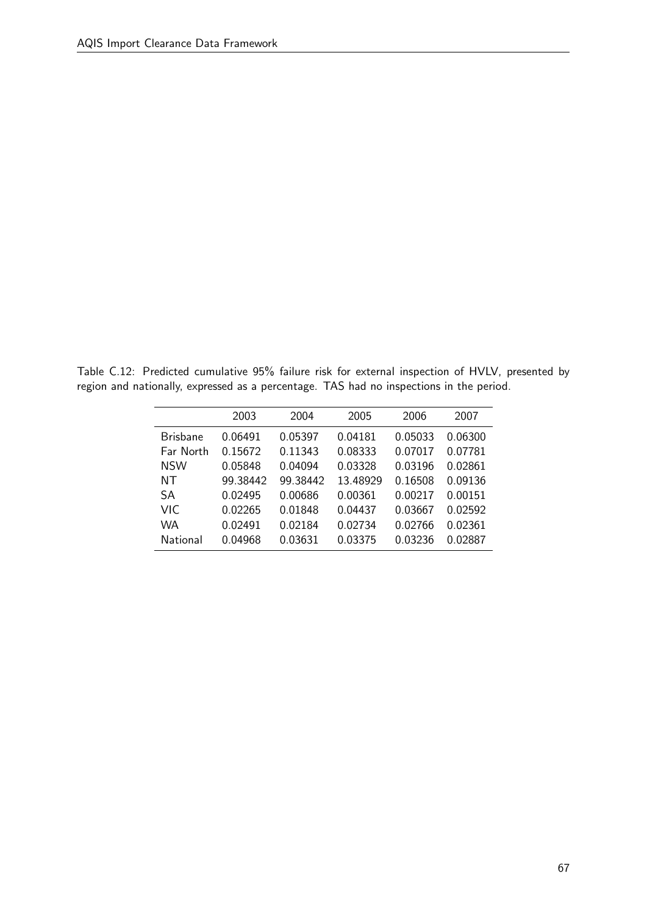Table C.12: Predicted cumulative 95% failure risk for external inspection of HVLV, presented by region and nationally, expressed as a percentage. TAS had no inspections in the period.

| | 2003 | 2004 | 2005 | 2006 | 2007 |
|---|---|---|---|---|---|
| Brisbane | 0.06491 | 0.05397 | 0.04181 | 0.05033 | 0.06300 |
| Far North | 0.15672 | 0.11343 | 0.08333 | 0.07017 | 0.07781 |
| NSW | 0.05848 | 0.04094 | 0.03328 | 0.03196 | 0.02861 |
| NT | 99.38442 | 99.38442 | 13.48929 | 0.16508 | 0.09136 |
| SA | 0.02495 | 0.00686 | 0.00361 | 0.00217 | 0.00151 |
| VIC | 0.02265 | 0.01848 | 0.04437 | 0.03667 | 0.02592 |
| WA | 0.02491 | 0.02184 | 0.02734 | 0.02766 | 0.02361 |
| National | 0.04968 | 0.03631 | 0.03375 | 0.03236 | 0.02887 |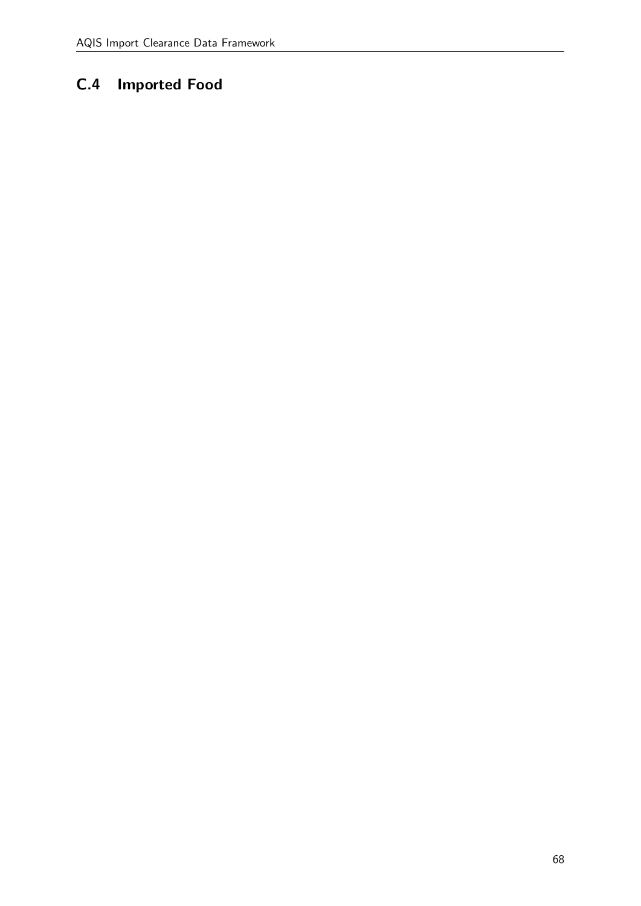## C.4 Imported Food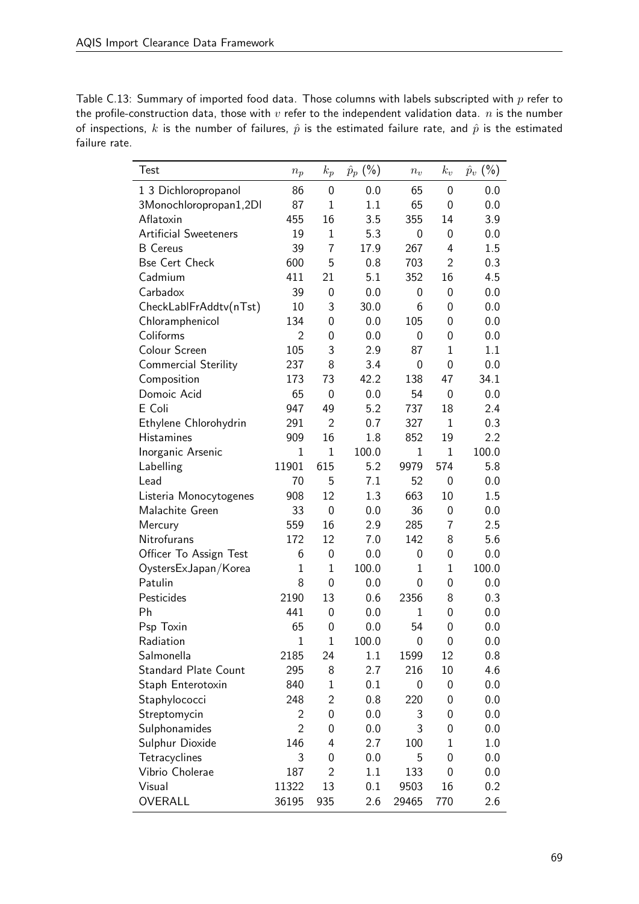Table C.13: Summary of imported food data. Those columns with labels subscripted with $p$ refer to the profile-construction data, those with $v$ refer to the independent validation data. $n$ is the number of inspections, $k$ is the number of failures, $\hat{p}$ is the estimated failure rate, and $\hat{p}$ is the estimated failure rate.

| Test | $n_p$ | $k_p$ | $\hat{p}_p$ (%) | $n_v$ | $k_v$ | $\hat{p}_v$ (%) |
|---|---|---|---|---|---|---|
| 1 3 Dichloropropanol | 86 | 0 | 0.0 | 65 | 0 | 0.0 |
| 3Monochloropropan1,2Dl | 87 | 1 | 1.1 | 65 | 0 | 0.0 |
| Aflatoxin | 455 | 16 | 3.5 | 355 | 14 | 3.9 |
| Artificial Sweeteners | 19 | 1 | 5.3 | 0 | 0 | 0.0 |
| B Cereus | 39 | 7 | 17.9 | 267 | 4 | 1.5 |
| Bse Cert Check | 600 | 5 | 0.8 | 703 | 2 | 0.3 |
| Cadmium | 411 | 21 | 5.1 | 352 | 16 | 4.5 |
| Carbadox | 39 | 0 | 0.0 | 0 | 0 | 0.0 |
| CheckLablFrAddtv(nTst) | 10 | 3 | 30.0 | 6 | 0 | 0.0 |
| Chloramphenicol | 134 | 0 | 0.0 | 105 | 0 | 0.0 |
| Coliforms | 2 | 0 | 0.0 | 0 | 0 | 0.0 |
| Colour Screen | 105 | 3 | 2.9 | 87 | 1 | 1.1 |
| Commercial Sterility | 237 | 8 | 3.4 | 0 | 0 | 0.0 |
| Composition | 173 | 73 | 42.2 | 138 | 47 | 34.1 |
| Domoic Acid | 65 | 0 | 0.0 | 54 | 0 | 0.0 |
| E Coli | 947 | 49 | 5.2 | 737 | 18 | 2.4 |
| Ethylene Chlorohydrin | 291 | 2 | 0.7 | 327 | 1 | 0.3 |
| Histamines | 909 | 16 | 1.8 | 852 | 19 | 2.2 |
| Inorganic Arsenic | 1 | 1 | 100.0 | 1 | 1 | 100.0 |
| Labelling | 11901 | 615 | 5.2 | 9979 | 574 | 5.8 |
| Lead | 70 | 5 | 7.1 | 52 | 0 | 0.0 |
| Listeria Monocytogenes | 908 | 12 | 1.3 | 663 | 10 | 1.5 |
| Malachite Green | 33 | 0 | 0.0 | 36 | 0 | 0.0 |
| Mercury | 559 | 16 | 2.9 | 285 | 7 | 2.5 |
| Nitrofurans | 172 | 12 | 7.0 | 142 | 8 | 5.6 |
| Officer To Assign Test | 6 | 0 | 0.0 | 0 | 0 | 0.0 |
| OystersExJapan/Korea | 1 | 1 | 100.0 | 1 | 1 | 100.0 |
| Patulin | 8 | 0 | 0.0 | 0 | 0 | 0.0 |
| Pesticides | 2190 | 13 | 0.6 | 2356 | 8 | 0.3 |
| Ph | 441 | 0 | 0.0 | 1 | 0 | 0.0 |
| Psp Toxin | 65 | 0 | 0.0 | 54 | 0 | 0.0 |
| Radiation | 1 | 1 | 100.0 | 0 | 0 | 0.0 |
| Salmonella | 2185 | 24 | 1.1 | 1599 | 12 | 0.8 |
| Standard Plate Count | 295 | 8 | 2.7 | 216 | 10 | 4.6 |
| Staph Enterotoxin | 840 | 1 | 0.1 | 0 | 0 | 0.0 |
| Staphylococci | 248 | 2 | 0.8 | 220 | 0 | 0.0 |
| Streptomycin | 2 | 0 | 0.0 | 3 | 0 | 0.0 |
| Sulphonamides | 2 | 0 | 0.0 | 3 | 0 | 0.0 |
| Sulphur Dioxide | 146 | 4 | 2.7 | 100 | 1 | 1.0 |
| Tetracyclines | 3 | 0 | 0.0 | 5 | 0 | 0.0 |
| Vibrio Cholerae | 187 | 2 | 1.1 | 133 | 0 | 0.0 |
| Visual | 11322 | 13 | 0.1 | 9503 | 16 | 0.2 |
| OVERALL | 36195 | 935 | 2.6 | 29465 | 770 | 2.6 |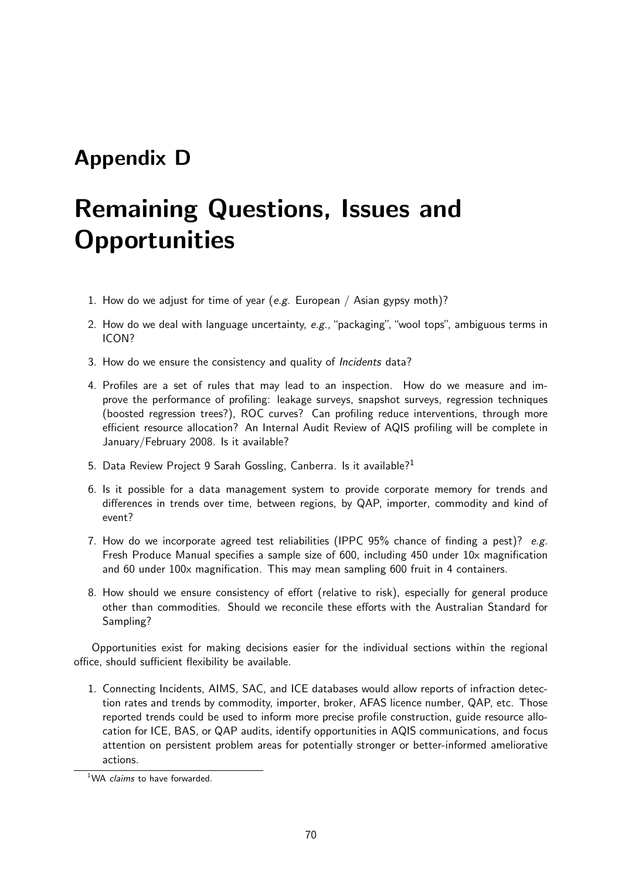# Appendix D

# Remaining Questions, Issues and Opportunities

1. How do we adjust for time of year (*e.g.* European / Asian gypsy moth)?

2. How do we deal with language uncertainty, *e.g.*, "packaging", "wool tops", ambiguous terms in ICON?

3. How do we ensure the consistency and quality of *Incidents* data?

4. Profiles are a set of rules that may lead to an inspection. How do we measure and improve the performance of profiling: leakage surveys, snapshot surveys, regression techniques (boosted regression trees?), ROC curves? Can profiling reduce interventions, through more efficient resource allocation? An Internal Audit Review of AQIS profiling will be complete in January/February 2008. Is it available?

5. Data Review Project 9 Sarah Gossling, Canberra. Is it available?[1]

6. Is it possible for a data management system to provide corporate memory for trends and differences in trends over time, between regions, by QAP, importer, commodity and kind of event?

7. How do we incorporate agreed test reliabilities (IPPC 95% chance of finding a pest)? *e.g.* Fresh Produce Manual specifies a sample size of 600, including 450 under 10x magnification and 60 under 100x magnification. This may mean sampling 600 fruit in 4 containers.

8. How should we ensure consistency of effort (relative to risk), especially for general produce other than commodities. Should we reconcile these efforts with the Australian Standard for Sampling?

Opportunities exist for making decisions easier for the individual sections within the regional office, should sufficient flexibility be available.

1. Connecting Incidents, AIMS, SAC, and ICE databases would allow reports of infraction detection rates and trends by commodity, importer, broker, AFAS licence number, QAP, etc. Those reported trends could be used to inform more precise profile construction, guide resource allocation for ICE, BAS, or QAP audits, identify opportunities in AQIS communications, and focus attention on persistent problem areas for potentially stronger or better-informed ameliorative actions.

---

[1] WA *claims* to have forwarded.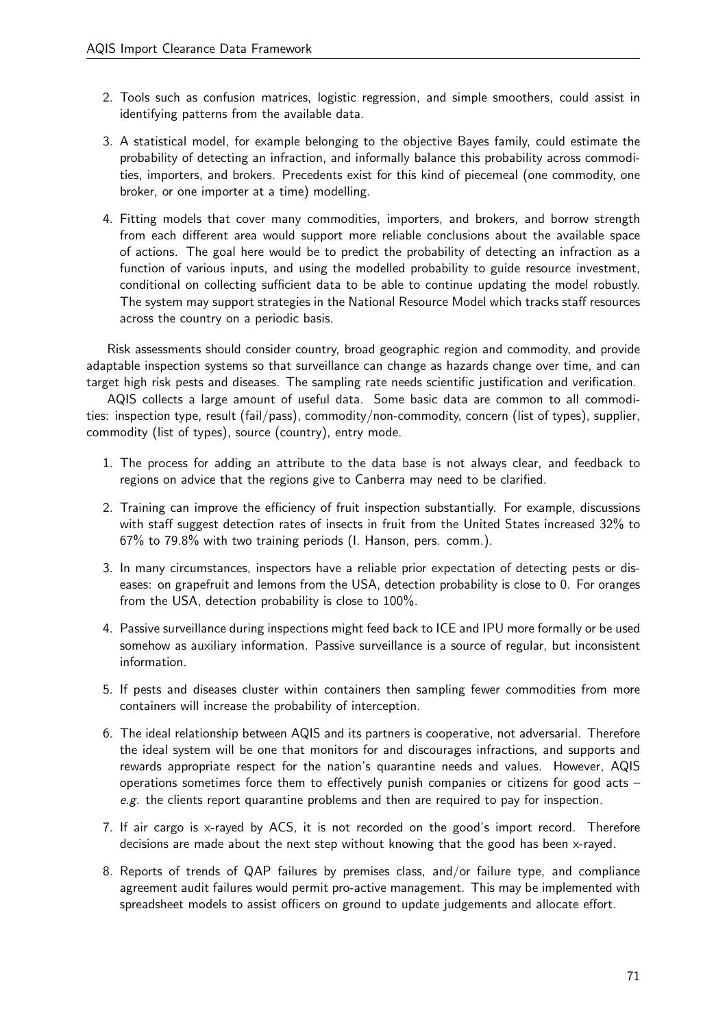2. Tools such as confusion matrices, logistic regression, and simple smoothers, could assist in identifying patterns from the available data.

3. A statistical model, for example belonging to the objective Bayes family, could estimate the probability of detecting an infraction, and informally balance this probability across commodities, importers, and brokers. Precedents exist for this kind of piecemeal (one commodity, one broker, or one importer at a time) modelling.

4. Fitting models that cover many commodities, importers, and brokers, and borrow strength from each different area would support more reliable conclusions about the available space of actions. The goal here would be to predict the probability of detecting an infraction as a function of various inputs, and using the modelled probability to guide resource investment, conditional on collecting sufficient data to be able to continue updating the model robustly. The system may support strategies in the National Resource Model which tracks staff resources across the country on a periodic basis.

Risk assessments should consider country, broad geographic region and commodity, and provide adaptable inspection systems so that surveillance can change as hazards change over time, and can target high risk pests and diseases. The sampling rate needs scientific justification and verification.

AQIS collects a large amount of useful data. Some basic data are common to all commodities: inspection type, result (fail/pass), commodity/non-commodity, concern (list of types), supplier, commodity (list of types), source (country), entry mode.

1. The process for adding an attribute to the data base is not always clear, and feedback to regions on advice that the regions give to Canberra may need to be clarified.

2. Training can improve the efficiency of fruit inspection substantially. For example, discussions with staff suggest detection rates of insects in fruit from the United States increased 32% to 67% to 79.8% with two training periods (I. Hanson, pers. comm.).

3. In many circumstances, inspectors have a reliable prior expectation of detecting pests or diseases: on grapefruit and lemons from the USA, detection probability is close to 0. For oranges from the USA, detection probability is close to 100%.

4. Passive surveillance during inspections might feed back to ICE and IPU more formally or be used somehow as auxiliary information. Passive surveillance is a source of regular, but inconsistent information.

5. If pests and diseases cluster within containers then sampling fewer commodities from more containers will increase the probability of interception.

6. The ideal relationship between AQIS and its partners is cooperative, not adversarial. Therefore the ideal system will be one that monitors for and discourages infractions, and supports and rewards appropriate respect for the nation's quarantine needs and values. However, AQIS operations sometimes force them to effectively punish companies or citizens for good acts – *e.g.* the clients report quarantine problems and then are required to pay for inspection.

7. If air cargo is x-rayed by ACS, it is not recorded on the good's import record. Therefore decisions are made about the next step without knowing that the good has been x-rayed.

8. Reports of trends of QAP failures by premises class, and/or failure type, and compliance agreement audit failures would permit pro-active management. This may be implemented with spreadsheet models to assist officers on ground to update judgements and allocate effort.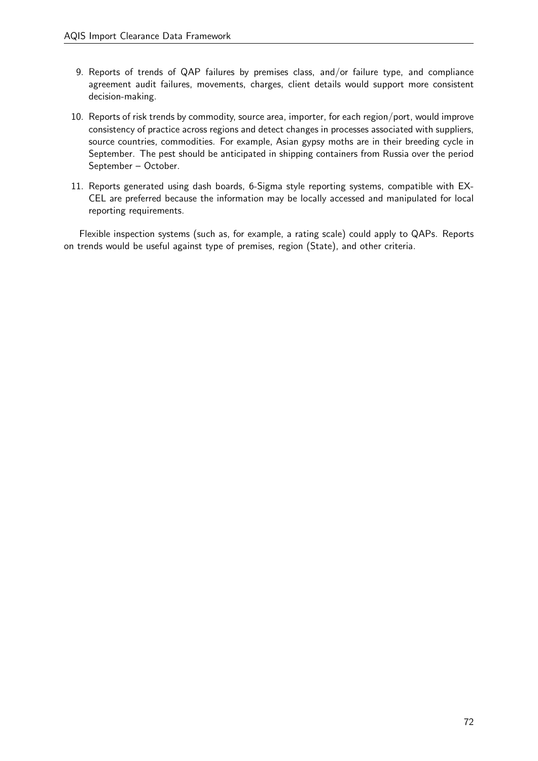9. Reports of trends of QAP failures by premises class, and/or failure type, and compliance agreement audit failures, movements, charges, client details would support more consistent decision-making.

10. Reports of risk trends by commodity, source area, importer, for each region/port, would improve consistency of practice across regions and detect changes in processes associated with suppliers, source countries, commodities. For example, Asian gypsy moths are in their breeding cycle in September. The pest should be anticipated in shipping containers from Russia over the period September – October.

11. Reports generated using dash boards, 6-Sigma style reporting systems, compatible with EXCEL are preferred because the information may be locally accessed and manipulated for local reporting requirements.

Flexible inspection systems (such as, for example, a rating scale) could apply to QAPs. Reports on trends would be useful against type of premises, region (State), and other criteria.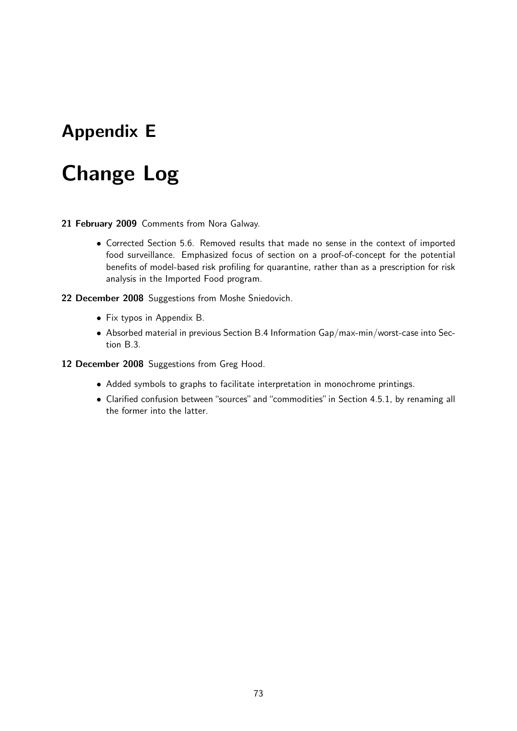# Appendix E

# Change Log

**21 February 2009** Comments from Nora Galway.

- Corrected Section 5.6. Removed results that made no sense in the context of imported food surveillance. Emphasized focus of section on a proof-of-concept for the potential benefits of model-based risk profiling for quarantine, rather than as a prescription for risk analysis in the Imported Food program.

**22 December 2008** Suggestions from Moshe Sniedovich.

- Fix typos in Appendix B.
- Absorbed material in previous Section B.4 Information Gap/max-min/worst-case into Section B.3.

**12 December 2008** Suggestions from Greg Hood.

- Added symbols to graphs to facilitate interpretation in monochrome printings.
- Clarified confusion between "sources" and "commodities" in Section 4.5.1, by renaming all the former into the latter.